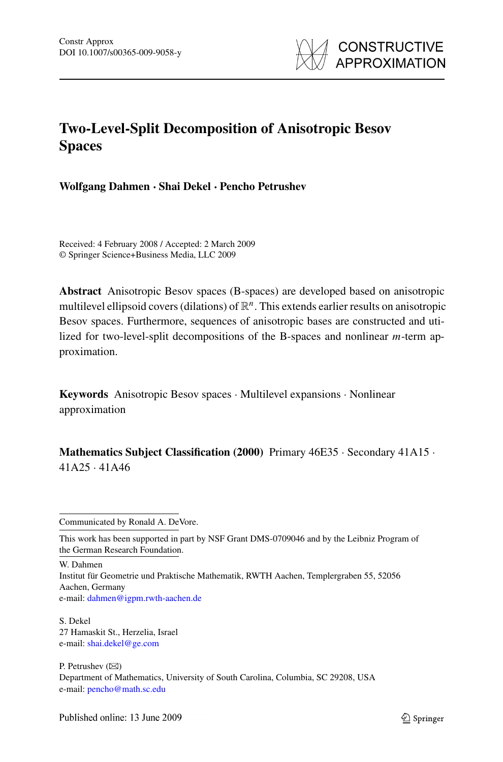# Two-Level-Split Decomposition of Anisotropic Besov Spaces

**Wolfgang Dahmen · Shai Dekel · Pencho Petrushev**

Received: 4 February 2008 / Accepted: 2 March 2009
© Springer Science+Business Media, LLC 2009

**Abstract** Anisotropic Besov spaces (B-spaces) are developed based on anisotropic multilevel ellipsoid covers (dilations) of $\mathbb{R}^n$. This extends earlier results on anisotropic Besov spaces. Furthermore, sequences of anisotropic bases are constructed and utilized for two-level-split decompositions of the B-spaces and nonlinear $m$-term approximation.

**Keywords** Anisotropic Besov spaces · Multilevel expansions · Nonlinear approximation

**Mathematics Subject Classification (2000)** Primary 46E35 · Secondary 41A15 · 41A25 · 41A46

---

Communicated by Ronald A. DeVore.

This work has been supported in part by NSF Grant DMS-0709046 and by the Leibniz Program of the German Research Foundation.

W. Dahmen
Institut für Geometrie und Praktische Mathematik, RWTH Aachen, Templergraben 55, 52056 Aachen, Germany
e-mail: dahmen@igpm.rwth-aachen.de

S. Dekel
27 Hamaskit St., Herzelia, Israel
e-mail: shai.dekel@ge.com

P. Petrushev (✉)
Department of Mathematics, University of South Carolina, Columbia, SC 29208, USA
e-mail: pencho@math.sc.edu

Published online: 13 June 2009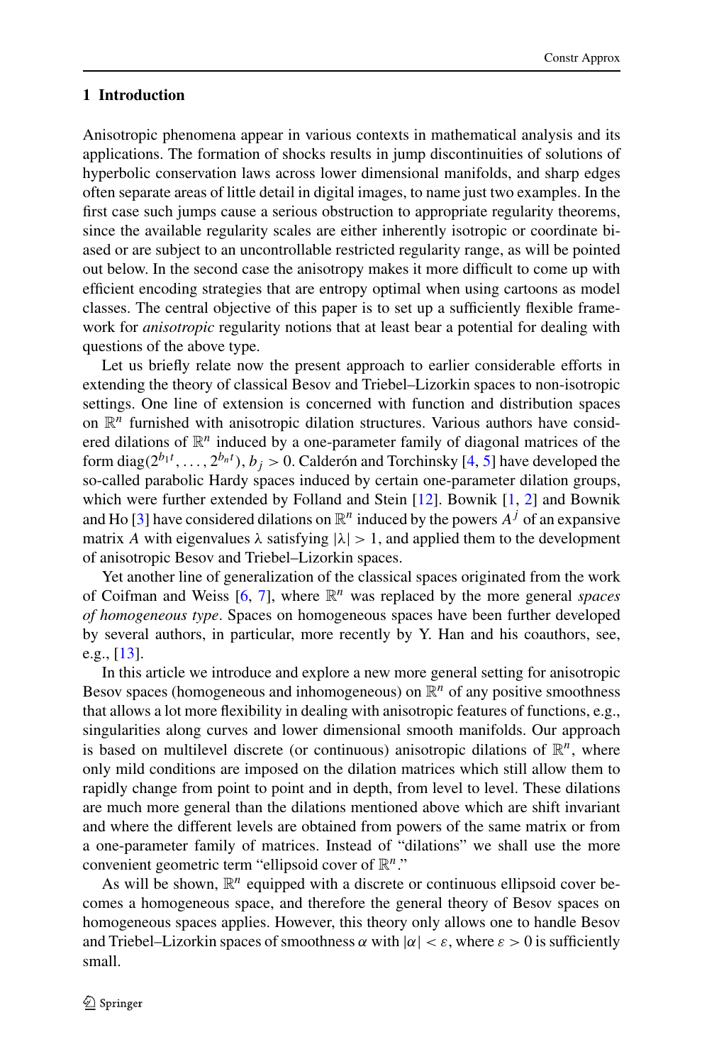## 1 Introduction

Anisotropic phenomena appear in various contexts in mathematical analysis and its applications. The formation of shocks results in jump discontinuities of solutions of hyperbolic conservation laws across lower dimensional manifolds, and sharp edges often separate areas of little detail in digital images, to name just two examples. In the first case such jumps cause a serious obstruction to appropriate regularity theorems, since the available regularity scales are either inherently isotropic or coordinate biased or are subject to an uncontrollable restricted regularity range, as will be pointed out below. In the second case the anisotropy makes it more difficult to come up with efficient encoding strategies that are entropy optimal when using cartoons as model classes. The central objective of this paper is to set up a sufficiently flexible framework for *anisotropic* regularity notions that at least bear a potential for dealing with questions of the above type.

Let us briefly relate now the present approach to earlier considerable efforts in extending the theory of classical Besov and Triebel–Lizorkin spaces to non-isotropic settings. One line of extension is concerned with function and distribution spaces on $\mathbb{R}^n$ furnished with anisotropic dilation structures. Various authors have considered dilations of $\mathbb{R}^n$ induced by a one-parameter family of diagonal matrices of the form $\mathrm{diag}(2^{b_1 t}, \dots, 2^{b_n t})$, $b_j > 0$. Calderón and Torchinsky [4, 5] have developed the so-called parabolic Hardy spaces induced by certain one-parameter dilation groups, which were further extended by Folland and Stein [12]. Bownik [1, 2] and Bownik and Ho [3] have considered dilations on $\mathbb{R}^n$ induced by the powers $A^j$ of an expansive matrix $A$ with eigenvalues $\lambda$ satisfying $|\lambda| > 1$, and applied them to the development of anisotropic Besov and Triebel–Lizorkin spaces.

Yet another line of generalization of the classical spaces originated from the work of Coifman and Weiss [6, 7], where $\mathbb{R}^n$ was replaced by the more general *spaces of homogeneous type*. Spaces on homogeneous spaces have been further developed by several authors, in particular, more recently by Y. Han and his coauthors, see, e.g., [13].

In this article we introduce and explore a new more general setting for anisotropic Besov spaces (homogeneous and inhomogeneous) on $\mathbb{R}^n$ of any positive smoothness that allows a lot more flexibility in dealing with anisotropic features of functions, e.g., singularities along curves and lower dimensional smooth manifolds. Our approach is based on multilevel discrete (or continuous) anisotropic dilations of $\mathbb{R}^n$, where only mild conditions are imposed on the dilation matrices which still allow them to rapidly change from point to point and in depth, from level to level. These dilations are much more general than the dilations mentioned above which are shift invariant and where the different levels are obtained from powers of the same matrix or from a one-parameter family of matrices. Instead of "dilations" we shall use the more convenient geometric term "ellipsoid cover of $\mathbb{R}^n$."

As will be shown, $\mathbb{R}^n$ equipped with a discrete or continuous ellipsoid cover becomes a homogeneous space, and therefore the general theory of Besov spaces on homogeneous spaces applies. However, this theory only allows one to handle Besov and Triebel–Lizorkin spaces of smoothness $\alpha$ with $|\alpha| < \varepsilon$, where $\varepsilon > 0$ is sufficiently small.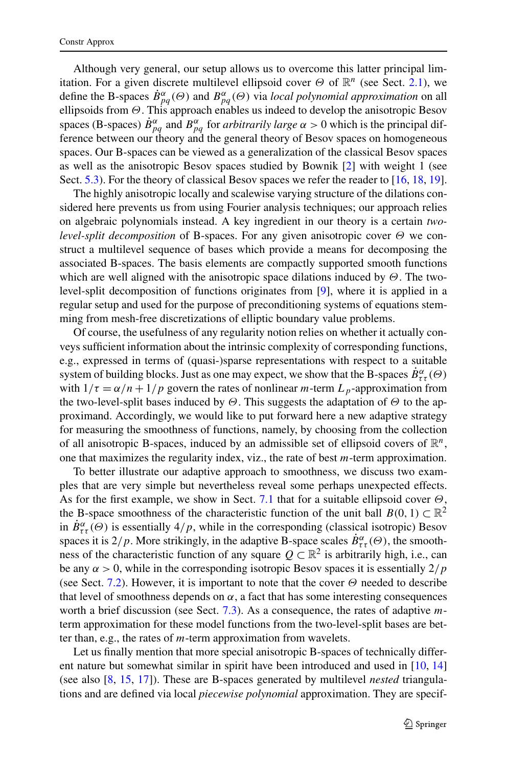Although very general, our setup allows us to overcome this latter principal limitation. For a given discrete multilevel ellipsoid cover $\Theta$ of $\mathbb{R}^n$ (see Sect. 2.1), we define the B-spaces $\dot{B}^{\alpha}_{pq}(\Theta)$ and $B^{\alpha}_{pq}(\Theta)$ via *local polynomial approximation* on all ellipsoids from $\Theta$. This approach enables us indeed to develop the anisotropic Besov spaces (B-spaces) $\dot{B}^{\alpha}_{pq}$ and $B^{\alpha}_{pq}$ for *arbitrarily large* $\alpha > 0$ which is the principal difference between our theory and the general theory of Besov spaces on homogeneous spaces. Our B-spaces can be viewed as a generalization of the classical Besov spaces as well as the anisotropic Besov spaces studied by Bownik [2] with weight 1 (see Sect. 5.3). For the theory of classical Besov spaces we refer the reader to [16, 18, 19].

The highly anisotropic locally and scalewise varying structure of the dilations considered here prevents us from using Fourier analysis techniques; our approach relies on algebraic polynomials instead. A key ingredient in our theory is a certain *two-level-split decomposition* of B-spaces. For any given anisotropic cover $\Theta$ we construct a multilevel sequence of bases which provide a means for decomposing the associated B-spaces. The basis elements are compactly supported smooth functions which are well aligned with the anisotropic space dilations induced by $\Theta$. The two-level-split decomposition of functions originates from [9], where it is applied in a regular setup and used for the purpose of preconditioning systems of equations stemming from mesh-free discretizations of elliptic boundary value problems.

Of course, the usefulness of any regularity notion relies on whether it actually conveys sufficient information about the intrinsic complexity of corresponding functions, e.g., expressed in terms of (quasi-)sparse representations with respect to a suitable system of building blocks. Just as one may expect, we show that the B-spaces $\dot{B}^{\alpha}_{\tau\tau}(\Theta)$ with $1/\tau = \alpha/n + 1/p$ govern the rates of nonlinear $m$-term $L_p$-approximation from the two-level-split bases induced by $\Theta$. This suggests the adaptation of $\Theta$ to the approximand. Accordingly, we would like to put forward here a new adaptive strategy for measuring the smoothness of functions, namely, by choosing from the collection of all anisotropic B-spaces, induced by an admissible set of ellipsoid covers of $\mathbb{R}^n$, one that maximizes the regularity index, viz., the rate of best $m$-term approximation.

To better illustrate our adaptive approach to smoothness, we discuss two examples that are very simple but nevertheless reveal some perhaps unexpected effects. As for the first example, we show in Sect. 7.1 that for a suitable ellipsoid cover $\Theta$, the B-space smoothness of the characteristic function of the unit ball $B(0,1) \subset \mathbb{R}^2$ in $\dot{B}^{\alpha}_{\tau\tau}(\Theta)$ is essentially $4/p$, while in the corresponding (classical isotropic) Besov spaces it is $2/p$. More strikingly, in the adaptive B-space scales $\dot{B}^{\alpha}_{\tau\tau}(\Theta)$, the smoothness of the characteristic function of any square $Q \subset \mathbb{R}^2$ is arbitrarily high, i.e., can be any $\alpha > 0$, while in the corresponding isotropic Besov spaces it is essentially $2/p$ (see Sect. 7.2). However, it is important to note that the cover $\Theta$ needed to describe that level of smoothness depends on $\alpha$, a fact that has some interesting consequences worth a brief discussion (see Sect. 7.3). As a consequence, the rates of adaptive $m$-term approximation for these model functions from the two-level-split bases are better than, e.g., the rates of $m$-term approximation from wavelets.

Let us finally mention that more special anisotropic B-spaces of technically different nature but somewhat similar in spirit have been introduced and used in [10, 14] (see also [8, 15, 17]). These are B-spaces generated by multilevel *nested* triangulations and are defined via local *piecewise polynomial* approximation. They are specif-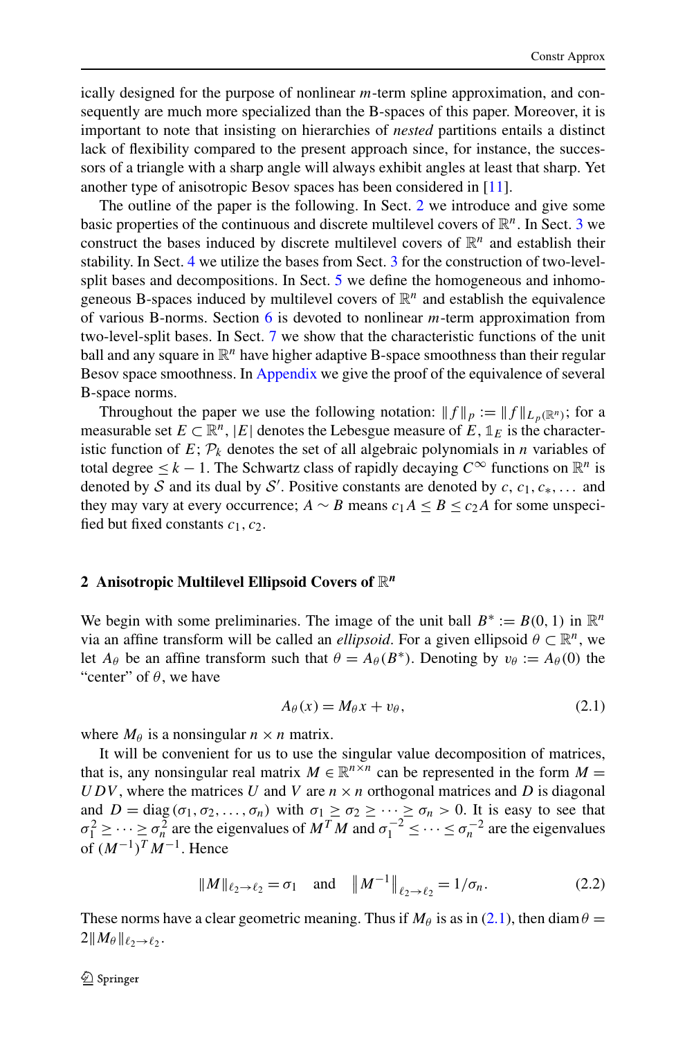ically designed for the purpose of nonlinear $m$-term spline approximation, and consequently are much more specialized than the B-spaces of this paper. Moreover, it is important to note that insisting on hierarchies of *nested* partitions entails a distinct lack of flexibility compared to the present approach since, for instance, the successors of a triangle with a sharp angle will always exhibit angles at least that sharp. Yet another type of anisotropic Besov spaces has been considered in [11].

The outline of the paper is the following. In Sect. 2 we introduce and give some basic properties of the continuous and discrete multilevel covers of $\mathbb{R}^n$. In Sect. 3 we construct the bases induced by discrete multilevel covers of $\mathbb{R}^n$ and establish their stability. In Sect. 4 we utilize the bases from Sect. 3 for the construction of two-level-split bases and decompositions. In Sect. 5 we define the homogeneous and inhomogeneous B-spaces induced by multilevel covers of $\mathbb{R}^n$ and establish the equivalence of various B-norms. Section 6 is devoted to nonlinear $m$-term approximation from two-level-split bases. In Sect. 7 we show that the characteristic functions of the unit ball and any square in $\mathbb{R}^n$ have higher adaptive B-space smoothness than their regular Besov space smoothness. In Appendix we give the proof of the equivalence of several B-space norms.

Throughout the paper we use the following notation: $\|f\|_p := \|f\|_{L_p(\mathbb{R}^n)}$; for a measurable set $E \subset \mathbb{R}^n$, $|E|$ denotes the Lebesgue measure of $E$, $\mathbb{1}_E$ is the characteristic function of $E$; $\mathcal{P}_k$ denotes the set of all algebraic polynomials in $n$ variables of total degree $\le k-1$. The Schwartz class of rapidly decaying $C^\infty$ functions on $\mathbb{R}^n$ is denoted by $\mathcal{S}$ and its dual by $\mathcal{S}'$. Positive constants are denoted by $c, c_1, c_*, \ldots$ and they may vary at every occurrence; $A \sim B$ means $c_1 A \le B \le c_2 A$ for some unspecified but fixed constants $c_1, c_2$.

## 2 Anisotropic Multilevel Ellipsoid Covers of $\mathbb{R}^n$

We begin with some preliminaries. The image of the unit ball $B^* := B(0,1)$ in $\mathbb{R}^n$ via an affine transform will be called an *ellipsoid*. For a given ellipsoid $\theta \subset \mathbb{R}^n$, we let $A_\theta$ be an affine transform such that $\theta = A_\theta(B^*)$. Denoting by $v_\theta := A_\theta(0)$ the "center" of $\theta$, we have

$$A_\theta(x) = M_\theta x + v_\theta, \tag{2.1}$$

where $M_\theta$ is a nonsingular $n \times n$ matrix.

It will be convenient for us to use the singular value decomposition of matrices, that is, any nonsingular real matrix $M \in \mathbb{R}^{n\times n}$ can be represented in the form $M = UDV$, where the matrices $U$ and $V$ are $n \times n$ orthogonal matrices and $D$ is diagonal and $D = \operatorname{diag}(\sigma_1, \sigma_2, \ldots, \sigma_n)$ with $\sigma_1 \ge \sigma_2 \ge \cdots \ge \sigma_n > 0$. It is easy to see that $\sigma_1^2 \ge \cdots \ge \sigma_n^2$ are the eigenvalues of $M^T M$ and $\sigma_1^{-2} \le \cdots \le \sigma_n^{-2}$ are the eigenvalues of $(M^{-1})^T M^{-1}$. Hence

$$\|M\|_{\ell_2 \to \ell_2} = \sigma_1 \quad \text{and} \quad \left\|M^{-1}\right\|_{\ell_2 \to \ell_2} = 1/\sigma_n. \tag{2.2}$$

These norms have a clear geometric meaning. Thus if $M_\theta$ is as in (2.1), then $\operatorname{diam}\theta = 2\|M_\theta\|_{\ell_2 \to \ell_2}$.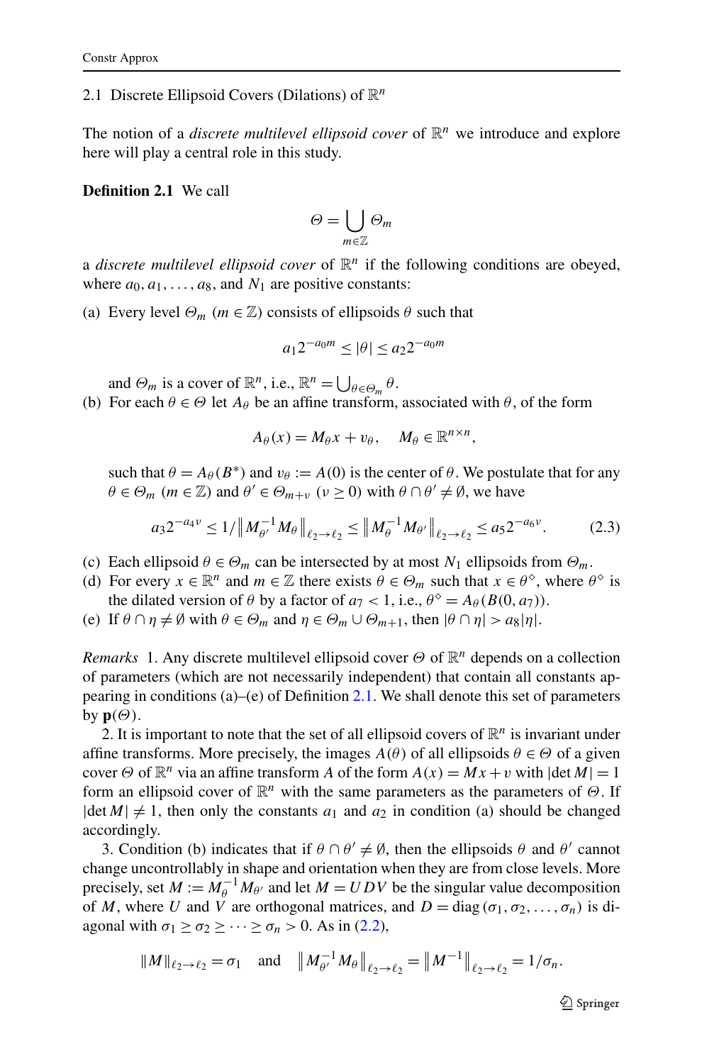### 2.1 Discrete Ellipsoid Covers (Dilations) of $\mathbb{R}^n$

The notion of a *discrete multilevel ellipsoid cover* of $\mathbb{R}^n$ we introduce and explore here will play a central role in this study.

**Definition 2.1** We call

$$\Theta = \bigcup_{m \in \mathbb{Z}} \Theta_m$$

a *discrete multilevel ellipsoid cover* of $\mathbb{R}^n$ if the following conditions are obeyed, where $a_0, a_1, \dots, a_8$, and $N_1$ are positive constants:

(a) Every level $\Theta_m$ ($m \in \mathbb{Z}$) consists of ellipsoids $\theta$ such that

$$a_1 2^{-a_0 m} \le |\theta| \le a_2 2^{-a_0 m}$$

and $\Theta_m$ is a cover of $\mathbb{R}^n$, i.e., $\mathbb{R}^n = \bigcup_{\theta \in \Theta_m} \theta$.

(b) For each $\theta \in \Theta$ let $A_\theta$ be an affine transform, associated with $\theta$, of the form

$$A_\theta(x) = M_\theta x + v_\theta, \quad M_\theta \in \mathbb{R}^{n \times n},$$

such that $\theta = A_\theta(B^*)$ and $v_\theta := A(0)$ is the center of $\theta$. We postulate that for any $\theta \in \Theta_m$ ($m \in \mathbb{Z}$) and $\theta' \in \Theta_{m+\nu}$ ($\nu \ge 0$) with $\theta \cap \theta' \ne \emptyset$, we have

$$a_3 2^{-a_4 \nu} \le 1/\left\| M_{\theta'}^{-1} M_\theta \right\|_{\ell_2 \to \ell_2} \le \left\| M_\theta^{-1} M_{\theta'} \right\|_{\ell_2 \to \ell_2} \le a_5 2^{-a_6 \nu}. \tag{2.3}$$

(c) Each ellipsoid $\theta \in \Theta_m$ can be intersected by at most $N_1$ ellipsoids from $\Theta_m$.

(d) For every $x \in \mathbb{R}^n$ and $m \in \mathbb{Z}$ there exists $\theta \in \Theta_m$ such that $x \in \theta^\diamond$, where $\theta^\diamond$ is the dilated version of $\theta$ by a factor of $a_7 < 1$, i.e., $\theta^\diamond = A_\theta(B(0, a_7))$.

(e) If $\theta \cap \eta \ne \emptyset$ with $\theta \in \Theta_m$ and $\eta \in \Theta_m \cup \Theta_{m+1}$, then $|\theta \cap \eta| > a_8 |\eta|$.

*Remarks* 1. Any discrete multilevel ellipsoid cover $\Theta$ of $\mathbb{R}^n$ depends on a collection of parameters (which are not necessarily independent) that contain all constants appearing in conditions (a)–(e) of Definition 2.1. We shall denote this set of parameters by $\mathbf{p}(\Theta)$.

2. It is important to note that the set of all ellipsoid covers of $\mathbb{R}^n$ is invariant under affine transforms. More precisely, the images $A(\theta)$ of all ellipsoids $\theta \in \Theta$ of a given cover $\Theta$ of $\mathbb{R}^n$ via an affine transform $A$ of the form $A(x) = Mx + v$ with $|\det M| = 1$ form an ellipsoid cover of $\mathbb{R}^n$ with the same parameters as the parameters of $\Theta$. If $|\det M| \ne 1$, then only the constants $a_1$ and $a_2$ in condition (a) should be changed accordingly.

3. Condition (b) indicates that if $\theta \cap \theta' \ne \emptyset$, then the ellipsoids $\theta$ and $\theta'$ cannot change uncontrollably in shape and orientation when they are from close levels. More precisely, set $M := M_\theta^{-1} M_{\theta'}$ and let $M = UDV$ be the singular value decomposition of $M$, where $U$ and $V$ are orthogonal matrices, and $D = \operatorname{diag}(\sigma_1, \sigma_2, \dots, \sigma_n)$ is diagonal with $\sigma_1 \ge \sigma_2 \ge \dots \ge \sigma_n > 0$. As in (2.2),

$$\|M\|_{\ell_2 \to \ell_2} = \sigma_1 \quad \text{and} \quad \left\| M_{\theta'}^{-1} M_\theta \right\|_{\ell_2 \to \ell_2} = \left\| M^{-1} \right\|_{\ell_2 \to \ell_2} = 1/\sigma_n.$$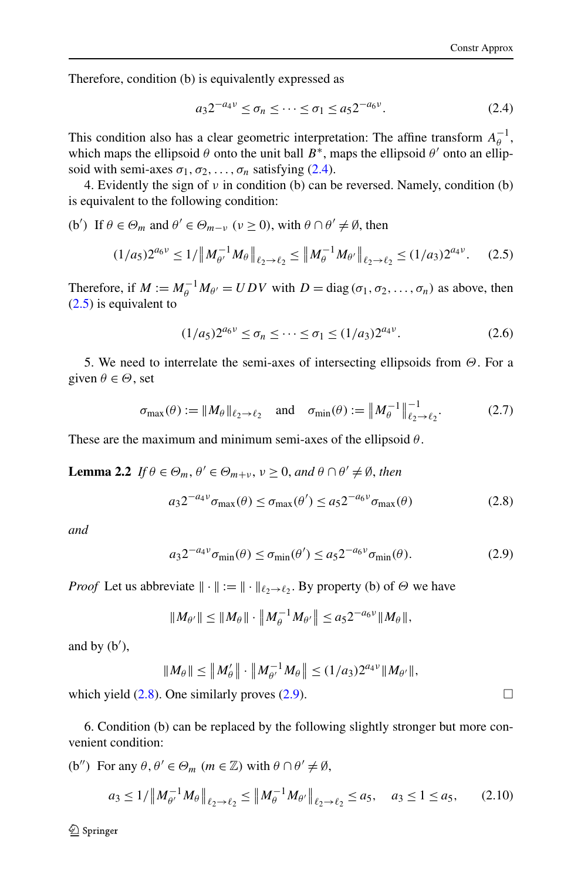Therefore, condition (b) is equivalently expressed as

$$a_3 2^{-a_4 \nu} \le \sigma_n \le \cdots \le \sigma_1 \le a_5 2^{-a_6 \nu}. \tag{2.4}$$

This condition also has a clear geometric interpretation: The affine transform $A_\theta^{-1}$, which maps the ellipsoid $\theta$ onto the unit ball $B^*$, maps the ellipsoid $\theta'$ onto an ellipsoid with semi-axes $\sigma_1, \sigma_2, \dots, \sigma_n$ satisfying (2.4).

4. Evidently the sign of $\nu$ in condition (b) can be reversed. Namely, condition (b) is equivalent to the following condition:

(b′) If $\theta \in \Theta_m$ and $\theta' \in \Theta_{m-\nu}$ $(\nu \ge 0)$, with $\theta \cap \theta' \ne \emptyset$, then

$$(1/a_5) 2^{a_6 \nu} \le 1/\left\| M_{\theta'}^{-1} M_\theta \right\|_{\ell_2 \to \ell_2} \le \left\| M_\theta^{-1} M_{\theta'} \right\|_{\ell_2 \to \ell_2} \le (1/a_3) 2^{a_4 \nu}. \tag{2.5}$$

Therefore, if $M := M_\theta^{-1} M_{\theta'} = UDV$ with $D = \operatorname{diag}(\sigma_1, \sigma_2, \dots, \sigma_n)$ as above, then (2.5) is equivalent to

$$(1/a_5) 2^{a_6 \nu} \le \sigma_n \le \cdots \le \sigma_1 \le (1/a_3) 2^{a_4 \nu}. \tag{2.6}$$

5. We need to interrelate the semi-axes of intersecting ellipsoids from $\Theta$. For a given $\theta \in \Theta$, set

$$\sigma_{\max}(\theta) := \|M_\theta\|_{\ell_2 \to \ell_2} \quad \text{and} \quad \sigma_{\min}(\theta) := \left\| M_\theta^{-1} \right\|_{\ell_2 \to \ell_2}^{-1}. \tag{2.7}$$

These are the maximum and minimum semi-axes of the ellipsoid $\theta$.

**Lemma 2.2** *If $\theta \in \Theta_m$, $\theta' \in \Theta_{m+\nu}$, $\nu \ge 0$, and $\theta \cap \theta' \ne \emptyset$, then*

$$a_3 2^{-a_4 \nu} \sigma_{\max}(\theta) \le \sigma_{\max}(\theta') \le a_5 2^{-a_6 \nu} \sigma_{\max}(\theta) \tag{2.8}$$

*and*

$$a_3 2^{-a_4 \nu} \sigma_{\min}(\theta) \le \sigma_{\min}(\theta') \le a_5 2^{-a_6 \nu} \sigma_{\min}(\theta). \tag{2.9}$$

*Proof* Let us abbreviate $\|\cdot\| := \|\cdot\|_{\ell_2 \to \ell_2}$. By property (b) of $\Theta$ we have

$$\|M_{\theta'}\| \le \|M_\theta\| \cdot \left\| M_\theta^{-1} M_{\theta'} \right\| \le a_5 2^{-a_6 \nu} \|M_\theta\|,$$

and by (b′),

$$\|M_\theta\| \le \left\| M_\theta' \right\| \cdot \left\| M_{\theta'}^{-1} M_\theta \right\| \le (1/a_3) 2^{a_4 \nu} \|M_{\theta'}\|,$$

which yield (2.8). One similarly proves (2.9). □

6. Condition (b) can be replaced by the following slightly stronger but more convenient condition:

(b″) For any $\theta, \theta' \in \Theta_m$ $(m \in \mathbb{Z})$ with $\theta \cap \theta' \ne \emptyset$,

$$a_3 \le 1/\left\| M_{\theta'}^{-1} M_\theta \right\|_{\ell_2 \to \ell_2} \le \left\| M_\theta^{-1} M_{\theta'} \right\|_{\ell_2 \to \ell_2} \le a_5, \quad a_3 \le 1 \le a_5, \tag{2.10}$$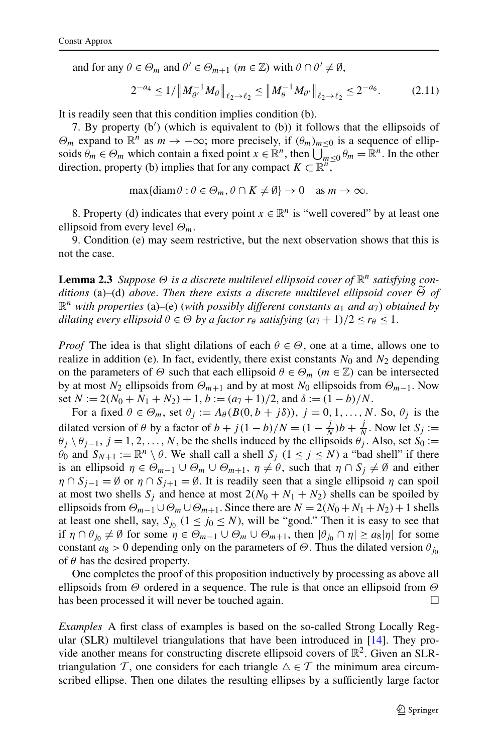and for any $\theta \in \Theta_m$ and $\theta' \in \Theta_{m+1}$ ($m \in \mathbb{Z}$) with $\theta \cap \theta' \neq \emptyset$,

$$2^{-a_4} \leq 1/\left\| M_{\theta'}^{-1} M_\theta \right\|_{\ell_2 \to \ell_2} \leq \left\| M_\theta^{-1} M_{\theta'} \right\|_{\ell_2 \to \ell_2} \leq 2^{-a_6}. \tag{2.11}$$

It is readily seen that this condition implies condition (b).

7. By property (b′) (which is equivalent to (b)) it follows that the ellipsoids of $\Theta_m$ expand to $\mathbb{R}^n$ as $m \to -\infty$; more precisely, if $(\theta_m)_{m \leq 0}$ is a sequence of ellipsoids $\theta_m \in \Theta_m$ which contain a fixed point $x \in \mathbb{R}^n$, then $\bigcup_{m \leq 0} \theta_m = \mathbb{R}^n$. In the other direction, property (b) implies that for any compact $K \subset \mathbb{R}^n$,

$$\max\{\operatorname{diam} \theta : \theta \in \Theta_m, \theta \cap K \neq \emptyset\} \to 0 \quad \text{as } m \to \infty.$$

8. Property (d) indicates that every point $x \in \mathbb{R}^n$ is "well covered" by at least one ellipsoid from every level $\Theta_m$.

9. Condition (e) may seem restrictive, but the next observation shows that this is not the case.

**Lemma 2.3** *Suppose $\Theta$ is a discrete multilevel ellipsoid cover of $\mathbb{R}^n$ satisfying conditions* (a)–(d) *above. Then there exists a discrete multilevel ellipsoid cover $\widetilde{\Theta}$ of $\mathbb{R}^n$ with properties* (a)–(e) (*with possibly different constants $a_1$ and $a_7$*) *obtained by dilating every ellipsoid $\theta \in \Theta$ by a factor $r_\theta$ satisfying $(a_7+1)/2 \leq r_\theta \leq 1$.*

*Proof* The idea is that slight dilations of each $\theta \in \Theta$, one at a time, allows one to realize in addition (e). In fact, evidently, there exist constants $N_0$ and $N_2$ depending on the parameters of $\Theta$ such that each ellipsoid $\theta \in \Theta_m$ ($m \in \mathbb{Z}$) can be intersected by at most $N_2$ ellipsoids from $\Theta_{m+1}$ and by at most $N_0$ ellipsoids from $\Theta_{m-1}$. Now set $N := 2(N_0 + N_1 + N_2) + 1$, $b := (a_7+1)/2$, and $\delta := (1-b)/N$.

For a fixed $\theta \in \Theta_m$, set $\theta_j := A_\theta(B(0, b + j\delta))$, $j = 0, 1, \ldots, N$. So, $\theta_j$ is the dilated version of $\theta$ by a factor of $b + j(1-b)/N = (1 - \frac{j}{N})b + \frac{j}{N}$. Now let $S_j := \theta_j \setminus \theta_{j-1}$, $j = 1, 2, \ldots, N$, be the shells induced by the ellipsoids $\theta_j$. Also, set $S_0 := \theta_0$ and $S_{N+1} := \mathbb{R}^n \setminus \theta$. We shall call a shell $S_j$ ($1 \leq j \leq N$) a "bad shell" if there is an ellipsoid $\eta \in \Theta_{m-1} \cup \Theta_m \cup \Theta_{m+1}$, $\eta \neq \theta$, such that $\eta \cap S_j \neq \emptyset$ and either $\eta \cap S_{j-1} = \emptyset$ or $\eta \cap S_{j+1} = \emptyset$. It is readily seen that a single ellipsoid $\eta$ can spoil at most two shells $S_j$ and hence at most $2(N_0 + N_1 + N_2)$ shells can be spoiled by ellipsoids from $\Theta_{m-1} \cup \Theta_m \cup \Theta_{m+1}$. Since there are $N = 2(N_0 + N_1 + N_2) + 1$ shells at least one shell, say, $S_{j_0}$ ($1 \leq j_0 \leq N$), will be "good." Then it is easy to see that if $\eta \cap \theta_{j_0} \neq \emptyset$ for some $\eta \in \Theta_{m-1} \cup \Theta_m \cup \Theta_{m+1}$, then $|\theta_{j_0} \cap \eta| \geq a_8 |\eta|$ for some constant $a_8 > 0$ depending only on the parameters of $\Theta$. Thus the dilated version $\theta_{j_0}$ of $\theta$ has the desired property.

One completes the proof of this proposition inductively by processing as above all ellipsoids from $\Theta$ ordered in a sequence. The rule is that once an ellipsoid from $\Theta$ has been processed it will never be touched again. □

*Examples* A first class of examples is based on the so-called Strong Locally Regular (SLR) multilevel triangulations that have been introduced in [14]. They provide another means for constructing discrete ellipsoid covers of $\mathbb{R}^2$. Given an SLR-triangulation $\mathcal{T}$, one considers for each triangle $\triangle \in \mathcal{T}$ the minimum area circumscribed ellipse. Then one dilates the resulting ellipses by a sufficiently large factor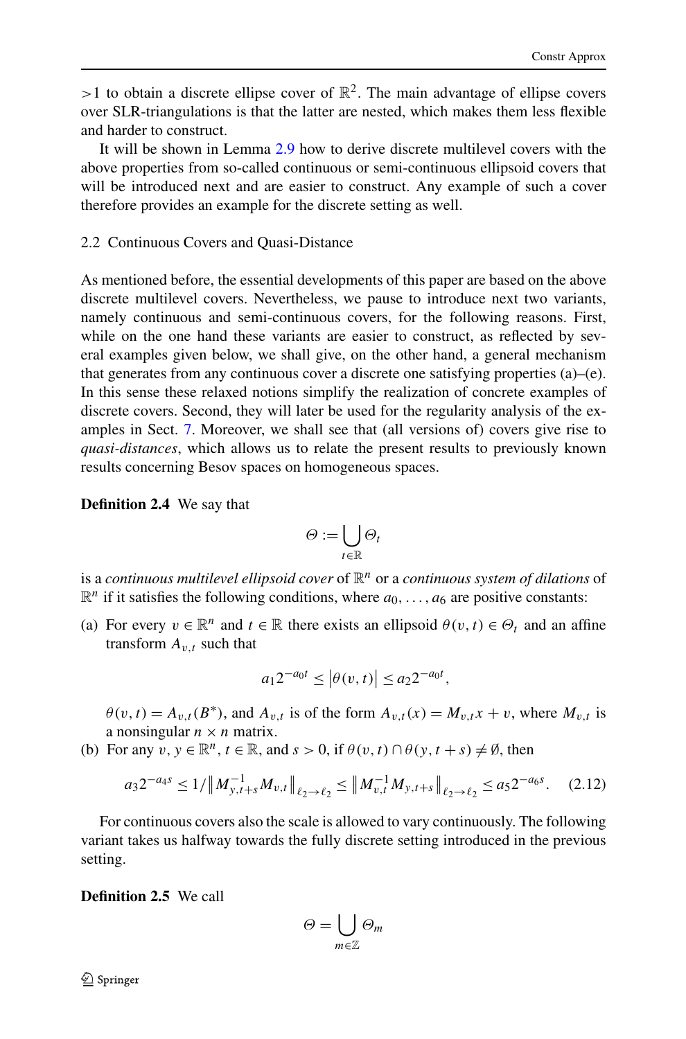$>1$ to obtain a discrete ellipse cover of $\mathbb{R}^2$. The main advantage of ellipse covers over SLR-triangulations is that the latter are nested, which makes them less flexible and harder to construct.

It will be shown in Lemma 2.9 how to derive discrete multilevel covers with the above properties from so-called continuous or semi-continuous ellipsoid covers that will be introduced next and are easier to construct. Any example of such a cover therefore provides an example for the discrete setting as well.

### 2.2 Continuous Covers and Quasi-Distance

As mentioned before, the essential developments of this paper are based on the above discrete multilevel covers. Nevertheless, we pause to introduce next two variants, namely continuous and semi-continuous covers, for the following reasons. First, while on the one hand these variants are easier to construct, as reflected by several examples given below, we shall give, on the other hand, a general mechanism that generates from any continuous cover a discrete one satisfying properties (a)–(e). In this sense these relaxed notions simplify the realization of concrete examples of discrete covers. Second, they will later be used for the regularity analysis of the examples in Sect. 7. Moreover, we shall see that (all versions of) covers give rise to *quasi-distances*, which allows us to relate the present results to previously known results concerning Besov spaces on homogeneous spaces.

**Definition 2.4** We say that

$$\Theta := \bigcup_{t\in\mathbb{R}} \Theta_t$$

is a *continuous multilevel ellipsoid cover* of $\mathbb{R}^n$ or a *continuous system of dilations* of $\mathbb{R}^n$ if it satisfies the following conditions, where $a_0, \dots, a_6$ are positive constants:

(a) For every $v \in \mathbb{R}^n$ and $t \in \mathbb{R}$ there exists an ellipsoid $\theta(v,t) \in \Theta_t$ and an affine transform $A_{v,t}$ such that

$$a_1 2^{-a_0 t} \le \left|\theta(v,t)\right| \le a_2 2^{-a_0 t},$$

$\theta(v,t) = A_{v,t}(B^*)$, and $A_{v,t}$ is of the form $A_{v,t}(x) = M_{v,t}x + v$, where $M_{v,t}$ is a nonsingular $n \times n$ matrix.

(b) For any $v, y \in \mathbb{R}^n$, $t \in \mathbb{R}$, and $s > 0$, if $\theta(v,t) \cap \theta(y, t+s) \ne \emptyset$, then

$$a_3 2^{-a_4 s} \le 1/\left\| M_{y,t+s}^{-1} M_{v,t} \right\|_{\ell_2 \to \ell_2} \le \left\| M_{v,t}^{-1} M_{y,t+s} \right\|_{\ell_2 \to \ell_2} \le a_5 2^{-a_6 s}. \quad (2.12)$$

For continuous covers also the scale is allowed to vary continuously. The following variant takes us halfway towards the fully discrete setting introduced in the previous setting.

**Definition 2.5** We call

$$\Theta = \bigcup_{m\in\mathbb{Z}} \Theta_m$$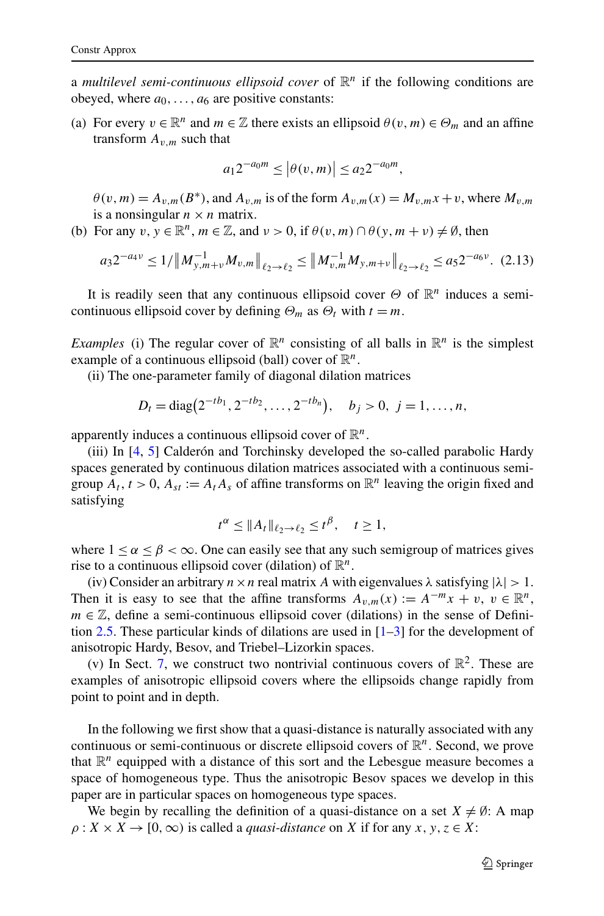a *multilevel semi-continuous ellipsoid cover* of $\mathbb{R}^n$ if the following conditions are obeyed, where $a_0, \dots, a_6$ are positive constants:

(a) For every $v \in \mathbb{R}^n$ and $m \in \mathbb{Z}$ there exists an ellipsoid $\theta(v,m) \in \Theta_m$ and an affine transform $A_{v,m}$ such that

$$a_1 2^{-a_0 m} \le \left|\theta(v,m)\right| \le a_2 2^{-a_0 m},$$

$\theta(v,m) = A_{v,m}(B^*)$, and $A_{v,m}$ is of the form $A_{v,m}(x) = M_{v,m}x + v$, where $M_{v,m}$ is a nonsingular $n \times n$ matrix.

(b) For any $v, y \in \mathbb{R}^n$, $m \in \mathbb{Z}$, and $\nu > 0$, if $\theta(v,m) \cap \theta(y, m+\nu) \ne \emptyset$, then

$$a_3 2^{-a_4 \nu} \le 1/\left\| M_{y,m+\nu}^{-1} M_{v,m} \right\|_{\ell_2 \to \ell_2} \le \left\| M_{v,m}^{-1} M_{y,m+\nu} \right\|_{\ell_2 \to \ell_2} \le a_5 2^{-a_6 \nu}. \quad (2.13)$$

It is readily seen that any continuous ellipsoid cover $\Theta$ of $\mathbb{R}^n$ induces a semi-continuous ellipsoid cover by defining $\Theta_m$ as $\Theta_t$ with $t = m$.

*Examples* (i) The regular cover of $\mathbb{R}^n$ consisting of all balls in $\mathbb{R}^n$ is the simplest example of a continuous ellipsoid (ball) cover of $\mathbb{R}^n$.

(ii) The one-parameter family of diagonal dilation matrices

$$D_t = \operatorname{diag}\left(2^{-tb_1}, 2^{-tb_2}, \dots, 2^{-tb_n}\right), \quad b_j > 0,\ j = 1, \dots, n,$$

apparently induces a continuous ellipsoid cover of $\mathbb{R}^n$.

(iii) In [4, 5] Calderón and Torchinsky developed the so-called parabolic Hardy spaces generated by continuous dilation matrices associated with a continuous semigroup $A_t$, $t > 0$, $A_{st} := A_t A_s$ of affine transforms on $\mathbb{R}^n$ leaving the origin fixed and satisfying

$$t^\alpha \le \|A_t\|_{\ell_2 \to \ell_2} \le t^\beta, \quad t \ge 1,$$

where $1 \le \alpha \le \beta < \infty$. One can easily see that any such semigroup of matrices gives rise to a continuous ellipsoid cover (dilation) of $\mathbb{R}^n$.

(iv) Consider an arbitrary $n \times n$ real matrix $A$ with eigenvalues $\lambda$ satisfying $|\lambda| > 1$. Then it is easy to see that the affine transforms $A_{v,m}(x) := A^{-m}x + v$, $v \in \mathbb{R}^n$, $m \in \mathbb{Z}$, define a semi-continuous ellipsoid cover (dilations) in the sense of Definition 2.5. These particular kinds of dilations are used in [1–3] for the development of anisotropic Hardy, Besov, and Triebel–Lizorkin spaces.

(v) In Sect. 7, we construct two nontrivial continuous covers of $\mathbb{R}^2$. These are examples of anisotropic ellipsoid covers where the ellipsoids change rapidly from point to point and in depth.

In the following we first show that a quasi-distance is naturally associated with any continuous or semi-continuous or discrete ellipsoid covers of $\mathbb{R}^n$. Second, we prove that $\mathbb{R}^n$ equipped with a distance of this sort and the Lebesgue measure becomes a space of homogeneous type. Thus the anisotropic Besov spaces we develop in this paper are in particular spaces on homogeneous type spaces.

We begin by recalling the definition of a quasi-distance on a set $X \ne \emptyset$: A map $\rho : X \times X \to [0, \infty)$ is called a *quasi-distance* on $X$ if for any $x, y, z \in X$: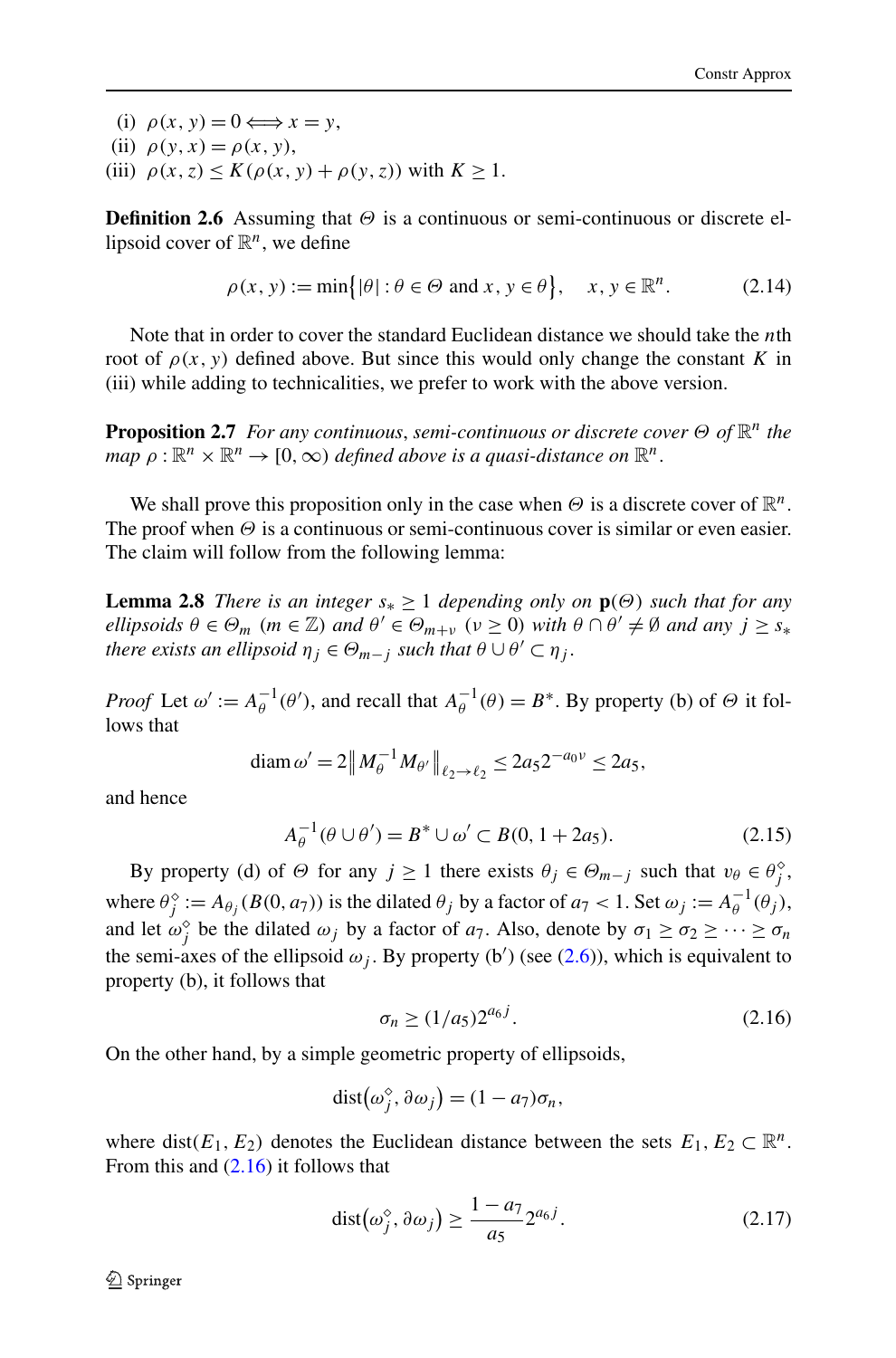(i) $\rho(x,y) = 0 \Longleftrightarrow x = y$,
(ii) $\rho(y,x) = \rho(x,y)$,
(iii) $\rho(x,z) \le K(\rho(x,y) + \rho(y,z))$ with $K \ge 1$.

**Definition 2.6** Assuming that $\Theta$ is a continuous or semi-continuous or discrete ellipsoid cover of $\mathbb{R}^n$, we define

$$\rho(x,y) := \min\bigl\{|\theta| : \theta \in \Theta \text{ and } x, y \in \theta\bigr\}, \quad x, y \in \mathbb{R}^n. \tag{2.14}$$

Note that in order to cover the standard Euclidean distance we should take the $n$th root of $\rho(x,y)$ defined above. But since this would only change the constant $K$ in (iii) while adding to technicalities, we prefer to work with the above version.

**Proposition 2.7** *For any continuous, semi-continuous or discrete cover $\Theta$ of $\mathbb{R}^n$ the map $\rho : \mathbb{R}^n \times \mathbb{R}^n \to [0,\infty)$ defined above is a quasi-distance on $\mathbb{R}^n$.*

We shall prove this proposition only in the case when $\Theta$ is a discrete cover of $\mathbb{R}^n$. The proof when $\Theta$ is a continuous or semi-continuous cover is similar or even easier. The claim will follow from the following lemma:

**Lemma 2.8** *There is an integer $s_* \ge 1$ depending only on $\mathbf{p}(\Theta)$ such that for any ellipsoids $\theta \in \Theta_m$ ($m \in \mathbb{Z}$) and $\theta' \in \Theta_{m+\nu}$ ($\nu \ge 0$) with $\theta \cap \theta' \ne \emptyset$ and any $j \ge s_*$ there exists an ellipsoid $\eta_j \in \Theta_{m-j}$ such that $\theta \cup \theta' \subset \eta_j$.*

*Proof* Let $\omega' := A_\theta^{-1}(\theta')$, and recall that $A_\theta^{-1}(\theta) = B^*$. By property (b) of $\Theta$ it follows that

$$\operatorname{diam} \omega' = 2\bigl\| M_\theta^{-1} M_{\theta'} \bigr\|_{\ell_2 \to \ell_2} \le 2a_5 2^{-a_0 \nu} \le 2a_5,$$

and hence

$$A_\theta^{-1}(\theta \cup \theta') = B^* \cup \omega' \subset B(0, 1 + 2a_5). \tag{2.15}$$

By property (d) of $\Theta$ for any $j \ge 1$ there exists $\theta_j \in \Theta_{m-j}$ such that $v_\theta \in \theta_j^\diamond$, where $\theta_j^\diamond := A_{\theta_j}(B(0, a_7))$ is the dilated $\theta_j$ by a factor of $a_7 < 1$. Set $\omega_j := A_\theta^{-1}(\theta_j)$, and let $\omega_j^\diamond$ be the dilated $\omega_j$ by a factor of $a_7$. Also, denote by $\sigma_1 \ge \sigma_2 \ge \cdots \ge \sigma_n$ the semi-axes of the ellipsoid $\omega_j$. By property (b′) (see (2.6)), which is equivalent to property (b), it follows that

$$\sigma_n \ge (1/a_5) 2^{a_6 j}. \tag{2.16}$$

On the other hand, by a simple geometric property of ellipsoids,

$$\operatorname{dist}\bigl(\omega_j^\diamond, \partial \omega_j\bigr) = (1 - a_7)\sigma_n,$$

where $\operatorname{dist}(E_1, E_2)$ denotes the Euclidean distance between the sets $E_1, E_2 \subset \mathbb{R}^n$. From this and (2.16) it follows that

$$\operatorname{dist}\bigl(\omega_j^\diamond, \partial \omega_j\bigr) \ge \frac{1 - a_7}{a_5} 2^{a_6 j}. \tag{2.17}$$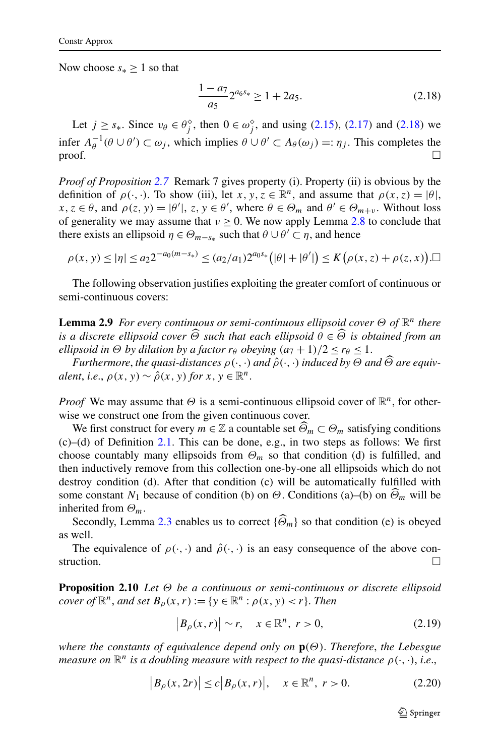Now choose $s_* \geq 1$ so that

$$\frac{1-a_7}{a_5} 2^{a_6 s_*} \geq 1 + 2a_5. \tag{2.18}$$

Let $j \geq s_*$. Since $v_\theta \in \theta_j^\diamond$, then $0 \in \omega_j^\diamond$, and using (2.15), (2.17) and (2.18) we infer $A_\theta^{-1}(\theta \cup \theta') \subset \omega_j$, which implies $\theta \cup \theta' \subset A_\theta(\omega_j) =: \eta_j$. This completes the proof. □

*Proof of Proposition 2.7* Remark 7 gives property (i). Property (ii) is obvious by the definition of $\rho(\cdot,\cdot)$. To show (iii), let $x, y, z \in \mathbb{R}^n$, and assume that $\rho(x,z) = |\theta|$, $x, z \in \theta$, and $\rho(z,y) = |\theta'|$, $z, y \in \theta'$, where $\theta \in \Theta_m$ and $\theta' \in \Theta_{m+\nu}$. Without loss of generality we may assume that $\nu \geq 0$. We now apply Lemma 2.8 to conclude that there exists an ellipsoid $\eta \in \Theta_{m-s_*}$ such that $\theta \cup \theta' \subset \eta$, and hence

$$\rho(x,y) \leq |\eta| \leq a_2 2^{-a_0(m-s_*)} \leq (a_2/a_1) 2^{a_0 s_*}\big(|\theta| + |\theta'|\big) \leq K\big(\rho(x,z) + \rho(z,x)\big). \square$$

The following observation justifies exploiting the greater comfort of continuous or semi-continuous covers:

**Lemma 2.9** *For every continuous or semi-continuous ellipsoid cover $\Theta$ of $\mathbb{R}^n$ there is a discrete ellipsoid cover $\widehat{\Theta}$ such that each ellipsoid $\theta \in \widehat{\Theta}$ is obtained from an ellipsoid in $\Theta$ by dilation by a factor $r_\theta$ obeying $(a_7+1)/2 \leq r_\theta \leq 1$.*

*Furthermore, the quasi-distances $\rho(\cdot,\cdot)$ and $\hat{\rho}(\cdot,\cdot)$ induced by $\Theta$ and $\widehat{\Theta}$ are equivalent, i.e., $\rho(x,y) \sim \hat{\rho}(x,y)$ for $x, y \in \mathbb{R}^n$.*

*Proof* We may assume that $\Theta$ is a semi-continuous ellipsoid cover of $\mathbb{R}^n$, for otherwise we construct one from the given continuous cover.

We first construct for every $m \in \mathbb{Z}$ a countable set $\widehat{\Theta}_m \subset \Theta_m$ satisfying conditions (c)–(d) of Definition 2.1. This can be done, e.g., in two steps as follows: We first choose countably many ellipsoids from $\Theta_m$ so that condition (d) is fulfilled, and then inductively remove from this collection one-by-one all ellipsoids which do not destroy condition (d). After that condition (c) will be automatically fulfilled with some constant $N_1$ because of condition (b) on $\Theta$. Conditions (a)–(b) on $\widehat{\Theta}_m$ will be inherited from $\Theta_m$.

Secondly, Lemma 2.3 enables us to correct $\{\widehat{\Theta}_m\}$ so that condition (e) is obeyed as well.

The equivalence of $\rho(\cdot,\cdot)$ and $\hat{\rho}(\cdot,\cdot)$ is an easy consequence of the above construction. □

**Proposition 2.10** *Let $\Theta$ be a continuous or semi-continuous or discrete ellipsoid cover of $\mathbb{R}^n$, and set $B_\rho(x,r) := \{y \in \mathbb{R}^n : \rho(x,y) < r\}$. Then*

$$\big|B_\rho(x,r)\big| \sim r, \quad x \in \mathbb{R}^n,\ r > 0, \tag{2.19}$$

*where the constants of equivalence depend only on $\mathbf{p}(\Theta)$. Therefore, the Lebesgue measure on $\mathbb{R}^n$ is a doubling measure with respect to the quasi-distance $\rho(\cdot,\cdot)$, i.e.,*

$$\big|B_\rho(x,2r)\big| \leq c\big|B_\rho(x,r)\big|, \quad x \in \mathbb{R}^n,\ r > 0. \tag{2.20}$$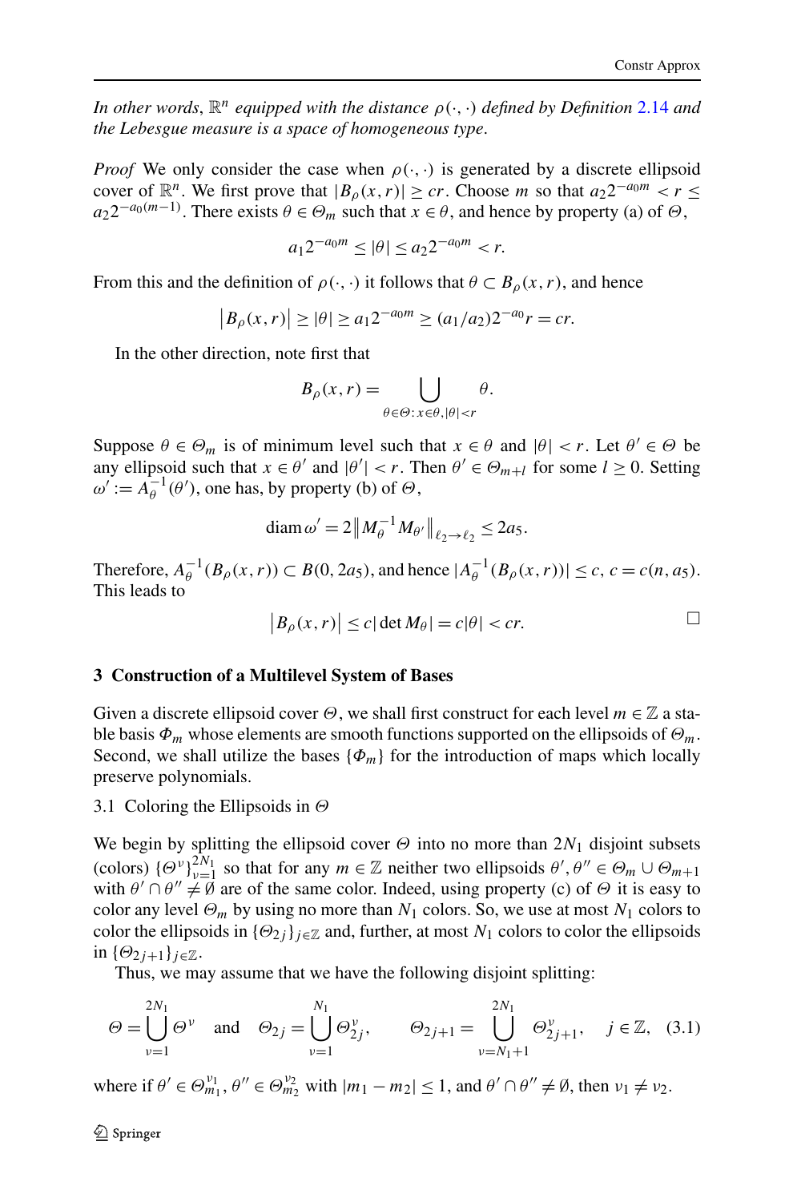*In other words*, $\mathbb{R}^n$ *equipped with the distance* $\rho(\cdot,\cdot)$ *defined by Definition* 2.14 *and the Lebesgue measure is a space of homogeneous type*.

*Proof* We only consider the case when $\rho(\cdot,\cdot)$ is generated by a discrete ellipsoid cover of $\mathbb{R}^n$. We first prove that $|B_\rho(x,r)| \geq cr$. Choose $m$ so that $a_2 2^{-a_0 m} < r \leq a_2 2^{-a_0(m-1)}$. There exists $\theta \in \Theta_m$ such that $x \in \theta$, and hence by property (a) of $\Theta$,

$$a_1 2^{-a_0 m} \leq |\theta| \leq a_2 2^{-a_0 m} < r.$$

From this and the definition of $\rho(\cdot,\cdot)$ it follows that $\theta \subset B_\rho(x,r)$, and hence

$$\left|B_\rho(x,r)\right| \geq |\theta| \geq a_1 2^{-a_0 m} \geq (a_1/a_2) 2^{-a_0} r = cr.$$

In the other direction, note first that

$$B_\rho(x,r) = \bigcup_{\theta \in \Theta : x \in \theta, |\theta| < r} \theta.$$

Suppose $\theta \in \Theta_m$ is of minimum level such that $x \in \theta$ and $|\theta| < r$. Let $\theta' \in \Theta$ be any ellipsoid such that $x \in \theta'$ and $|\theta'| < r$. Then $\theta' \in \Theta_{m+l}$ for some $l \geq 0$. Setting $\omega' := A_\theta^{-1}(\theta')$, one has, by property (b) of $\Theta$,

$$\operatorname{diam} \omega' = 2\left\|M_\theta^{-1} M_{\theta'}\right\|_{\ell_2 \to \ell_2} \leq 2a_5.$$

Therefore, $A_\theta^{-1}(B_\rho(x,r)) \subset B(0, 2a_5)$, and hence $|A_\theta^{-1}(B_\rho(x,r))| \leq c$, $c = c(n, a_5)$. This leads to

$$\left|B_\rho(x,r)\right| \leq c|\det M_\theta| = c|\theta| < cr. \qquad \square$$

## 3 Construction of a Multilevel System of Bases

Given a discrete ellipsoid cover $\Theta$, we shall first construct for each level $m \in \mathbb{Z}$ a stable basis $\Phi_m$ whose elements are smooth functions supported on the ellipsoids of $\Theta_m$. Second, we shall utilize the bases $\{\Phi_m\}$ for the introduction of maps which locally preserve polynomials.

### 3.1 Coloring the Ellipsoids in $\Theta$

We begin by splitting the ellipsoid cover $\Theta$ into no more than $2N_1$ disjoint subsets (colors) $\{\Theta^\nu\}_{\nu=1}^{2N_1}$ so that for any $m \in \mathbb{Z}$ neither two ellipsoids $\theta', \theta'' \in \Theta_m \cup \Theta_{m+1}$ with $\theta' \cap \theta'' \neq \emptyset$ are of the same color. Indeed, using property (c) of $\Theta$ it is easy to color any level $\Theta_m$ by using no more than $N_1$ colors. So, we use at most $N_1$ colors to color the ellipsoids in $\{\Theta_{2j}\}_{j\in\mathbb{Z}}$ and, further, at most $N_1$ colors to color the ellipsoids in $\{\Theta_{2j+1}\}_{j\in\mathbb{Z}}$.

Thus, we may assume that we have the following disjoint splitting:

$$\Theta = \bigcup_{\nu=1}^{2N_1} \Theta^\nu \quad \text{and} \quad \Theta_{2j} = \bigcup_{\nu=1}^{N_1} \Theta_{2j}^\nu, \qquad \Theta_{2j+1} = \bigcup_{\nu=N_1+1}^{2N_1} \Theta_{2j+1}^\nu, \quad j \in \mathbb{Z}, \quad (3.1)$$

where if $\theta' \in \Theta_{m_1}^{\nu_1}$, $\theta'' \in \Theta_{m_2}^{\nu_2}$ with $|m_1 - m_2| \leq 1$, and $\theta' \cap \theta'' \neq \emptyset$, then $\nu_1 \neq \nu_2$.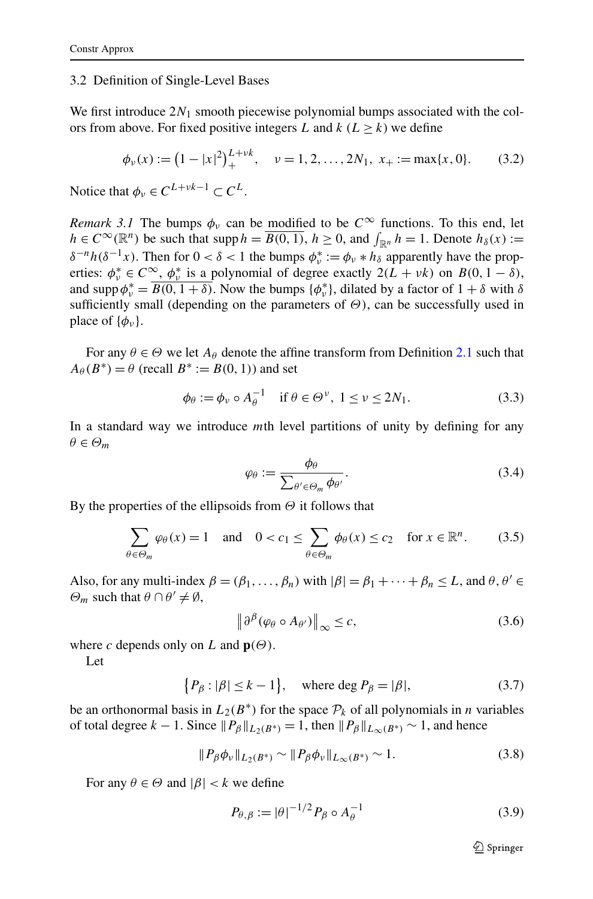### 3.2 Definition of Single-Level Bases

We first introduce $2N_1$ smooth piecewise polynomial bumps associated with the colors from above. For fixed positive integers $L$ and $k$ ($L \ge k$) we define

$$\phi_\nu(x) := \big(1 - |x|^2\big)_+^{L+\nu k}, \quad \nu = 1, 2, \dots, 2N_1, \; x_+ := \max\{x, 0\}. \tag{3.2}$$

Notice that $\phi_\nu \in C^{L+\nu k-1} \subset C^L$.

*Remark 3.1* The bumps $\phi_\nu$ can be modified to be $C^\infty$ functions. To this end, let $h \in C^\infty(\mathbb{R}^n)$ be such that $\operatorname{supp} h = \overline{B(0,1)}$, $h \ge 0$, and $\int_{\mathbb{R}^n} h = 1$. Denote $h_\delta(x) := \delta^{-n} h(\delta^{-1} x)$. Then for $0 < \delta < 1$ the bumps $\phi_\nu^* := \phi_\nu * h_\delta$ apparently have the properties: $\phi_\nu^* \in C^\infty$, $\phi_\nu^*$ is a polynomial of degree exactly $2(L + \nu k)$ on $B(0, 1-\delta)$, and $\operatorname{supp} \phi_\nu^* = \overline{B(0, 1+\delta)}$. Now the bumps $\{\phi_\nu^*\}$, dilated by a factor of $1+\delta$ with $\delta$ sufficiently small (depending on the parameters of $\Theta$), can be successfully used in place of $\{\phi_\nu\}$.

For any $\theta \in \Theta$ we let $A_\theta$ denote the affine transform from Definition 2.1 such that $A_\theta(B^*) = \theta$ (recall $B^* := B(0,1)$) and set

$$\phi_\theta := \phi_\nu \circ A_\theta^{-1} \quad \text{if } \theta \in \Theta^\nu, \; 1 \le \nu \le 2N_1. \tag{3.3}$$

In a standard way we introduce $m$th level partitions of unity by defining for any $\theta \in \Theta_m$

$$\varphi_\theta := \frac{\phi_\theta}{\sum_{\theta' \in \Theta_m} \phi_{\theta'}}. \tag{3.4}$$

By the properties of the ellipsoids from $\Theta$ it follows that

$$\sum_{\theta \in \Theta_m} \varphi_\theta(x) = 1 \quad \text{and} \quad 0 < c_1 \le \sum_{\theta \in \Theta_m} \phi_\theta(x) \le c_2 \quad \text{for } x \in \mathbb{R}^n. \tag{3.5}$$

Also, for any multi-index $\beta = (\beta_1, \dots, \beta_n)$ with $|\beta| = \beta_1 + \dots + \beta_n \le L$, and $\theta, \theta' \in \Theta_m$ such that $\theta \cap \theta' \ne \emptyset$,

$$\big\| \partial^\beta (\varphi_\theta \circ A_{\theta'}) \big\|_\infty \le c, \tag{3.6}$$

where $c$ depends only on $L$ and $\mathbf{p}(\Theta)$.

Let

$$\big\{ P_\beta : |\beta| \le k-1 \big\}, \quad \text{where } \deg P_\beta = |\beta|, \tag{3.7}$$

be an orthonormal basis in $L_2(B^*)$ for the space $\mathcal{P}_k$ of all polynomials in $n$ variables of total degree $k-1$. Since $\|P_\beta\|_{L_2(B^*)} = 1$, then $\|P_\beta\|_{L_\infty(B^*)} \sim 1$, and hence

$$\|P_\beta \phi_\nu\|_{L_2(B^*)} \sim \|P_\beta \phi_\nu\|_{L_\infty(B^*)} \sim 1. \tag{3.8}$$

For any $\theta \in \Theta$ and $|\beta| < k$ we define

$$P_{\theta,\beta} := |\theta|^{-1/2} P_\beta \circ A_\theta^{-1} \tag{3.9}$$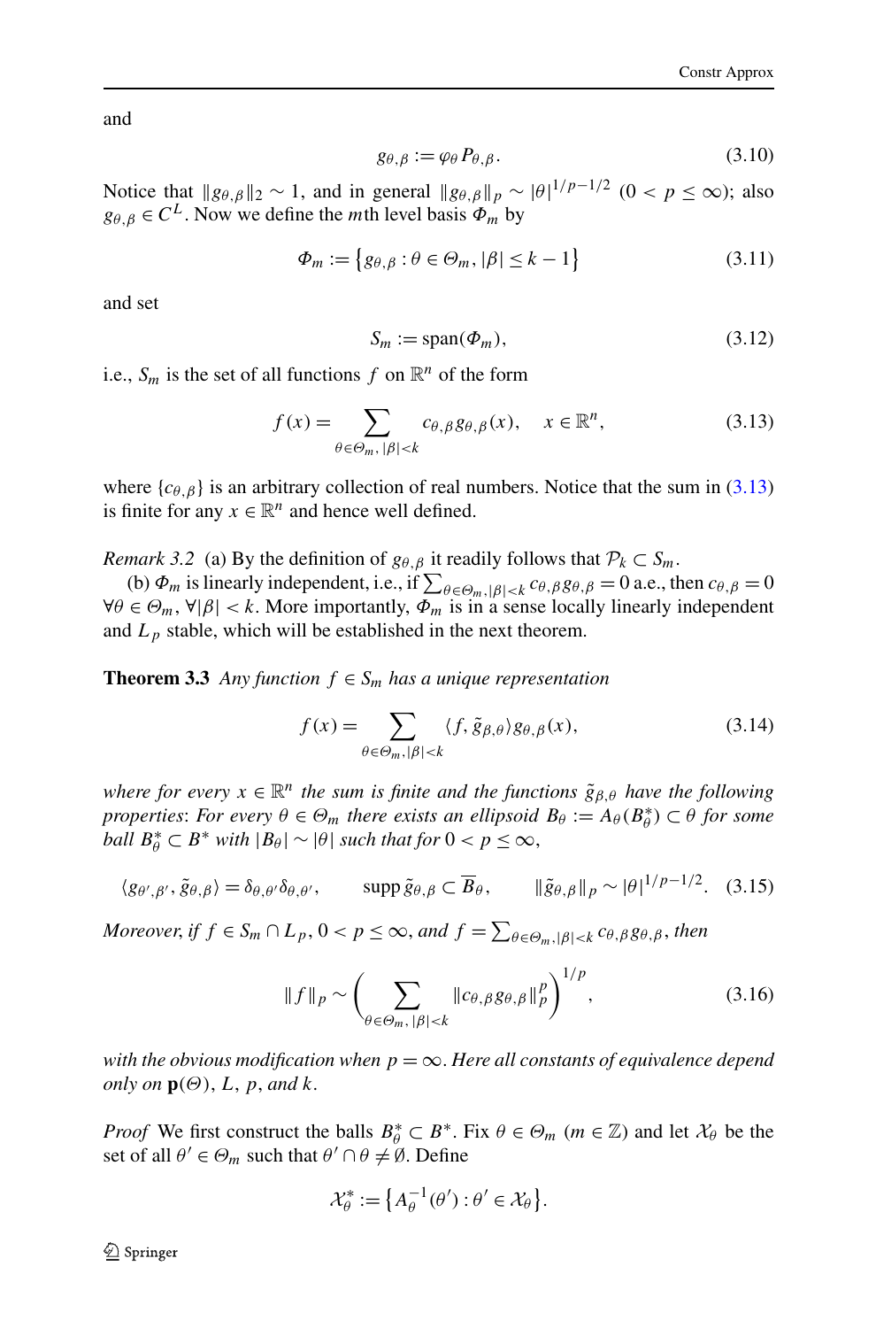and

$$g_{\theta,\beta} := \varphi_\theta P_{\theta,\beta}. \tag{3.10}$$

Notice that $\|g_{\theta,\beta}\|_2 \sim 1$, and in general $\|g_{\theta,\beta}\|_p \sim |\theta|^{1/p-1/2}$ $(0 < p \le \infty)$; also $g_{\theta,\beta} \in C^L$. Now we define the $m$th level basis $\Phi_m$ by

$$\Phi_m := \left\{g_{\theta,\beta} : \theta \in \Theta_m, |\beta| \le k-1\right\} \tag{3.11}$$

and set

$$S_m := \operatorname{span}(\Phi_m), \tag{3.12}$$

i.e., $S_m$ is the set of all functions $f$ on $\mathbb{R}^n$ of the form

$$f(x) = \sum_{\theta\in\Theta_m,\, |\beta|<k} c_{\theta,\beta} g_{\theta,\beta}(x), \quad x \in \mathbb{R}^n, \tag{3.13}$$

where $\{c_{\theta,\beta}\}$ is an arbitrary collection of real numbers. Notice that the sum in (3.13) is finite for any $x \in \mathbb{R}^n$ and hence well defined.

*Remark 3.2* (a) By the definition of $g_{\theta,\beta}$ it readily follows that $\mathcal{P}_k \subset S_m$.

(b) $\Phi_m$ is linearly independent, i.e., if $\sum_{\theta\in\Theta_m,|\beta|<k} c_{\theta,\beta} g_{\theta,\beta} = 0$ a.e., then $c_{\theta,\beta} = 0$ $\forall\theta \in \Theta_m$, $\forall|\beta| < k$. More importantly, $\Phi_m$ is in a sense locally linearly independent and $L_p$ stable, which will be established in the next theorem.

**Theorem 3.3** *Any function $f \in S_m$ has a unique representation*

$$f(x) = \sum_{\theta\in\Theta_m,|\beta|<k} \langle f, \tilde{g}_{\beta,\theta}\rangle g_{\theta,\beta}(x), \tag{3.14}$$

*where for every $x \in \mathbb{R}^n$ the sum is finite and the functions $\tilde{g}_{\beta,\theta}$ have the following properties*: *For every $\theta \in \Theta_m$ there exists an ellipsoid $B_\theta := A_\theta(B^*_\theta) \subset \theta$ for some ball $B^*_\theta \subset B^*$ with $|B_\theta| \sim |\theta|$ such that for $0 < p \le \infty$,*

$$\langle g_{\theta',\beta'}, \tilde{g}_{\theta,\beta}\rangle = \delta_{\theta,\theta'}\delta_{\theta,\theta'}, \qquad \operatorname{supp} \tilde{g}_{\theta,\beta} \subset \overline{B}_\theta, \qquad \|\tilde{g}_{\theta,\beta}\|_p \sim |\theta|^{1/p-1/2}. \tag{3.15}$$

*Moreover, if $f \in S_m \cap L_p$, $0 < p \le \infty$, and $f = \sum_{\theta\in\Theta_m,|\beta|<k} c_{\theta,\beta} g_{\theta,\beta}$, then*

$$\|f\|_p \sim \left(\sum_{\theta\in\Theta_m,\, |\beta|<k} \|c_{\theta,\beta} g_{\theta,\beta}\|_p^p\right)^{1/p}, \tag{3.16}$$

*with the obvious modification when $p = \infty$. Here all constants of equivalence depend only on $\mathbf{p}(\Theta)$, $L$, $p$, and $k$.*

*Proof* We first construct the balls $B^*_\theta \subset B^*$. Fix $\theta \in \Theta_m$ $(m \in \mathbb{Z})$ and let $\mathcal{X}_\theta$ be the set of all $\theta' \in \Theta_m$ such that $\theta' \cap \theta \ne \emptyset$. Define

$$\mathcal{X}^*_\theta := \left\{A_\theta^{-1}(\theta') : \theta' \in \mathcal{X}_\theta\right\}.$$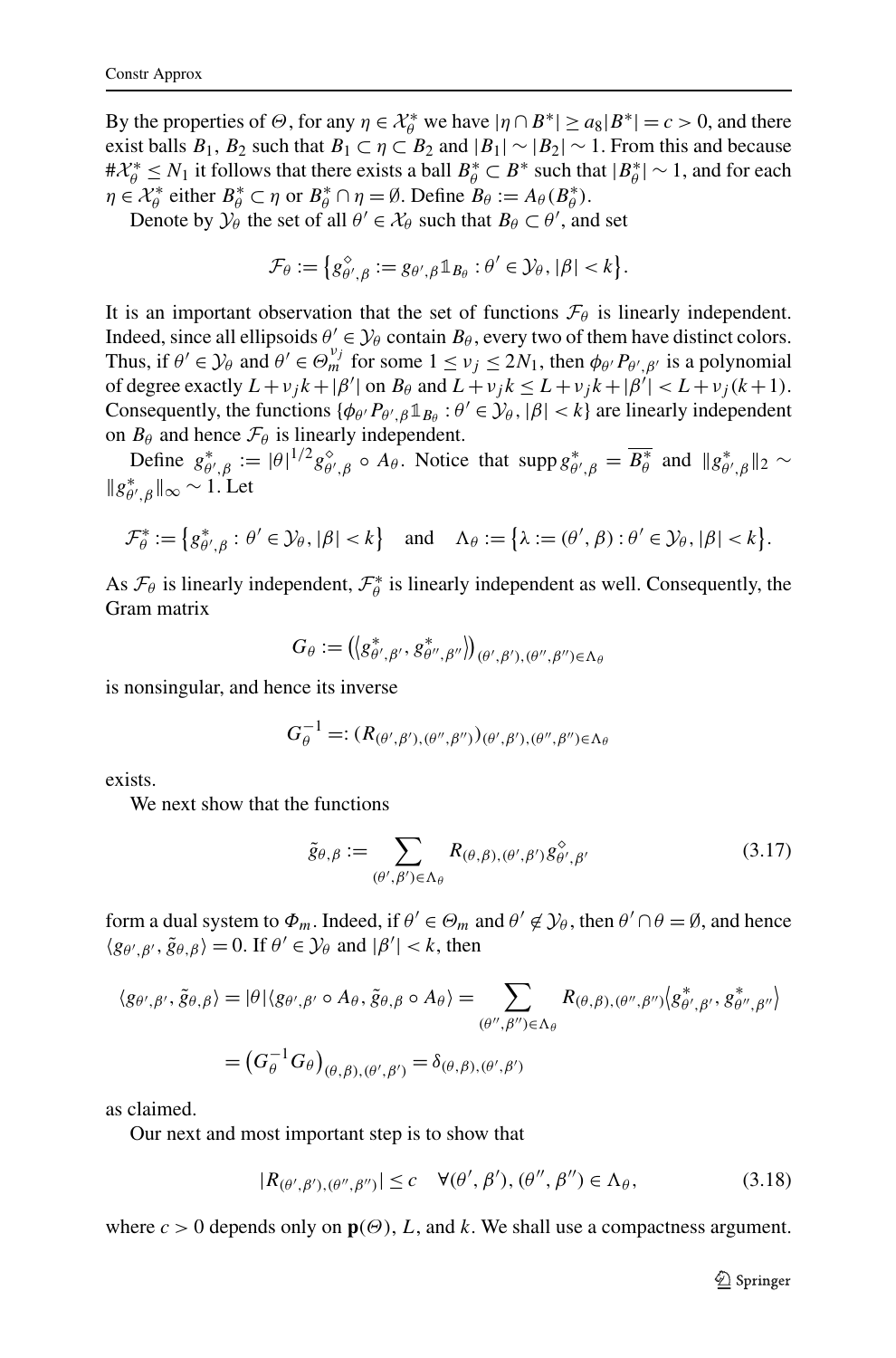By the properties of $\Theta$, for any $\eta \in \mathcal{X}_\theta^*$ we have $|\eta \cap B^*| \ge a_8|B^*| = c > 0$, and there exist balls $B_1$, $B_2$ such that $B_1 \subset \eta \subset B_2$ and $|B_1| \sim |B_2| \sim 1$. From this and because $\#\mathcal{X}_\theta^* \le N_1$ it follows that there exists a ball $B_\theta^* \subset B^*$ such that $|B_\theta^*| \sim 1$, and for each $\eta \in \mathcal{X}_\theta^*$ either $B_\theta^* \subset \eta$ or $B_\theta^* \cap \eta = \emptyset$. Define $B_\theta := A_\theta(B_\theta^*)$.

Denote by $\mathcal{Y}_\theta$ the set of all $\theta' \in \mathcal{X}_\theta$ such that $B_\theta \subset \theta'$, and set

$$\mathcal{F}_\theta := \left\{ g_{\theta',\beta}^\diamond := g_{\theta',\beta} \mathbb{1}_{B_\theta} : \theta' \in \mathcal{Y}_\theta, |\beta| < k \right\}.$$

It is an important observation that the set of functions $\mathcal{F}_\theta$ is linearly independent. Indeed, since all ellipsoids $\theta' \in \mathcal{Y}_\theta$ contain $B_\theta$, every two of them have distinct colors. Thus, if $\theta' \in \mathcal{Y}_\theta$ and $\theta' \in \Theta_m^{\nu_j}$ for some $1 \le \nu_j \le 2N_1$, then $\phi_{\theta'} P_{\theta',\beta'}$ is a polynomial of degree exactly $L + \nu_j k + |\beta'|$ on $B_\theta$ and $L + \nu_j k \le L + \nu_j k + |\beta'| < L + \nu_j(k+1)$. Consequently, the functions $\{\phi_{\theta'} P_{\theta',\beta} \mathbb{1}_{B_\theta} : \theta' \in \mathcal{Y}_\theta, |\beta| < k\}$ are linearly independent on $B_\theta$ and hence $\mathcal{F}_\theta$ is linearly independent.

Define $g_{\theta',\beta}^* := |\theta|^{1/2} g_{\theta',\beta}^\diamond \circ A_\theta$. Notice that $\operatorname{supp} g_{\theta',\beta}^* = \overline{B_\theta^*}$ and $\|g_{\theta',\beta}^*\|_2 \sim \|g_{\theta',\beta}^*\|_\infty \sim 1$. Let

$$\mathcal{F}_\theta^* := \left\{ g_{\theta',\beta}^* : \theta' \in \mathcal{Y}_\theta, |\beta| < k \right\} \quad \text{and} \quad \Lambda_\theta := \left\{ \lambda := (\theta', \beta) : \theta' \in \mathcal{Y}_\theta, |\beta| < k \right\}.$$

As $\mathcal{F}_\theta$ is linearly independent, $\mathcal{F}_\theta^*$ is linearly independent as well. Consequently, the Gram matrix

$$G_\theta := \left( \langle g_{\theta',\beta'}^*, g_{\theta'',\beta''}^* \rangle \right)_{(\theta',\beta'),(\theta'',\beta'') \in \Lambda_\theta}$$

is nonsingular, and hence its inverse

$$G_\theta^{-1} =: \left( R_{(\theta',\beta'),(\theta'',\beta'')} \right)_{(\theta',\beta'),(\theta'',\beta'') \in \Lambda_\theta}$$

exists.

We next show that the functions

$$\tilde{g}_{\theta,\beta} := \sum_{(\theta',\beta') \in \Lambda_\theta} R_{(\theta,\beta),(\theta',\beta')} g_{\theta',\beta'}^\diamond \tag{3.17}$$

form a dual system to $\Phi_m$. Indeed, if $\theta' \in \Theta_m$ and $\theta' \notin \mathcal{Y}_\theta$, then $\theta' \cap \theta = \emptyset$, and hence $\langle g_{\theta',\beta'}, \tilde{g}_{\theta,\beta} \rangle = 0$. If $\theta' \in \mathcal{Y}_\theta$ and $|\beta'| < k$, then

$$\begin{aligned}
\langle g_{\theta',\beta'}, \tilde{g}_{\theta,\beta} \rangle &= |\theta| \langle g_{\theta',\beta'} \circ A_\theta, \tilde{g}_{\theta,\beta} \circ A_\theta \rangle = \sum_{(\theta'',\beta'') \in \Lambda_\theta} R_{(\theta,\beta),(\theta'',\beta'')} \langle g_{\theta',\beta'}^*, g_{\theta'',\beta''}^* \rangle \\
&= \left( G_\theta^{-1} G_\theta \right)_{(\theta,\beta),(\theta',\beta')} = \delta_{(\theta,\beta),(\theta',\beta')}
\end{aligned}$$

as claimed.

Our next and most important step is to show that

$$|R_{(\theta',\beta'),(\theta'',\beta'')}| \le c \quad \forall (\theta',\beta'), (\theta'',\beta'') \in \Lambda_\theta, \tag{3.18}$$

where $c > 0$ depends only on $\mathbf{p}(\Theta)$, $L$, and $k$. We shall use a compactness argument.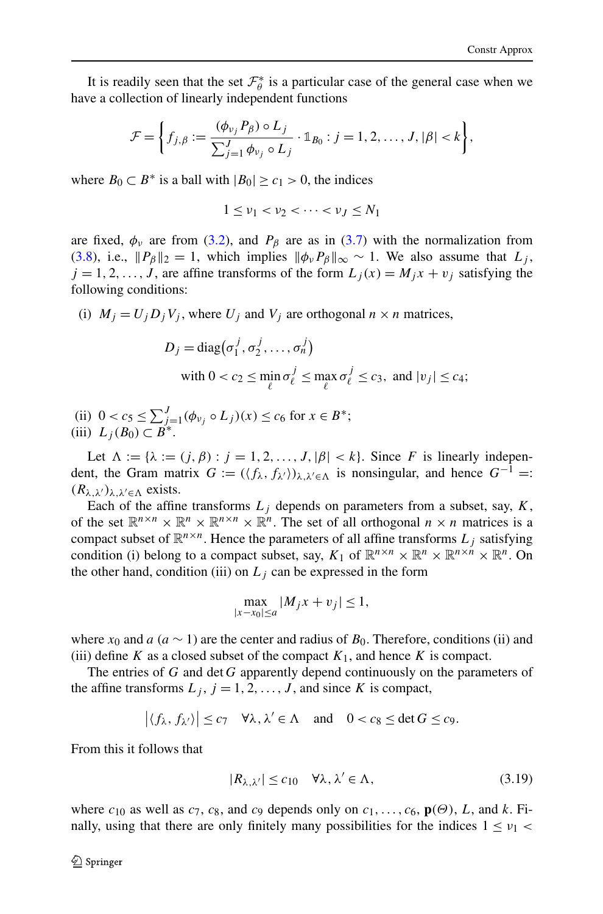It is readily seen that the set $\mathcal{F}_\theta^*$ is a particular case of the general case when we have a collection of linearly independent functions

$$\mathcal{F} = \left\{ f_{j,\beta} := \frac{(\phi_{\nu_j} P_\beta) \circ L_j}{\sum_{j=1}^J \phi_{\nu_j} \circ L_j} \cdot \mathbb{1}_{B_0} : j = 1, 2, \dots, J, |\beta| < k \right\},$$

where $B_0 \subset B^*$ is a ball with $|B_0| \ge c_1 > 0$, the indices

$$1 \le \nu_1 < \nu_2 < \cdots < \nu_J \le N_1$$

are fixed, $\phi_\nu$ are from (3.2), and $P_\beta$ are as in (3.7) with the normalization from (3.8), i.e., $\|P_\beta\|_2 = 1$, which implies $\|\phi_\nu P_\beta\|_\infty \sim 1$. We also assume that $L_j$, $j = 1, 2, \dots, J$, are affine transforms of the form $L_j(x) = M_j x + v_j$ satisfying the following conditions:

(i) $M_j = U_j D_j V_j$, where $U_j$ and $V_j$ are orthogonal $n \times n$ matrices,

$$D_j = \operatorname{diag}(\sigma_1^j, \sigma_2^j, \dots, \sigma_n^j)$$
$$\text{with } 0 < c_2 \le \min_\ell \sigma_\ell^j \le \max_\ell \sigma_\ell^j \le c_3, \text{ and } |v_j| \le c_4;$$

(ii) $0 < c_5 \le \sum_{j=1}^J (\phi_{\nu_j} \circ L_j)(x) \le c_6$ for $x \in B^*$;

(iii) $L_j(B_0) \subset B^*$.

Let $\Lambda := \{\lambda := (j, \beta) : j = 1, 2, \dots, J, |\beta| < k\}$. Since $F$ is linearly independent, the Gram matrix $G := (\langle f_\lambda, f_{\lambda'} \rangle)_{\lambda, \lambda' \in \Lambda}$ is nonsingular, and hence $G^{-1} =: (R_{\lambda,\lambda'})_{\lambda,\lambda' \in \Lambda}$ exists.

Each of the affine transforms $L_j$ depends on parameters from a subset, say, $K$, of the set $\mathbb{R}^{n\times n} \times \mathbb{R}^n \times \mathbb{R}^{n\times n} \times \mathbb{R}^n$. The set of all orthogonal $n \times n$ matrices is a compact subset of $\mathbb{R}^{n\times n}$. Hence the parameters of all affine transforms $L_j$ satisfying condition (i) belong to a compact subset, say, $K_1$ of $\mathbb{R}^{n\times n} \times \mathbb{R}^n \times \mathbb{R}^{n\times n} \times \mathbb{R}^n$. On the other hand, condition (iii) on $L_j$ can be expressed in the form

$$\max_{|x - x_0| \le a} |M_j x + v_j| \le 1,$$

where $x_0$ and $a$ ($a \sim 1$) are the center and radius of $B_0$. Therefore, conditions (ii) and (iii) define $K$ as a closed subset of the compact $K_1$, and hence $K$ is compact.

The entries of $G$ and $\det G$ apparently depend continuously on the parameters of the affine transforms $L_j$, $j = 1, 2, \dots, J$, and since $K$ is compact,

$$|\langle f_\lambda, f_{\lambda'} \rangle| \le c_7 \quad \forall \lambda, \lambda' \in \Lambda \quad \text{and} \quad 0 < c_8 \le \det G \le c_9.$$

From this it follows that

$$|R_{\lambda,\lambda'}| \le c_{10} \quad \forall \lambda, \lambda' \in \Lambda, \tag{3.19}$$

where $c_{10}$ as well as $c_7$, $c_8$, and $c_9$ depends only on $c_1, \dots, c_6$, $\mathbf{p}(\Theta)$, $L$, and $k$. Finally, using that there are only finitely many possibilities for the indices $1 \le \nu_1 <$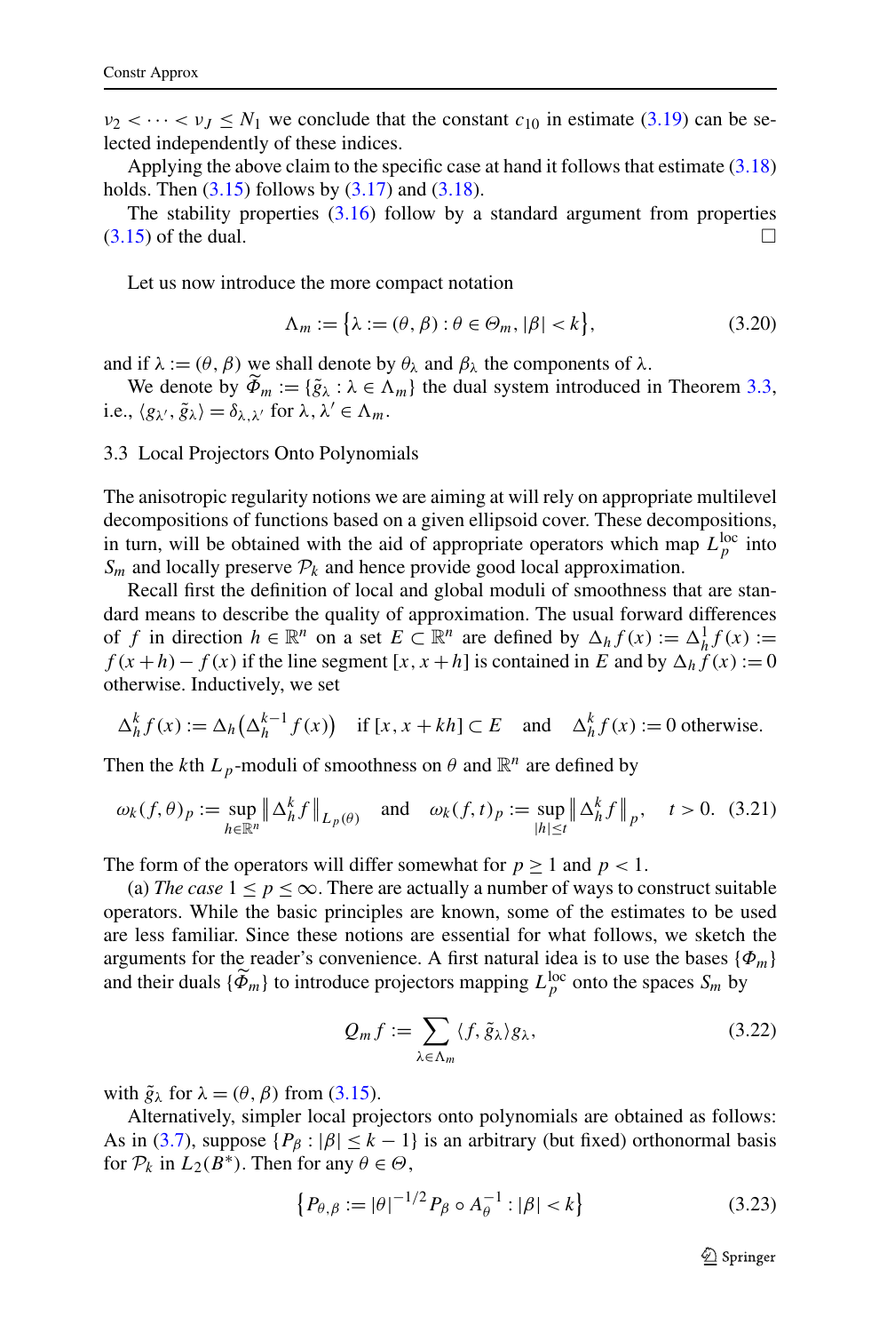$\nu_2 < \cdots < \nu_J \le N_1$ we conclude that the constant $c_{10}$ in estimate (3.19) can be selected independently of these indices.

Applying the above claim to the specific case at hand it follows that estimate (3.18) holds. Then (3.15) follows by (3.17) and (3.18).

The stability properties (3.16) follow by a standard argument from properties (3.15) of the dual. □

Let us now introduce the more compact notation

$$\Lambda_m := \{\lambda := (\theta, \beta) : \theta \in \Theta_m, |\beta| < k\}, \tag{3.20}$$

and if $\lambda := (\theta, \beta)$ we shall denote by $\theta_\lambda$ and $\beta_\lambda$ the components of $\lambda$.

We denote by $\widetilde{\Phi}_m := \{\tilde{g}_\lambda : \lambda \in \Lambda_m\}$ the dual system introduced in Theorem 3.3, i.e., $\langle g_{\lambda'}, \tilde{g}_\lambda \rangle = \delta_{\lambda,\lambda'}$ for $\lambda, \lambda' \in \Lambda_m$.

### 3.3 Local Projectors Onto Polynomials

The anisotropic regularity notions we are aiming at will rely on appropriate multilevel decompositions of functions based on a given ellipsoid cover. These decompositions, in turn, will be obtained with the aid of appropriate operators which map $L_p^{\mathrm{loc}}$ into $S_m$ and locally preserve $\mathcal{P}_k$ and hence provide good local approximation.

Recall first the definition of local and global moduli of smoothness that are standard means to describe the quality of approximation. The usual forward differences of $f$ in direction $h \in \mathbb{R}^n$ on a set $E \subset \mathbb{R}^n$ are defined by $\Delta_h f(x) := \Delta_h^1 f(x) := f(x+h) - f(x)$ if the line segment $[x, x+h]$ is contained in $E$ and by $\Delta_h f(x) := 0$ otherwise. Inductively, we set

$$\Delta_h^k f(x) := \Delta_h\big(\Delta_h^{k-1} f(x)\big) \quad \text{if } [x, x+kh] \subset E \quad \text{and} \quad \Delta_h^k f(x) := 0 \text{ otherwise.}$$

Then the $k$th $L_p$-moduli of smoothness on $\theta$ and $\mathbb{R}^n$ are defined by

$$\omega_k(f,\theta)_p := \sup_{h\in\mathbb{R}^n} \big\|\Delta_h^k f\big\|_{L_p(\theta)} \quad \text{and} \quad \omega_k(f,t)_p := \sup_{|h|\le t} \big\|\Delta_h^k f\big\|_p, \quad t > 0. \tag{3.21}$$

The form of the operators will differ somewhat for $p \ge 1$ and $p < 1$.

(a) *The case* $1 \le p \le \infty$. There are actually a number of ways to construct suitable operators. While the basic principles are known, some of the estimates to be used are less familiar. Since these notions are essential for what follows, we sketch the arguments for the reader's convenience. A first natural idea is to use the bases $\{\Phi_m\}$ and their duals $\{\widetilde{\Phi}_m\}$ to introduce projectors mapping $L_p^{\mathrm{loc}}$ onto the spaces $S_m$ by

$$Q_m f := \sum_{\lambda\in\Lambda_m} \langle f, \tilde{g}_\lambda \rangle g_\lambda, \tag{3.22}$$

with $\tilde{g}_\lambda$ for $\lambda = (\theta, \beta)$ from (3.15).

Alternatively, simpler local projectors onto polynomials are obtained as follows: As in (3.7), suppose $\{P_\beta : |\beta| \le k-1\}$ is an arbitrary (but fixed) orthonormal basis for $\mathcal{P}_k$ in $L_2(B^*)$. Then for any $\theta \in \Theta$,

$$\big\{P_{\theta,\beta} := |\theta|^{-1/2} P_\beta \circ A_\theta^{-1} : |\beta| < k\big\} \tag{3.23}$$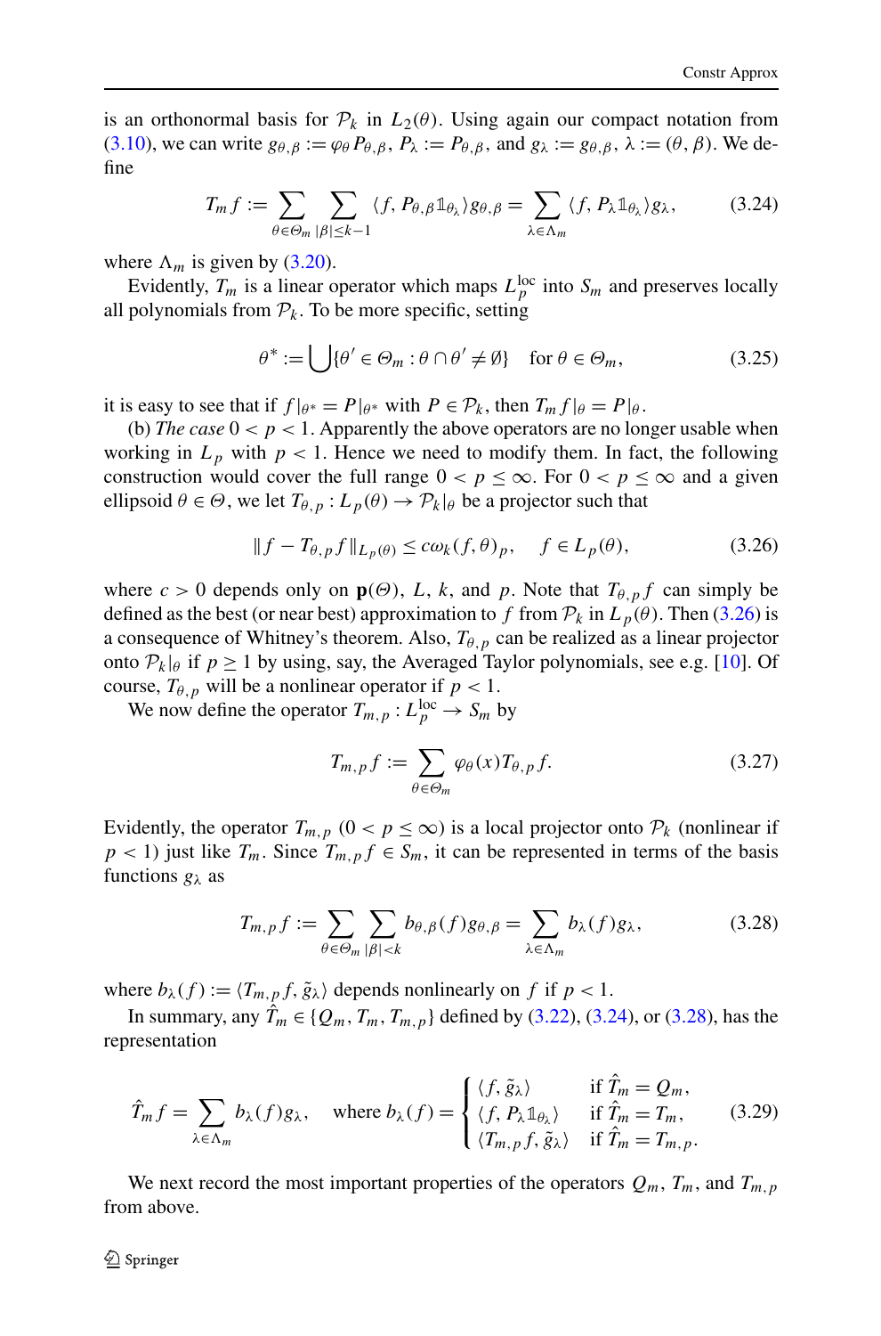is an orthonormal basis for $\mathcal{P}_k$ in $L_2(\theta)$. Using again our compact notation from (3.10), we can write $g_{\theta,\beta} := \varphi_\theta P_{\theta,\beta}$, $P_\lambda := P_{\theta,\beta}$, and $g_\lambda := g_{\theta,\beta}$, $\lambda := (\theta, \beta)$. We define

$$T_m f := \sum_{\theta \in \Theta_m} \sum_{|\beta| \le k-1} \langle f, P_{\theta,\beta} \mathbb{1}_{\theta_\lambda} \rangle g_{\theta,\beta} = \sum_{\lambda \in \Lambda_m} \langle f, P_\lambda \mathbb{1}_{\theta_\lambda} \rangle g_\lambda, \tag{3.24}$$

where $\Lambda_m$ is given by (3.20).

Evidently, $T_m$ is a linear operator which maps $L_p^{\text{loc}}$ into $S_m$ and preserves locally all polynomials from $\mathcal{P}_k$. To be more specific, setting

$$\theta^* := \bigcup \{\theta' \in \Theta_m : \theta \cap \theta' \ne \emptyset\} \quad \text{for } \theta \in \Theta_m, \tag{3.25}$$

it is easy to see that if $f|_{\theta^*} = P|_{\theta^*}$ with $P \in \mathcal{P}_k$, then $T_m f|_\theta = P|_\theta$.

(b) *The case* $0 < p < 1$. Apparently the above operators are no longer usable when working in $L_p$ with $p < 1$. Hence we need to modify them. In fact, the following construction would cover the full range $0 < p \le \infty$. For $0 < p \le \infty$ and a given ellipsoid $\theta \in \Theta$, we let $T_{\theta,p} : L_p(\theta) \to \mathcal{P}_k|_\theta$ be a projector such that

$$\|f - T_{\theta,p} f\|_{L_p(\theta)} \le c\omega_k(f, \theta)_p, \quad f \in L_p(\theta), \tag{3.26}$$

where $c > 0$ depends only on $\mathbf{p}(\Theta)$, $L$, $k$, and $p$. Note that $T_{\theta,p} f$ can simply be defined as the best (or near best) approximation to $f$ from $\mathcal{P}_k$ in $L_p(\theta)$. Then (3.26) is a consequence of Whitney's theorem. Also, $T_{\theta,p}$ can be realized as a linear projector onto $\mathcal{P}_k|_\theta$ if $p \ge 1$ by using, say, the Averaged Taylor polynomials, see e.g. [10]. Of course, $T_{\theta,p}$ will be a nonlinear operator if $p < 1$.

We now define the operator $T_{m,p} : L_p^{\text{loc}} \to S_m$ by

$$T_{m,p} f := \sum_{\theta \in \Theta_m} \varphi_\theta(x) T_{\theta,p} f. \tag{3.27}$$

Evidently, the operator $T_{m,p}$ $(0 < p \le \infty)$ is a local projector onto $\mathcal{P}_k$ (nonlinear if $p < 1$) just like $T_m$. Since $T_{m,p} f \in S_m$, it can be represented in terms of the basis functions $g_\lambda$ as

$$T_{m,p} f := \sum_{\theta \in \Theta_m} \sum_{|\beta| < k} b_{\theta,\beta}(f) g_{\theta,\beta} = \sum_{\lambda \in \Lambda_m} b_\lambda(f) g_\lambda, \tag{3.28}$$

where $b_\lambda(f) := \langle T_{m,p} f, \tilde{g}_\lambda \rangle$ depends nonlinearly on $f$ if $p < 1$.

In summary, any $\hat{T}_m \in \{Q_m, T_m, T_{m,p}\}$ defined by (3.22), (3.24), or (3.28), has the representation

$$\hat{T}_m f = \sum_{\lambda \in \Lambda_m} b_\lambda(f) g_\lambda, \quad \text{where } b_\lambda(f) = \begin{cases} \langle f, \tilde{g}_\lambda \rangle & \text{if } \hat{T}_m = Q_m, \\ \langle f, P_\lambda \mathbb{1}_{\theta_\lambda} \rangle & \text{if } \hat{T}_m = T_m, \\ \langle T_{m,p} f, \tilde{g}_\lambda \rangle & \text{if } \hat{T}_m = T_{m,p}. \end{cases} \tag{3.29}$$

We next record the most important properties of the operators $Q_m$, $T_m$, and $T_{m,p}$ from above.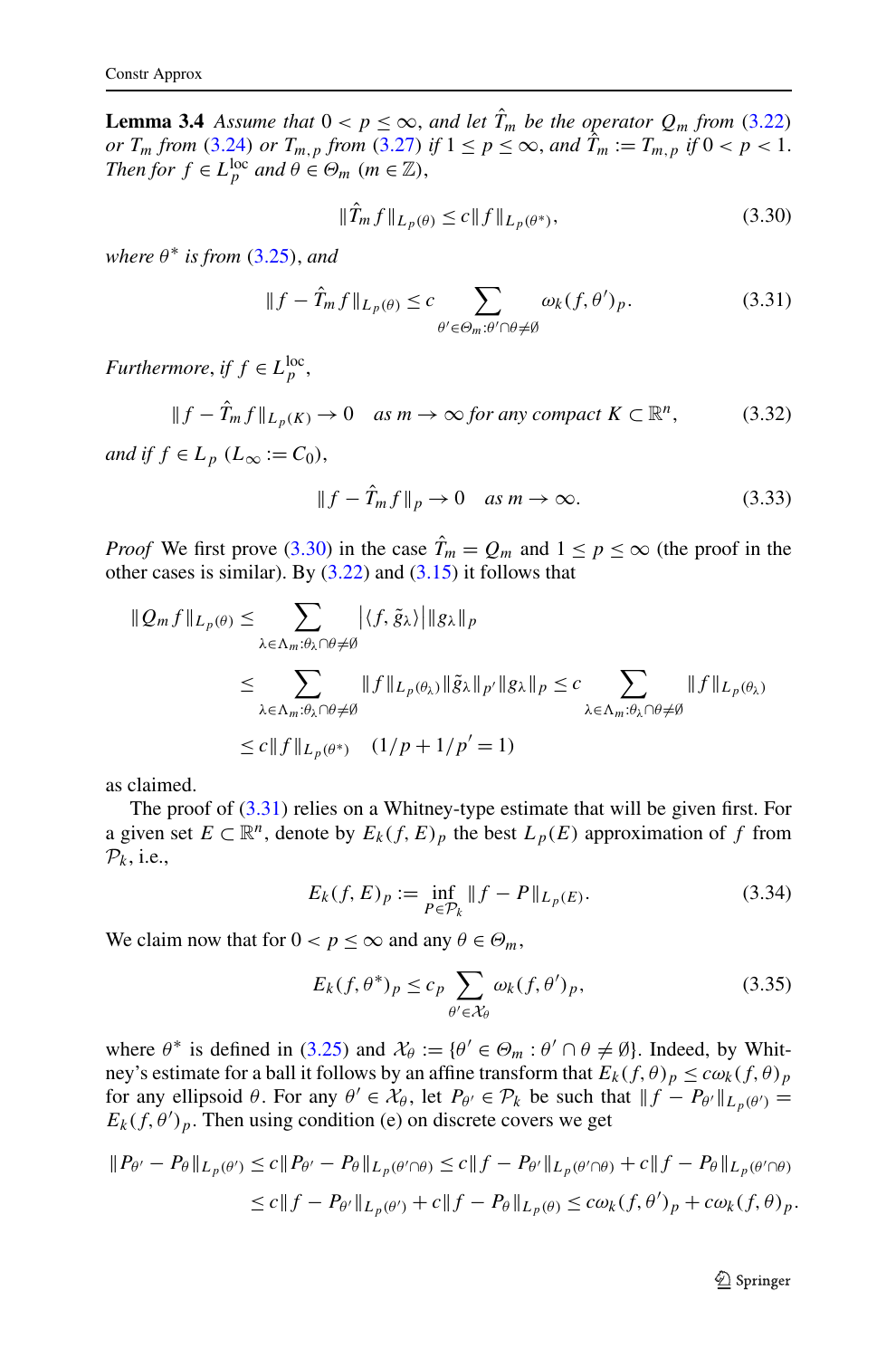**Lemma 3.4** *Assume that $0 < p \le \infty$, and let $\hat{T}_m$ be the operator $Q_m$ from* (3.22) *or $T_m$ from* (3.24) *or $T_{m,p}$ from* (3.27) *if $1 \le p \le \infty$, and $\hat{T}_m := T_{m,p}$ if $0 < p < 1$. Then for $f \in L_p^{\mathrm{loc}}$ and $\theta \in \Theta_m$ ($m \in \mathbb{Z}$),*

$$\|\hat{T}_m f\|_{L_p(\theta)} \le c\|f\|_{L_p(\theta^*)}, \tag{3.30}$$

*where $\theta^*$ is from* (3.25), *and*

$$\|f - \hat{T}_m f\|_{L_p(\theta)} \le c \sum_{\theta' \in \Theta_m : \theta' \cap \theta \neq \emptyset} \omega_k(f, \theta')_p. \tag{3.31}$$

*Furthermore, if $f \in L_p^{\mathrm{loc}}$,*

$$\|f - \hat{T}_m f\|_{L_p(K)} \to 0 \quad \text{as } m \to \infty \text{ for any compact } K \subset \mathbb{R}^n, \tag{3.32}$$

*and if $f \in L_p$ ($L_\infty := C_0$),*

$$\|f - \hat{T}_m f\|_p \to 0 \quad \text{as } m \to \infty. \tag{3.33}$$

*Proof* We first prove (3.30) in the case $\hat{T}_m = Q_m$ and $1 \le p \le \infty$ (the proof in the other cases is similar). By (3.22) and (3.15) it follows that

$$\begin{aligned}
\|Q_m f\|_{L_p(\theta)} &\le \sum_{\lambda \in \Lambda_m : \theta_\lambda \cap \theta \neq \emptyset} \left|\langle f, \tilde{g}_\lambda\rangle\right| \|g_\lambda\|_p \\
&\le \sum_{\lambda \in \Lambda_m : \theta_\lambda \cap \theta \neq \emptyset} \|f\|_{L_p(\theta_\lambda)} \|\tilde{g}_\lambda\|_{p'} \|g_\lambda\|_p \le c \sum_{\lambda \in \Lambda_m : \theta_\lambda \cap \theta \neq \emptyset} \|f\|_{L_p(\theta_\lambda)} \\
&\le c\|f\|_{L_p(\theta^*)} \quad (1/p + 1/p' = 1)
\end{aligned}$$

as claimed.

The proof of (3.31) relies on a Whitney-type estimate that will be given first. For a given set $E \subset \mathbb{R}^n$, denote by $E_k(f, E)_p$ the best $L_p(E)$ approximation of $f$ from $\mathcal{P}_k$, i.e.,

$$E_k(f, E)_p := \inf_{P \in \mathcal{P}_k} \|f - P\|_{L_p(E)}. \tag{3.34}$$

We claim now that for $0 < p \le \infty$ and any $\theta \in \Theta_m$,

$$E_k(f, \theta^*)_p \le c_p \sum_{\theta' \in \mathcal{X}_\theta} \omega_k(f, \theta')_p, \tag{3.35}$$

where $\theta^*$ is defined in (3.25) and $\mathcal{X}_\theta := \{\theta' \in \Theta_m : \theta' \cap \theta \neq \emptyset\}$. Indeed, by Whitney's estimate for a ball it follows by an affine transform that $E_k(f, \theta)_p \le c\omega_k(f, \theta)_p$ for any ellipsoid $\theta$. For any $\theta' \in \mathcal{X}_\theta$, let $P_{\theta'} \in \mathcal{P}_k$ be such that $\|f - P_{\theta'}\|_{L_p(\theta')} = E_k(f, \theta')_p$. Then using condition (e) on discrete covers we get

$$\begin{aligned}
\|P_{\theta'} - P_\theta\|_{L_p(\theta')} &\le c\|P_{\theta'} - P_\theta\|_{L_p(\theta' \cap \theta)} \le c\|f - P_{\theta'}\|_{L_p(\theta' \cap \theta)} + c\|f - P_\theta\|_{L_p(\theta' \cap \theta)} \\
&\le c\|f - P_{\theta'}\|_{L_p(\theta')} + c\|f - P_\theta\|_{L_p(\theta)} \le c\omega_k(f, \theta')_p + c\omega_k(f, \theta)_p.
\end{aligned}$$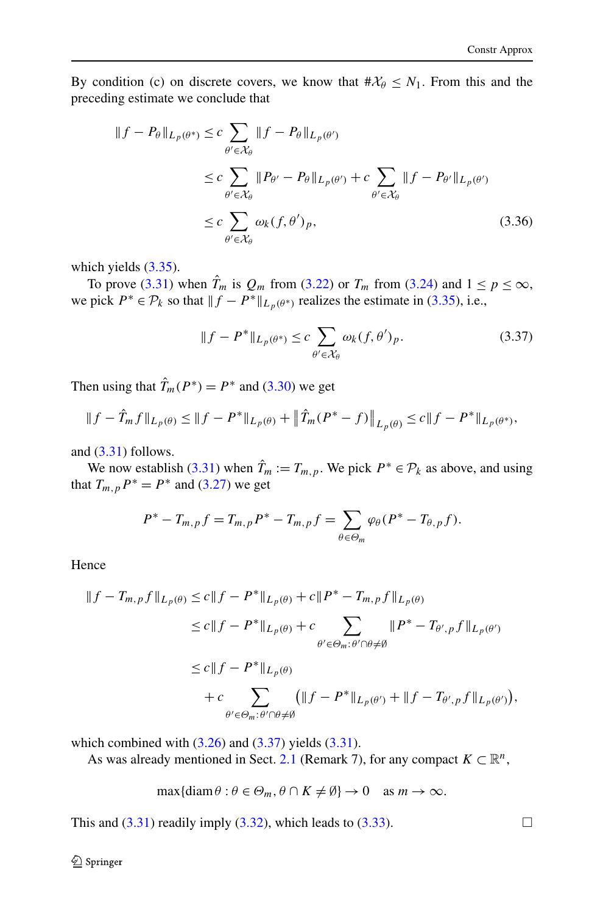By condition (c) on discrete covers, we know that $\#\mathcal{X}_\theta \le N_1$. From this and the preceding estimate we conclude that

$$
\begin{aligned}
\|f - P_\theta\|_{L_p(\theta^*)} &\le c \sum_{\theta' \in \mathcal{X}_\theta} \|f - P_\theta\|_{L_p(\theta')} \\
&\le c \sum_{\theta' \in \mathcal{X}_\theta} \|P_{\theta'} - P_\theta\|_{L_p(\theta')} + c \sum_{\theta' \in \mathcal{X}_\theta} \|f - P_{\theta'}\|_{L_p(\theta')} \\
&\le c \sum_{\theta' \in \mathcal{X}_\theta} \omega_k(f, \theta')_p, \qquad (3.36)
\end{aligned}
$$

which yields (3.35).

To prove (3.31) when $\hat{T}_m$ is $Q_m$ from (3.22) or $T_m$ from (3.24) and $1 \le p \le \infty$, we pick $P^* \in \mathcal{P}_k$ so that $\|f - P^*\|_{L_p(\theta^*)}$ realizes the estimate in (3.35), i.e.,

$$
\|f - P^*\|_{L_p(\theta^*)} \le c \sum_{\theta' \in \mathcal{X}_\theta} \omega_k(f, \theta')_p. \qquad (3.37)
$$

Then using that $\hat{T}_m(P^*) = P^*$ and (3.30) we get

$$
\|f - \hat{T}_m f\|_{L_p(\theta)} \le \|f - P^*\|_{L_p(\theta)} + \left\|\hat{T}_m(P^* - f)\right\|_{L_p(\theta)} \le c\|f - P^*\|_{L_p(\theta^*)},
$$

and (3.31) follows.

We now establish (3.31) when $\hat{T}_m := T_{m,p}$. We pick $P^* \in \mathcal{P}_k$ as above, and using that $T_{m,p}P^* = P^*$ and (3.27) we get

$$
P^* - T_{m,p} f = T_{m,p} P^* - T_{m,p} f = \sum_{\theta \in \Theta_m} \varphi_\theta (P^* - T_{\theta,p} f).
$$

Hence

$$
\begin{aligned}
\|f - T_{m,p} f\|_{L_p(\theta)} &\le c\|f - P^*\|_{L_p(\theta)} + c\|P^* - T_{m,p} f\|_{L_p(\theta)} \\
&\le c\|f - P^*\|_{L_p(\theta)} + c \sum_{\theta' \in \Theta_m : \theta' \cap \theta \ne \emptyset} \|P^* - T_{\theta',p} f\|_{L_p(\theta')} \\
&\le c\|f - P^*\|_{L_p(\theta)} \\
&\quad + c \sum_{\theta' \in \Theta_m : \theta' \cap \theta \ne \emptyset} \left(\|f - P^*\|_{L_p(\theta')} + \|f - T_{\theta',p} f\|_{L_p(\theta')}\right),
\end{aligned}
$$

which combined with (3.26) and (3.37) yields (3.31).

As was already mentioned in Sect. 2.1 (Remark 7), for any compact $K \subset \mathbb{R}^n$,

$$
\max\{\operatorname{diam} \theta : \theta \in \Theta_m, \theta \cap K \ne \emptyset\} \to 0 \quad \text{as } m \to \infty.
$$

This and (3.31) readily imply (3.32), which leads to (3.33). □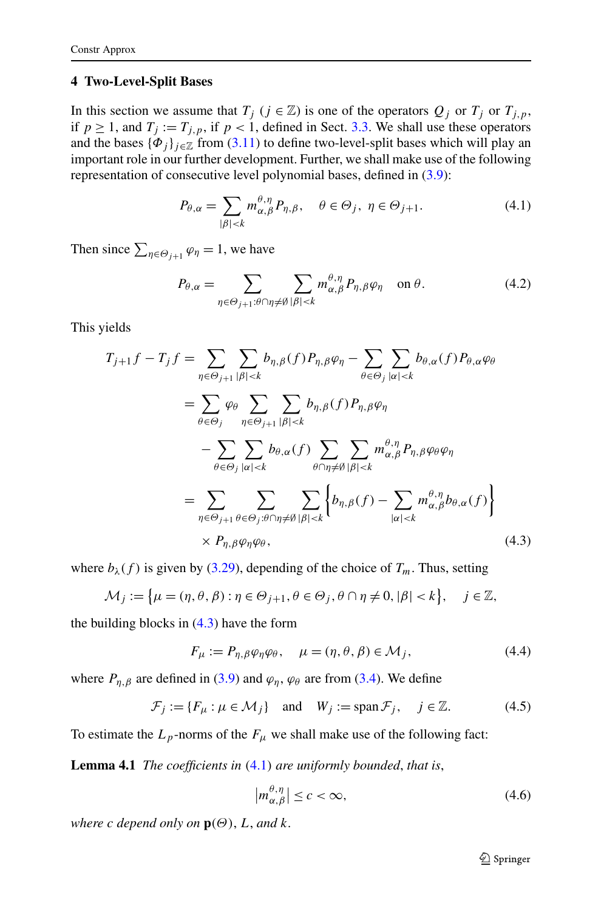## 4 Two-Level-Split Bases

In this section we assume that $T_j$ ($j \in \mathbb{Z}$) is one of the operators $Q_j$ or $T_j$ or $T_{j,p}$, if $p \geq 1$, and $T_j := T_{j,p}$, if $p < 1$, defined in Sect. 3.3. We shall use these operators and the bases $\{\Phi_j\}_{j\in\mathbb{Z}}$ from (3.11) to define two-level-split bases which will play an important role in our further development. Further, we shall make use of the following representation of consecutive level polynomial bases, defined in (3.9):

$$P_{\theta,\alpha} = \sum_{|\beta|<k} m_{\alpha,\beta}^{\theta,\eta} P_{\eta,\beta}, \quad \theta \in \Theta_j,\ \eta \in \Theta_{j+1}. \tag{4.1}$$

Then since $\sum_{\eta\in\Theta_{j+1}} \varphi_\eta = 1$, we have

$$P_{\theta,\alpha} = \sum_{\eta\in\Theta_{j+1}:\theta\cap\eta\neq\emptyset} \sum_{|\beta|<k} m_{\alpha,\beta}^{\theta,\eta} P_{\eta,\beta}\varphi_\eta \quad \text{on } \theta. \tag{4.2}$$

This yields

$$\begin{aligned}
T_{j+1}f - T_j f &= \sum_{\eta\in\Theta_{j+1}} \sum_{|\beta|<k} b_{\eta,\beta}(f) P_{\eta,\beta}\varphi_\eta - \sum_{\theta\in\Theta_j} \sum_{|\alpha|<k} b_{\theta,\alpha}(f) P_{\theta,\alpha}\varphi_\theta \\
&= \sum_{\theta\in\Theta_j} \varphi_\theta \sum_{\eta\in\Theta_{j+1}} \sum_{|\beta|<k} b_{\eta,\beta}(f) P_{\eta,\beta}\varphi_\eta \\
&\quad - \sum_{\theta\in\Theta_j} \sum_{|\alpha|<k} b_{\theta,\alpha}(f) \sum_{\theta\cap\eta\neq\emptyset} \sum_{|\beta|<k} m_{\alpha,\beta}^{\theta,\eta} P_{\eta,\beta}\varphi_\theta\varphi_\eta \\
&= \sum_{\eta\in\Theta_{j+1}} \sum_{\theta\in\Theta_j:\theta\cap\eta\neq\emptyset} \sum_{|\beta|<k} \left\{ b_{\eta,\beta}(f) - \sum_{|\alpha|<k} m_{\alpha,\beta}^{\theta,\eta} b_{\theta,\alpha}(f) \right\} \\
&\quad \times P_{\eta,\beta}\varphi_\eta\varphi_\theta,
\end{aligned} \tag{4.3}$$

where $b_\lambda(f)$ is given by (3.29), depending of the choice of $T_m$. Thus, setting

$$\mathcal{M}_j := \left\{ \mu = (\eta, \theta, \beta) : \eta \in \Theta_{j+1}, \theta \in \Theta_j, \theta \cap \eta \neq 0, |\beta| < k \right\}, \quad j \in \mathbb{Z},$$

the building blocks in (4.3) have the form

$$F_\mu := P_{\eta,\beta}\varphi_\eta\varphi_\theta, \quad \mu = (\eta, \theta, \beta) \in \mathcal{M}_j, \tag{4.4}$$

where $P_{\eta,\beta}$ are defined in (3.9) and $\varphi_\eta$, $\varphi_\theta$ are from (3.4). We define

$$\mathcal{F}_j := \{F_\mu : \mu \in \mathcal{M}_j\} \quad \text{and} \quad W_j := \operatorname{span} \mathcal{F}_j, \quad j \in \mathbb{Z}. \tag{4.5}$$

To estimate the $L_p$-norms of the $F_\mu$ we shall make use of the following fact:

**Lemma 4.1** *The coefficients in* (4.1) *are uniformly bounded*, *that is*,

$$\left| m_{\alpha,\beta}^{\theta,\eta} \right| \leq c < \infty, \tag{4.6}$$

*where c depend only on* $\mathbf{p}(\Theta)$, $L$, *and* $k$.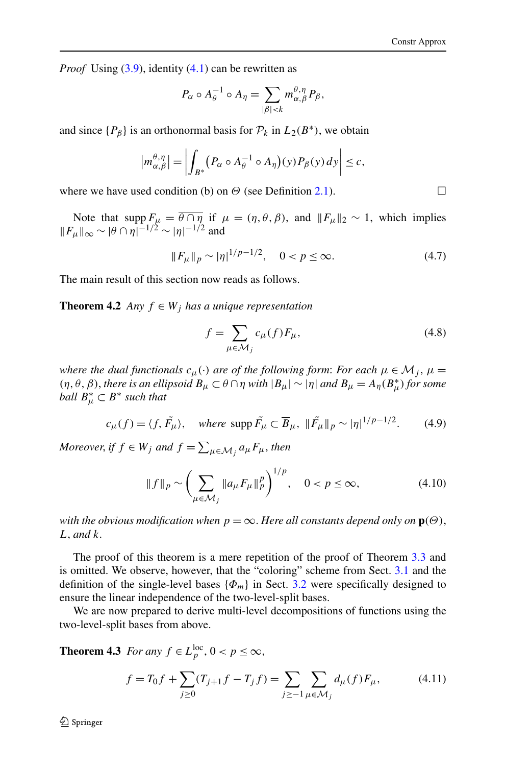*Proof* Using (3.9), identity (4.1) can be rewritten as

$$P_\alpha \circ A_\theta^{-1} \circ A_\eta = \sum_{|\beta|<k} m_{\alpha,\beta}^{\theta,\eta} P_\beta,$$

and since $\{P_\beta\}$ is an orthonormal basis for $\mathcal{P}_k$ in $L_2(B^*)$, we obtain

$$\left|m_{\alpha,\beta}^{\theta,\eta}\right| = \left|\int_{B^*} \left(P_\alpha \circ A_\theta^{-1} \circ A_\eta\right)(y) P_\beta(y)\, dy\right| \le c,$$

where we have used condition (b) on $\Theta$ (see Definition 2.1). □

Note that $\operatorname{supp} F_\mu = \overline{\theta \cap \eta}$ if $\mu = (\eta, \theta, \beta)$, and $\|F_\mu\|_2 \sim 1$, which implies $\|F_\mu\|_\infty \sim |\theta \cap \eta|^{-1/2} \sim |\eta|^{-1/2}$ and

$$\|F_\mu\|_p \sim |\eta|^{1/p-1/2}, \quad 0 < p \le \infty. \tag{4.7}$$

The main result of this section now reads as follows.

**Theorem 4.2** *Any $f \in W_j$ has a unique representation*

$$f = \sum_{\mu \in \mathcal{M}_j} c_\mu(f) F_\mu, \tag{4.8}$$

*where the dual functionals $c_\mu(\cdot)$ are of the following form: For each $\mu \in \mathcal{M}_j$, $\mu = (\eta, \theta, \beta)$, there is an ellipsoid $B_\mu \subset \theta \cap \eta$ with $|B_\mu| \sim |\eta|$ and $B_\mu = A_\eta(B_\mu^*)$ for some ball $B_\mu^* \subset B^*$ such that*

$$c_\mu(f) = \langle f, \tilde{F}_\mu \rangle, \quad \textit{where } \operatorname{supp} \tilde{F}_\mu \subset \overline{B}_\mu,\ \|\tilde{F}_\mu\|_p \sim |\eta|^{1/p-1/2}. \tag{4.9}$$

*Moreover, if $f \in W_j$ and $f = \sum_{\mu \in \mathcal{M}_j} a_\mu F_\mu$, then*

$$\|f\|_p \sim \left(\sum_{\mu \in \mathcal{M}_j} \|a_\mu F_\mu\|_p^p\right)^{1/p}, \quad 0 < p \le \infty, \tag{4.10}$$

*with the obvious modification when $p = \infty$. Here all constants depend only on $\mathbf{p}(\Theta)$, $L$, and $k$.*

The proof of this theorem is a mere repetition of the proof of Theorem 3.3 and is omitted. We observe, however, that the "coloring" scheme from Sect. 3.1 and the definition of the single-level bases $\{\Phi_m\}$ in Sect. 3.2 were specifically designed to ensure the linear independence of the two-level-split bases.

We are now prepared to derive multi-level decompositions of functions using the two-level-split bases from above.

**Theorem 4.3** *For any $f \in L_p^{\mathrm{loc}}$, $0 < p \le \infty$,*

$$f = T_0 f + \sum_{j \ge 0} (T_{j+1} f - T_j f) = \sum_{j \ge -1} \sum_{\mu \in \mathcal{M}_j} d_\mu(f) F_\mu, \tag{4.11}$$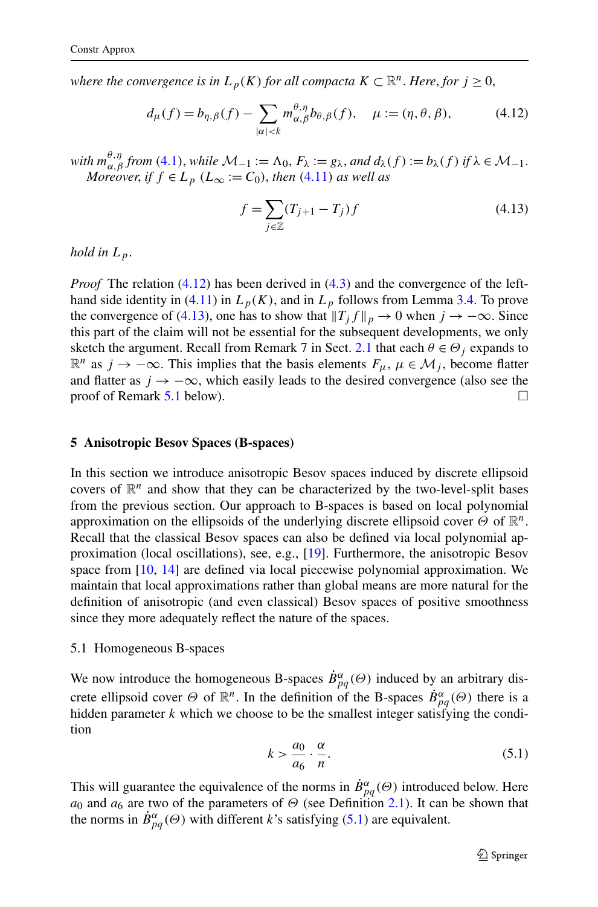*where the convergence is in $L_p(K)$ for all compacta $K \subset \mathbb{R}^n$. Here, for $j \geq 0$,*

$$d_\mu(f) = b_{\eta,\beta}(f) - \sum_{|\alpha|<k} m_{\alpha,\beta}^{\theta,\eta} b_{\theta,\beta}(f), \quad \mu := (\eta, \theta, \beta), \tag{4.12}$$

*with $m_{\alpha,\beta}^{\theta,\eta}$ from (4.1), while $\mathcal{M}_{-1} := \Lambda_0$, $F_\lambda := g_\lambda$, and $d_\lambda(f) := b_\lambda(f)$ if $\lambda \in \mathcal{M}_{-1}$.*
*Moreover, if $f \in L_p$ ($L_\infty := C_0$), then (4.11) as well as*

$$f = \sum_{j\in\mathbb{Z}} (T_{j+1} - T_j) f \tag{4.13}$$

*hold in $L_p$.*

*Proof* The relation (4.12) has been derived in (4.3) and the convergence of the left-hand side identity in (4.11) in $L_p(K)$, and in $L_p$ follows from Lemma 3.4. To prove the convergence of (4.13), one has to show that $\|T_j f\|_p \to 0$ when $j \to -\infty$. Since this part of the claim will not be essential for the subsequent developments, we only sketch the argument. Recall from Remark 7 in Sect. 2.1 that each $\theta \in \Theta_j$ expands to $\mathbb{R}^n$ as $j \to -\infty$. This implies that the basis elements $F_\mu$, $\mu \in \mathcal{M}_j$, become flatter and flatter as $j \to -\infty$, which easily leads to the desired convergence (also see the proof of Remark 5.1 below). $\square$

## 5 Anisotropic Besov Spaces (B-spaces)

In this section we introduce anisotropic Besov spaces induced by discrete ellipsoid covers of $\mathbb{R}^n$ and show that they can be characterized by the two-level-split bases from the previous section. Our approach to B-spaces is based on local polynomial approximation on the ellipsoids of the underlying discrete ellipsoid cover $\Theta$ of $\mathbb{R}^n$. Recall that the classical Besov spaces can also be defined via local polynomial approximation (local oscillations), see, e.g., [19]. Furthermore, the anisotropic Besov space from [10, 14] are defined via local piecewise polynomial approximation. We maintain that local approximations rather than global means are more natural for the definition of anisotropic (and even classical) Besov spaces of positive smoothness since they more adequately reflect the nature of the spaces.

### 5.1 Homogeneous B-spaces

We now introduce the homogeneous B-spaces $\dot{B}^\alpha_{pq}(\Theta)$ induced by an arbitrary discrete ellipsoid cover $\Theta$ of $\mathbb{R}^n$. In the definition of the B-spaces $\dot{B}^\alpha_{pq}(\Theta)$ there is a hidden parameter $k$ which we choose to be the smallest integer satisfying the condition

$$k > \frac{a_0}{a_6} \cdot \frac{\alpha}{n}. \tag{5.1}$$

This will guarantee the equivalence of the norms in $\dot{B}^\alpha_{pq}(\Theta)$ introduced below. Here $a_0$ and $a_6$ are two of the parameters of $\Theta$ (see Definition 2.1). It can be shown that the norms in $\dot{B}^\alpha_{pq}(\Theta)$ with different $k$'s satisfying (5.1) are equivalent.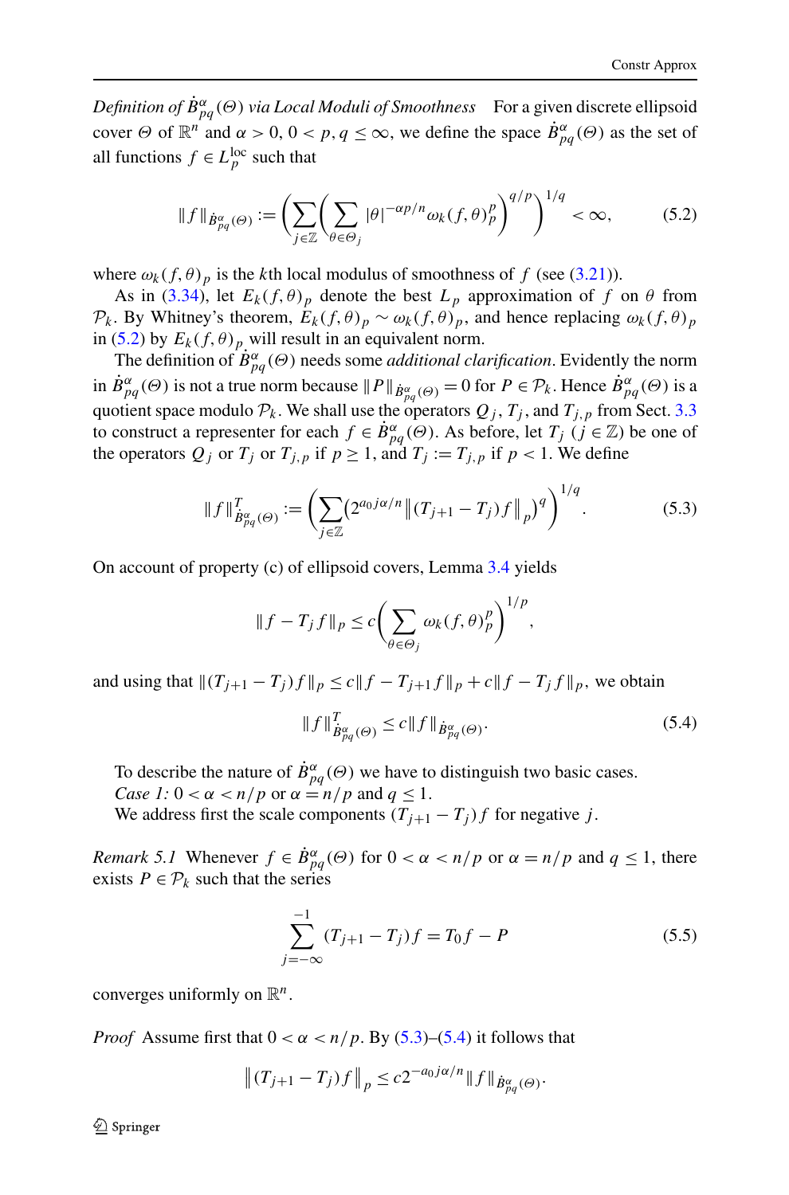*Definition of $\dot{B}^{\alpha}_{pq}(\Theta)$ via Local Moduli of Smoothness* For a given discrete ellipsoid cover $\Theta$ of $\mathbb{R}^n$ and $\alpha > 0$, $0 < p, q \le \infty$, we define the space $\dot{B}^{\alpha}_{pq}(\Theta)$ as the set of all functions $f \in L^{\text{loc}}_p$ such that

$$\|f\|_{\dot{B}^{\alpha}_{pq}(\Theta)} := \left( \sum_{j \in \mathbb{Z}} \left( \sum_{\theta \in \Theta_j} |\theta|^{-\alpha p/n} \omega_k(f, \theta)_p^p \right)^{q/p} \right)^{1/q} < \infty, \tag{5.2}$$

where $\omega_k(f,\theta)_p$ is the $k$th local modulus of smoothness of $f$ (see (3.21)).

As in (3.34), let $E_k(f,\theta)_p$ denote the best $L_p$ approximation of $f$ on $\theta$ from $\mathcal{P}_k$. By Whitney's theorem, $E_k(f,\theta)_p \sim \omega_k(f,\theta)_p$, and hence replacing $\omega_k(f,\theta)_p$ in (5.2) by $E_k(f,\theta)_p$ will result in an equivalent norm.

The definition of $\dot{B}^{\alpha}_{pq}(\Theta)$ needs some *additional clarification*. Evidently the norm in $\dot{B}^{\alpha}_{pq}(\Theta)$ is not a true norm because $\|P\|_{\dot{B}^{\alpha}_{pq}(\Theta)} = 0$ for $P \in \mathcal{P}_k$. Hence $\dot{B}^{\alpha}_{pq}(\Theta)$ is a quotient space modulo $\mathcal{P}_k$. We shall use the operators $Q_j$, $T_j$, and $T_{j,p}$ from Sect. 3.3 to construct a representer for each $f \in \dot{B}^{\alpha}_{pq}(\Theta)$. As before, let $T_j$ ($j \in \mathbb{Z}$) be one of the operators $Q_j$ or $T_j$ or $T_{j,p}$ if $p \ge 1$, and $T_j := T_{j,p}$ if $p < 1$. We define

$$\|f\|^{T}_{\dot{B}^{\alpha}_{pq}(\Theta)} := \left( \sum_{j \in \mathbb{Z}} \left( 2^{a_0 j\alpha/n} \left\| (T_{j+1} - T_j) f \right\|_p \right)^q \right)^{1/q}. \tag{5.3}$$

On account of property (c) of ellipsoid covers, Lemma 3.4 yields

$$\|f - T_j f\|_p \le c \left( \sum_{\theta \in \Theta_j} \omega_k(f,\theta)_p^p \right)^{1/p},$$

and using that $\|(T_{j+1} - T_j) f\|_p \le c\|f - T_{j+1} f\|_p + c\|f - T_j f\|_p$, we obtain

$$\|f\|^{T}_{\dot{B}^{\alpha}_{pq}(\Theta)} \le c \|f\|_{\dot{B}^{\alpha}_{pq}(\Theta)}. \tag{5.4}$$

To describe the nature of $\dot{B}^{\alpha}_{pq}(\Theta)$ we have to distinguish two basic cases.
*Case 1:* $0 < \alpha < n/p$ or $\alpha = n/p$ and $q \le 1$.
We address first the scale components $(T_{j+1} - T_j) f$ for negative $j$.

*Remark 5.1* Whenever $f \in \dot{B}^{\alpha}_{pq}(\Theta)$ for $0 < \alpha < n/p$ or $\alpha = n/p$ and $q \le 1$, there exists $P \in \mathcal{P}_k$ such that the series

$$\sum_{j=-\infty}^{-1} (T_{j+1} - T_j) f = T_0 f - P \tag{5.5}$$

converges uniformly on $\mathbb{R}^n$.

*Proof* Assume first that $0 < \alpha < n/p$. By (5.3)–(5.4) it follows that

$$\left\| (T_{j+1} - T_j) f \right\|_p \le c 2^{-a_0 j\alpha/n} \|f\|_{\dot{B}^{\alpha}_{pq}(\Theta)}.$$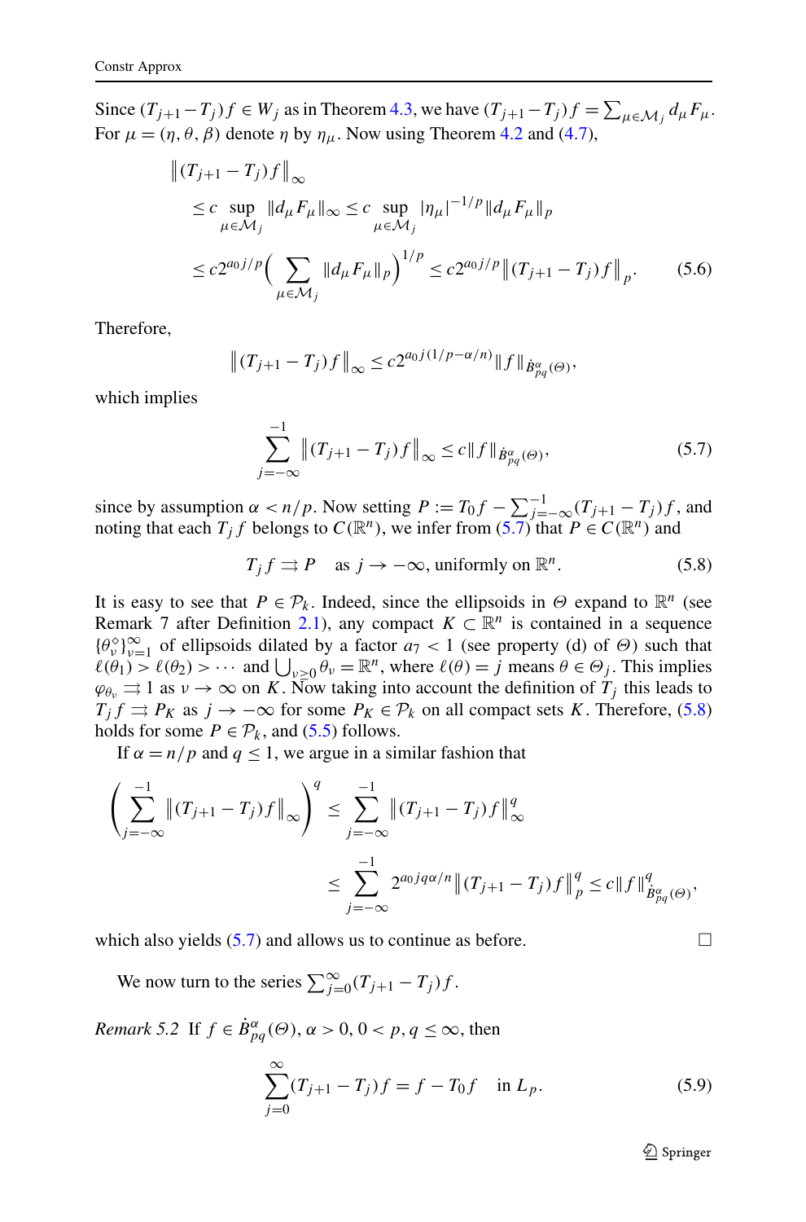Since $(T_{j+1} - T_j)f \in W_j$ as in Theorem 4.3, we have $(T_{j+1} - T_j)f = \sum_{\mu \in \mathcal{M}_j} d_\mu F_\mu$. For $\mu = (\eta, \theta, \beta)$ denote $\eta$ by $\eta_\mu$. Now using Theorem 4.2 and (4.7),

$$
\begin{aligned}
&\left\| (T_{j+1} - T_j)f \right\|_\infty \\
&\quad \le c \sup_{\mu \in \mathcal{M}_j} \|d_\mu F_\mu\|_\infty \le c \sup_{\mu \in \mathcal{M}_j} |\eta_\mu|^{-1/p} \|d_\mu F_\mu\|_p \\
&\quad \le c 2^{a_0 j/p} \Big( \sum_{\mu \in \mathcal{M}_j} \|d_\mu F_\mu\|_p \Big)^{1/p} \le c 2^{a_0 j/p} \left\| (T_{j+1} - T_j)f \right\|_p. \qquad (5.6)
\end{aligned}
$$

Therefore,

$$
\left\| (T_{j+1} - T_j)f \right\|_\infty \le c 2^{a_0 j (1/p - \alpha/n)} \|f\|_{\dot{B}^\alpha_{pq}(\Theta)},
$$

which implies

$$
\sum_{j=-\infty}^{-1} \left\| (T_{j+1} - T_j)f \right\|_\infty \le c \|f\|_{\dot{B}^\alpha_{pq}(\Theta)}, \qquad (5.7)
$$

since by assumption $\alpha < n/p$. Now setting $P := T_0 f - \sum_{j=-\infty}^{-1} (T_{j+1} - T_j)f$, and noting that each $T_j f$ belongs to $C(\mathbb{R}^n)$, we infer from (5.7) that $P \in C(\mathbb{R}^n)$ and

$$
T_j f \rightrightarrows P \quad \text{as } j \to -\infty, \text{ uniformly on } \mathbb{R}^n. \qquad (5.8)
$$

It is easy to see that $P \in \mathcal{P}_k$. Indeed, since the ellipsoids in $\Theta$ expand to $\mathbb{R}^n$ (see Remark 7 after Definition 2.1), any compact $K \subset \mathbb{R}^n$ is contained in a sequence $\{\theta_\nu^\diamond\}_{\nu=1}^\infty$ of ellipsoids dilated by a factor $a_7 < 1$ (see property (d) of $\Theta$) such that $\ell(\theta_1) > \ell(\theta_2) > \cdots$ and $\bigcup_{\nu \ge 0} \theta_\nu = \mathbb{R}^n$, where $\ell(\theta) = j$ means $\theta \in \Theta_j$. This implies $\varphi_{\theta_\nu} \rightrightarrows 1$ as $\nu \to \infty$ on $K$. Now taking into account the definition of $T_j$ this leads to $T_j f \rightrightarrows P_K$ as $j \to -\infty$ for some $P_K \in \mathcal{P}_k$ on all compact sets $K$. Therefore, (5.8) holds for some $P \in \mathcal{P}_k$, and (5.5) follows.

If $\alpha = n/p$ and $q \le 1$, we argue in a similar fashion that

$$
\begin{aligned}
\Big( \sum_{j=-\infty}^{-1} \left\| (T_{j+1} - T_j)f \right\|_\infty \Big)^q &\le \sum_{j=-\infty}^{-1} \left\| (T_{j+1} - T_j)f \right\|_\infty^q \\
&\le \sum_{j=-\infty}^{-1} 2^{a_0 j q \alpha/n} \left\| (T_{j+1} - T_j)f \right\|_p^q \le c \|f\|^q_{\dot{B}^\alpha_{pq}(\Theta)},
\end{aligned}
$$

which also yields (5.7) and allows us to continue as before. □

We now turn to the series $\sum_{j=0}^\infty (T_{j+1} - T_j)f$.

*Remark 5.2* If $f \in \dot{B}^\alpha_{pq}(\Theta)$, $\alpha > 0$, $0 < p, q \le \infty$, then

$$
\sum_{j=0}^\infty (T_{j+1} - T_j)f = f - T_0 f \quad \text{in } L_p. \qquad (5.9)
$$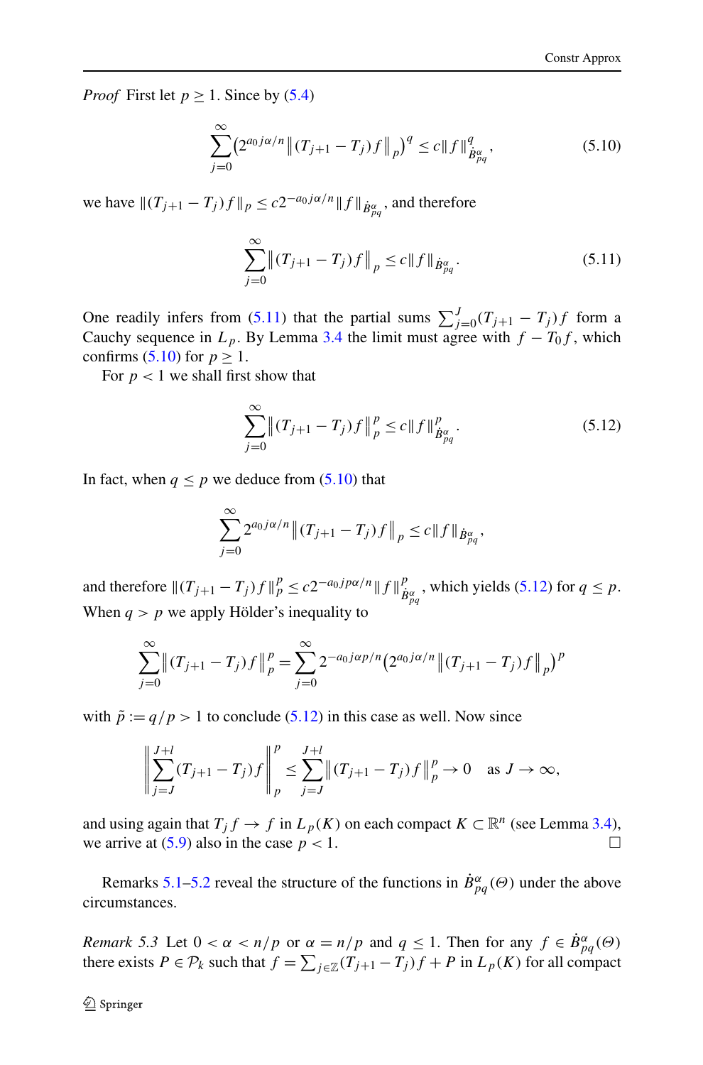*Proof* First let $p \geq 1$. Since by (5.4)

$$\sum_{j=0}^{\infty} \left(2^{a_0 j\alpha/n} \left\| (T_{j+1} - T_j) f \right\|_p \right)^q \leq c \| f \|_{\dot{B}^{\alpha}_{pq}}^q , \tag{5.10}$$

we have $\|(T_{j+1} - T_j) f\|_p \leq c 2^{-a_0 j\alpha/n} \|f\|_{\dot{B}^{\alpha}_{pq}}$, and therefore

$$\sum_{j=0}^{\infty} \left\| (T_{j+1} - T_j) f \right\|_p \leq c \| f \|_{\dot{B}^{\alpha}_{pq}} . \tag{5.11}$$

One readily infers from (5.11) that the partial sums $\sum_{j=0}^{J} (T_{j+1} - T_j) f$ form a Cauchy sequence in $L_p$. By Lemma 3.4 the limit must agree with $f - T_0 f$, which confirms (5.10) for $p \geq 1$.

For $p < 1$ we shall first show that

$$\sum_{j=0}^{\infty} \left\| (T_{j+1} - T_j) f \right\|_p^p \leq c \| f \|_{\dot{B}^{\alpha}_{pq}}^p . \tag{5.12}$$

In fact, when $q \leq p$ we deduce from (5.10) that

$$\sum_{j=0}^{\infty} 2^{a_0 j\alpha/n} \left\| (T_{j+1} - T_j) f \right\|_p \leq c \| f \|_{\dot{B}^{\alpha}_{pq}} ,$$

and therefore $\|(T_{j+1} - T_j) f\|_p^p \leq c 2^{-a_0 jp\alpha/n} \|f\|_{\dot{B}^{\alpha}_{pq}}^p$, which yields (5.12) for $q \leq p$. When $q > p$ we apply Hölder's inequality to

$$\sum_{j=0}^{\infty} \left\| (T_{j+1} - T_j) f \right\|_p^p = \sum_{j=0}^{\infty} 2^{-a_0 j\alpha p/n} \left(2^{a_0 j\alpha/n} \left\| (T_{j+1} - T_j) f \right\|_p \right)^p$$

with $\tilde{p} := q/p > 1$ to conclude (5.12) in this case as well. Now since

$$\left\| \sum_{j=J}^{J+l} (T_{j+1} - T_j) f \right\|_p^p \leq \sum_{j=J}^{J+l} \left\| (T_{j+1} - T_j) f \right\|_p^p \to 0 \quad \text{as } J \to \infty,$$

and using again that $T_j f \to f$ in $L_p(K)$ on each compact $K \subset \mathbb{R}^n$ (see Lemma 3.4), we arrive at (5.9) also in the case $p < 1$. □

Remarks 5.1–5.2 reveal the structure of the functions in $\dot{B}^{\alpha}_{pq}(\Theta)$ under the above circumstances.

*Remark 5.3* Let $0 < \alpha < n/p$ or $\alpha = n/p$ and $q \leq 1$. Then for any $f \in \dot{B}^{\alpha}_{pq}(\Theta)$ there exists $P \in \mathcal{P}_k$ such that $f = \sum_{j \in \mathbb{Z}} (T_{j+1} - T_j) f + P$ in $L_p(K)$ for all compact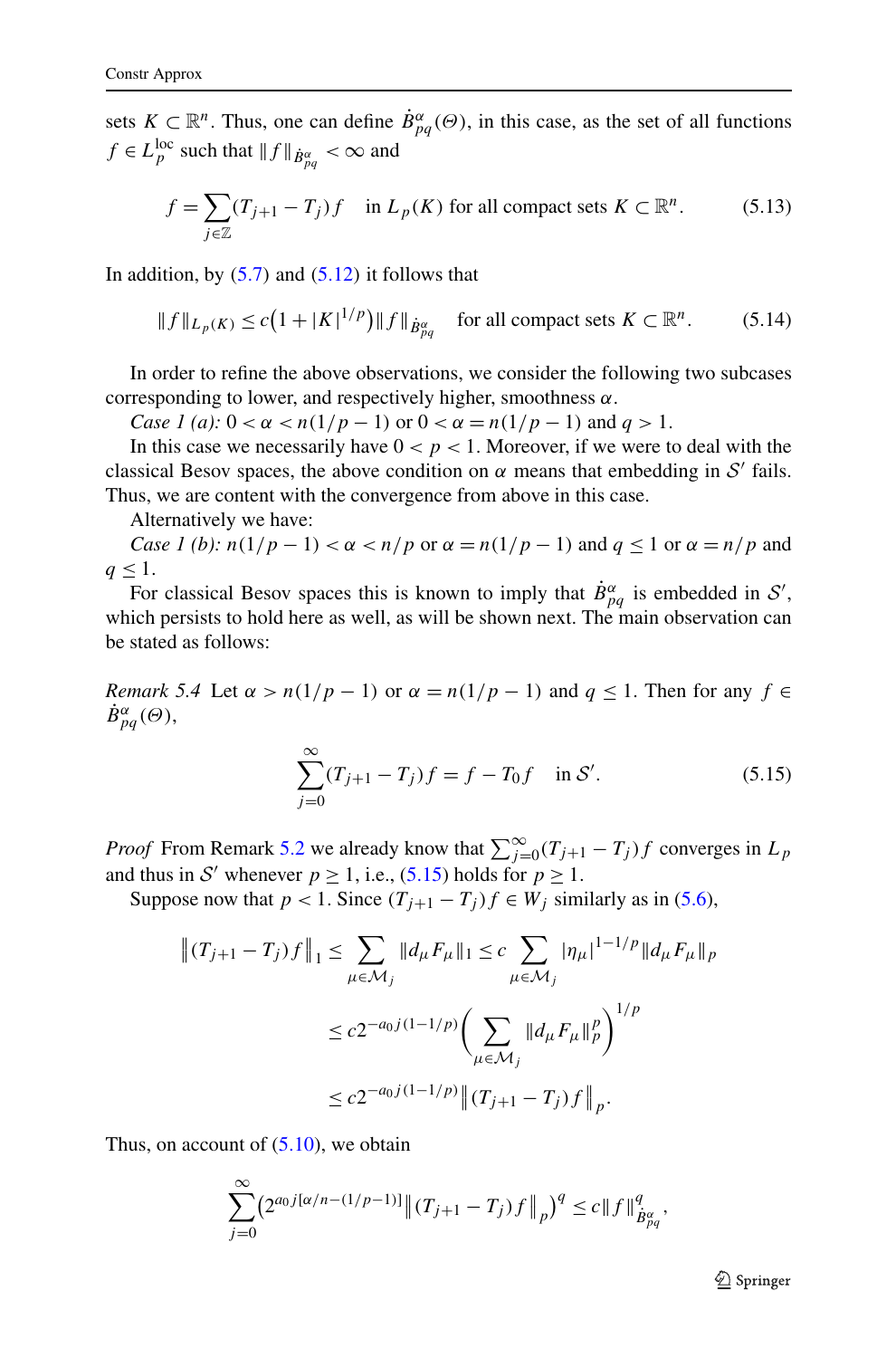sets $K \subset \mathbb{R}^n$. Thus, one can define $\dot{B}^\alpha_{pq}(\Theta)$, in this case, as the set of all functions $f \in L^{\text{loc}}_p$ such that $\|f\|_{\dot{B}^\alpha_{pq}} < \infty$ and

$$f = \sum_{j \in \mathbb{Z}} (T_{j+1} - T_j) f \quad \text{in } L_p(K) \text{ for all compact sets } K \subset \mathbb{R}^n. \tag{5.13}$$

In addition, by (5.7) and (5.12) it follows that

$$\|f\|_{L_p(K)} \le c\big(1 + |K|^{1/p}\big)\|f\|_{\dot{B}^\alpha_{pq}} \quad \text{for all compact sets } K \subset \mathbb{R}^n. \tag{5.14}$$

In order to refine the above observations, we consider the following two subcases corresponding to lower, and respectively higher, smoothness $\alpha$.

*Case 1 (a):* $0 < \alpha < n(1/p - 1)$ or $0 < \alpha = n(1/p - 1)$ and $q > 1$.

In this case we necessarily have $0 < p < 1$. Moreover, if we were to deal with the classical Besov spaces, the above condition on $\alpha$ means that embedding in $\mathcal{S}'$ fails. Thus, we are content with the convergence from above in this case.

Alternatively we have:

*Case 1 (b):* $n(1/p - 1) < \alpha < n/p$ or $\alpha = n(1/p - 1)$ and $q \le 1$ or $\alpha = n/p$ and $q \le 1$.

For classical Besov spaces this is known to imply that $\dot{B}^\alpha_{pq}$ is embedded in $\mathcal{S}'$, which persists to hold here as well, as will be shown next. The main observation can be stated as follows:

*Remark 5.4* Let $\alpha > n(1/p - 1)$ or $\alpha = n(1/p - 1)$ and $q \le 1$. Then for any $f \in \dot{B}^\alpha_{pq}(\Theta)$,

$$\sum_{j=0}^{\infty} (T_{j+1} - T_j) f = f - T_0 f \quad \text{in } \mathcal{S}'. \tag{5.15}$$

*Proof* From Remark 5.2 we already know that $\sum_{j=0}^{\infty}(T_{j+1} - T_j) f$ converges in $L_p$ and thus in $\mathcal{S}'$ whenever $p \ge 1$, i.e., (5.15) holds for $p \ge 1$.

Suppose now that $p < 1$. Since $(T_{j+1} - T_j) f \in W_j$ similarly as in (5.6),

$$\begin{aligned}
\big\|(T_{j+1} - T_j) f\big\|_1 &\le \sum_{\mu \in \mathcal{M}_j} \|d_\mu F_\mu\|_1 \le c \sum_{\mu \in \mathcal{M}_j} |\eta_\mu|^{1-1/p} \|d_\mu F_\mu\|_p \\
&\le c 2^{-a_0 j(1-1/p)} \bigg(\sum_{\mu \in \mathcal{M}_j} \|d_\mu F_\mu\|_p^p\bigg)^{1/p} \\
&\le c 2^{-a_0 j(1-1/p)} \big\|(T_{j+1} - T_j) f\big\|_p.
\end{aligned}$$

Thus, on account of (5.10), we obtain

$$\sum_{j=0}^{\infty} \big(2^{a_0 j[\alpha/n - (1/p - 1)]} \big\|(T_{j+1} - T_j) f\big\|_p\big)^q \le c \|f\|^q_{\dot{B}^\alpha_{pq}},$$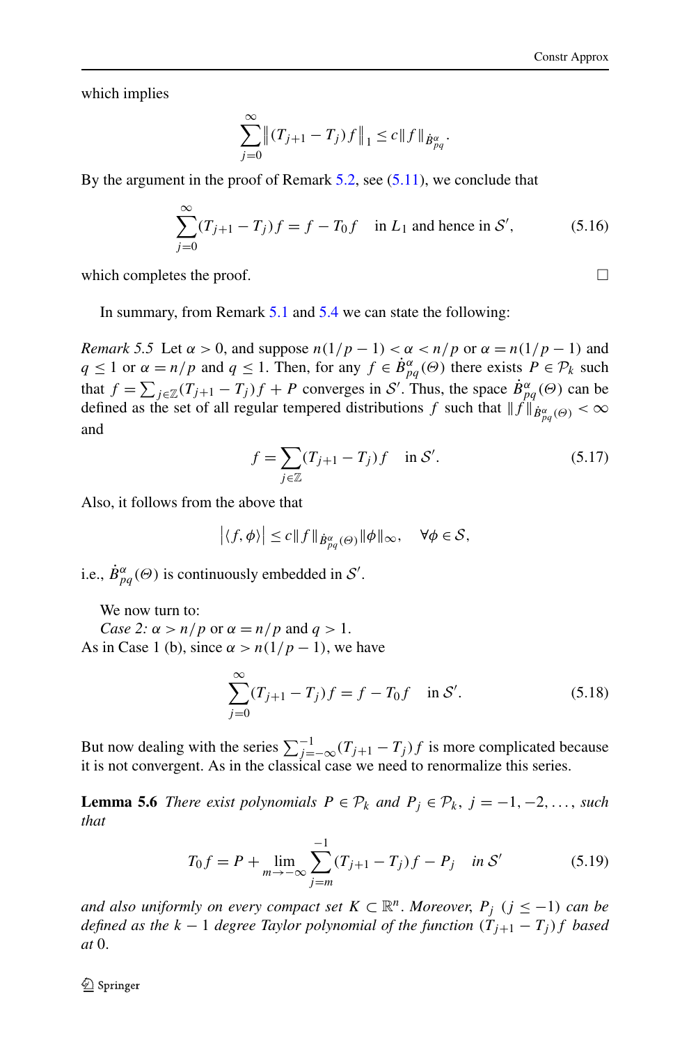which implies

$$\sum_{j=0}^{\infty} \left\| (T_{j+1} - T_j) f \right\|_1 \le c \|f\|_{\dot{B}^{\alpha}_{pq}}.$$

By the argument in the proof of Remark 5.2, see (5.11), we conclude that

$$\sum_{j=0}^{\infty} (T_{j+1} - T_j) f = f - T_0 f \quad \text{in } L_1 \text{ and hence in } \mathcal{S}', \tag{5.16}$$

which completes the proof. □

In summary, from Remark 5.1 and 5.4 we can state the following:

*Remark 5.5* Let $\alpha > 0$, and suppose $n(1/p - 1) < \alpha < n/p$ or $\alpha = n(1/p - 1)$ and $q \le 1$ or $\alpha = n/p$ and $q \le 1$. Then, for any $f \in \dot{B}^{\alpha}_{pq}(\Theta)$ there exists $P \in \mathcal{P}_k$ such that $f = \sum_{j \in \mathbb{Z}} (T_{j+1} - T_j) f + P$ converges in $\mathcal{S}'$. Thus, the space $\dot{B}^{\alpha}_{pq}(\Theta)$ can be defined as the set of all regular tempered distributions $f$ such that $\|f\|_{\dot{B}^{\alpha}_{pq}(\Theta)} < \infty$ and

$$f = \sum_{j \in \mathbb{Z}} (T_{j+1} - T_j) f \quad \text{in } \mathcal{S}'. \tag{5.17}$$

Also, it follows from the above that

$$\left| \langle f, \phi \rangle \right| \le c \|f\|_{\dot{B}^{\alpha}_{pq}(\Theta)} \|\phi\|_{\infty}, \quad \forall \phi \in \mathcal{S},$$

i.e., $\dot{B}^{\alpha}_{pq}(\Theta)$ is continuously embedded in $\mathcal{S}'$.

We now turn to:

*Case 2:* $\alpha > n/p$ or $\alpha = n/p$ and $q > 1$.

As in Case 1 (b), since $\alpha > n(1/p - 1)$, we have

$$\sum_{j=0}^{\infty} (T_{j+1} - T_j) f = f - T_0 f \quad \text{in } \mathcal{S}'. \tag{5.18}$$

But now dealing with the series $\sum_{j=-\infty}^{-1} (T_{j+1} - T_j) f$ is more complicated because it is not convergent. As in the classical case we need to renormalize this series.

**Lemma 5.6** *There exist polynomials $P \in \mathcal{P}_k$ and $P_j \in \mathcal{P}_k$, $j = -1, -2, \dots$, such that*

$$T_0 f = P + \lim_{m \to -\infty} \sum_{j=m}^{-1} (T_{j+1} - T_j) f - P_j \quad \text{in } \mathcal{S}' \tag{5.19}$$

*and also uniformly on every compact set $K \subset \mathbb{R}^n$. Moreover, $P_j$ ($j \le -1$) can be defined as the $k - 1$ degree Taylor polynomial of the function $(T_{j+1} - T_j) f$ based at* 0.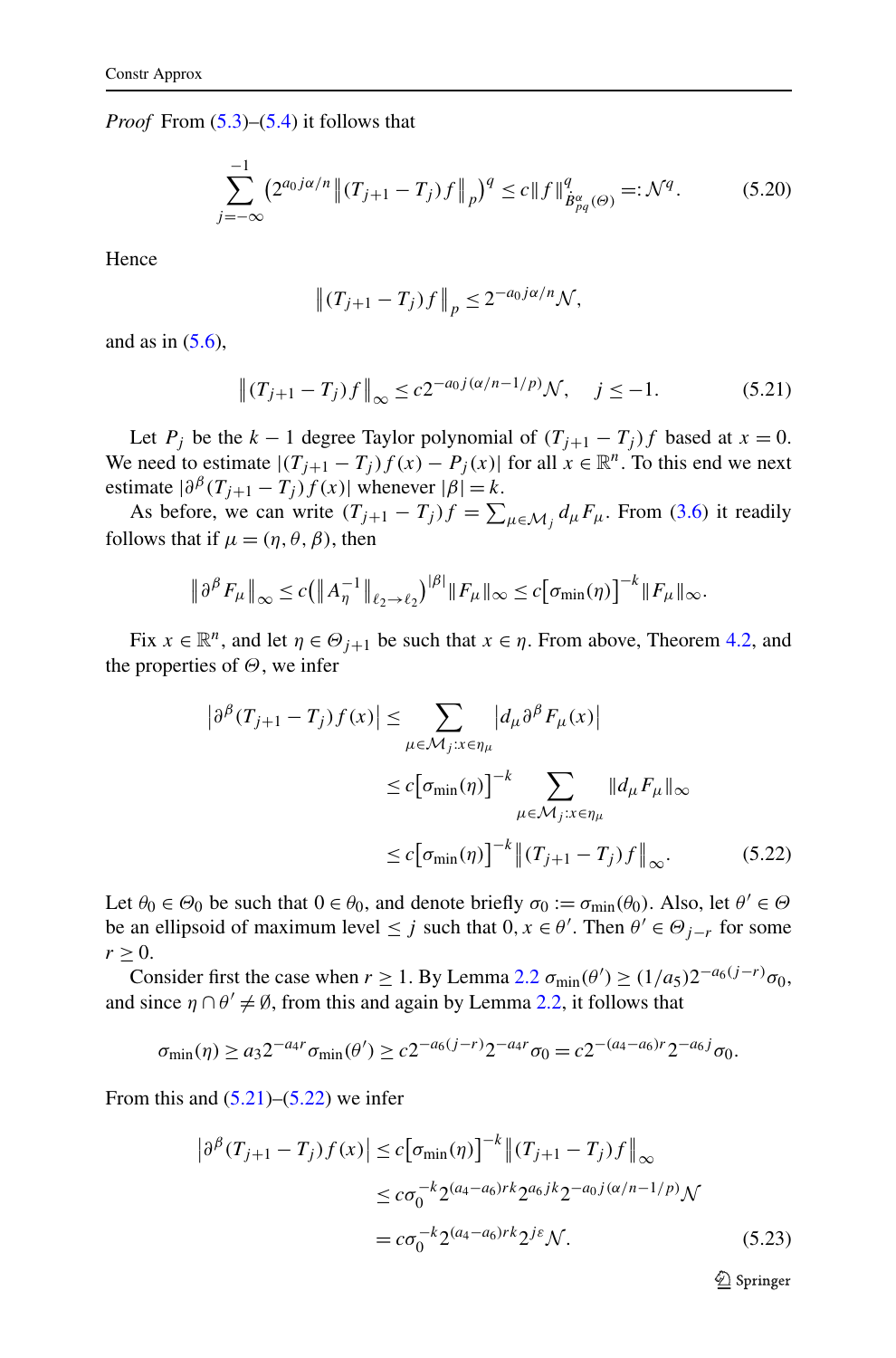*Proof* From (5.3)–(5.4) it follows that

$$\sum_{j=-\infty}^{-1} \left(2^{a_0 j\alpha/n} \left\| (T_{j+1} - T_j) f \right\|_p \right)^q \le c \|f\|^q_{\dot{B}^{\alpha}_{pq}(\Theta)} =: \mathcal{N}^q. \tag{5.20}$$

Hence

$$\left\| (T_{j+1} - T_j) f \right\|_p \le 2^{-a_0 j\alpha/n} \mathcal{N},$$

and as in (5.6),

$$\left\| (T_{j+1} - T_j) f \right\|_\infty \le c 2^{-a_0 j(\alpha/n - 1/p)} \mathcal{N}, \quad j \le -1. \tag{5.21}$$

Let $P_j$ be the $k-1$ degree Taylor polynomial of $(T_{j+1} - T_j) f$ based at $x = 0$. We need to estimate $|(T_{j+1} - T_j) f(x) - P_j(x)|$ for all $x \in \mathbb{R}^n$. To this end we next estimate $|\partial^\beta (T_{j+1} - T_j) f(x)|$ whenever $|\beta| = k$.

As before, we can write $(T_{j+1} - T_j) f = \sum_{\mu \in \mathcal{M}_j} d_\mu F_\mu$. From (3.6) it readily follows that if $\mu = (\eta, \theta, \beta)$, then

$$\left\| \partial^\beta F_\mu \right\|_\infty \le c \left( \left\| A_\eta^{-1} \right\|_{\ell_2 \to \ell_2} \right)^{|\beta|} \|F_\mu\|_\infty \le c \left[ \sigma_{\min}(\eta) \right]^{-k} \|F_\mu\|_\infty.$$

Fix $x \in \mathbb{R}^n$, and let $\eta \in \Theta_{j+1}$ be such that $x \in \eta$. From above, Theorem 4.2, and the properties of $\Theta$, we infer

$$\begin{aligned}
\left| \partial^\beta (T_{j+1} - T_j) f(x) \right| &\le \sum_{\mu \in \mathcal{M}_j : x \in \eta_\mu} \left| d_\mu \partial^\beta F_\mu(x) \right| \\
&\le c \left[ \sigma_{\min}(\eta) \right]^{-k} \sum_{\mu \in \mathcal{M}_j : x \in \eta_\mu} \|d_\mu F_\mu\|_\infty \\
&\le c \left[ \sigma_{\min}(\eta) \right]^{-k} \left\| (T_{j+1} - T_j) f \right\|_\infty.
\end{aligned} \tag{5.22}$$

Let $\theta_0 \in \Theta_0$ be such that $0 \in \theta_0$, and denote briefly $\sigma_0 := \sigma_{\min}(\theta_0)$. Also, let $\theta' \in \Theta$ be an ellipsoid of maximum level $\le j$ such that $0, x \in \theta'$. Then $\theta' \in \Theta_{j-r}$ for some $r \ge 0$.

Consider first the case when $r \ge 1$. By Lemma 2.2 $\sigma_{\min}(\theta') \ge (1/a_5) 2^{-a_6(j-r)} \sigma_0$, and since $\eta \cap \theta' \ne \emptyset$, from this and again by Lemma 2.2, it follows that

$$\sigma_{\min}(\eta) \ge a_3 2^{-a_4 r} \sigma_{\min}(\theta') \ge c 2^{-a_6(j-r)} 2^{-a_4 r} \sigma_0 = c 2^{-(a_4 - a_6) r} 2^{-a_6 j} \sigma_0.$$

From this and (5.21)–(5.22) we infer

$$\begin{aligned}
\left| \partial^\beta (T_{j+1} - T_j) f(x) \right| &\le c \left[ \sigma_{\min}(\eta) \right]^{-k} \left\| (T_{j+1} - T_j) f \right\|_\infty \\
&\le c \sigma_0^{-k} 2^{(a_4 - a_6) r k} 2^{a_6 j k} 2^{-a_0 j(\alpha/n - 1/p)} \mathcal{N} \\
&= c \sigma_0^{-k} 2^{(a_4 - a_6) r k} 2^{j\varepsilon} \mathcal{N}.
\end{aligned} \tag{5.23}$$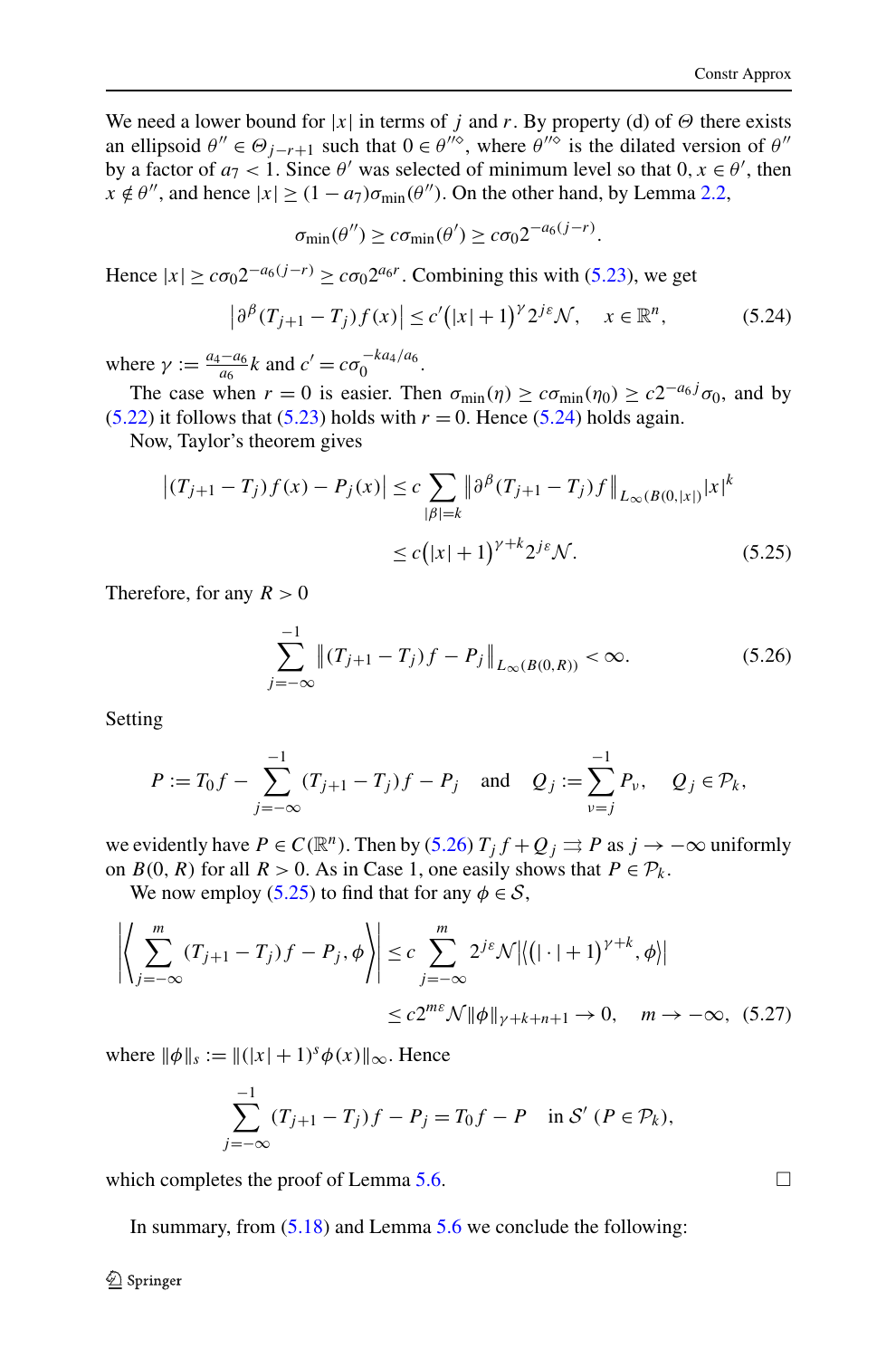We need a lower bound for $|x|$ in terms of $j$ and $r$. By property (d) of $\Theta$ there exists an ellipsoid $\theta'' \in \Theta_{j-r+1}$ such that $0 \in \theta''^{\diamond}$, where $\theta''^{\diamond}$ is the dilated version of $\theta''$ by a factor of $a_7 < 1$. Since $\theta'$ was selected of minimum level so that $0, x \in \theta'$, then $x \notin \theta''$, and hence $|x| \geq (1 - a_7)\sigma_{\min}(\theta'')$. On the other hand, by Lemma 2.2,

$$\sigma_{\min}(\theta'') \geq c\sigma_{\min}(\theta') \geq c\sigma_0 2^{-a_6(j-r)}.$$

Hence $|x| \geq c\sigma_0 2^{-a_6(j-r)} \geq c\sigma_0 2^{a_6 r}$. Combining this with (5.23), we get

$$\left|\partial^\beta (T_{j+1} - T_j) f(x)\right| \leq c'\big(|x| + 1\big)^\gamma 2^{j\varepsilon} \mathcal{N}, \quad x \in \mathbb{R}^n, \tag{5.24}$$

where $\gamma := \frac{a_4 - a_6}{a_6} k$ and $c' = c\sigma_0^{-k a_4/a_6}$.

The case when $r = 0$ is easier. Then $\sigma_{\min}(\eta) \geq c\sigma_{\min}(\eta_0) \geq c2^{-a_6 j}\sigma_0$, and by (5.22) it follows that (5.23) holds with $r = 0$. Hence (5.24) holds again.

Now, Taylor's theorem gives

$$\begin{aligned}\left|(T_{j+1} - T_j) f(x) - P_j(x)\right| &\leq c \sum_{|\beta| = k} \left\|\partial^\beta (T_{j+1} - T_j) f\right\|_{L_\infty(B(0,|x|))} |x|^k \\ &\leq c\big(|x| + 1\big)^{\gamma + k} 2^{j\varepsilon} \mathcal{N}. \end{aligned}\tag{5.25}$$

Therefore, for any $R > 0$

$$\sum_{j=-\infty}^{-1} \left\|(T_{j+1} - T_j) f - P_j\right\|_{L_\infty(B(0,R))} < \infty. \tag{5.26}$$

Setting

$$P := T_0 f - \sum_{j=-\infty}^{-1} (T_{j+1} - T_j) f - P_j \quad \text{and} \quad Q_j := \sum_{\nu=j}^{-1} P_\nu, \quad Q_j \in \mathcal{P}_k,$$

we evidently have $P \in C(\mathbb{R}^n)$. Then by (5.26) $T_j f + Q_j \rightrightarrows P$ as $j \to -\infty$ uniformly on $B(0, R)$ for all $R > 0$. As in Case 1, one easily shows that $P \in \mathcal{P}_k$.

We now employ (5.25) to find that for any $\phi \in \mathcal{S}$,

$$\begin{aligned}\left|\left\langle \sum_{j=-\infty}^{m} (T_{j+1} - T_j) f - P_j, \phi \right\rangle\right| &\leq c \sum_{j=-\infty}^{m} 2^{j\varepsilon} \mathcal{N} \left|\left\langle (|\cdot| + 1)^{\gamma + k}, \phi \right\rangle\right| \\ &\leq c 2^{m\varepsilon} \mathcal{N} \|\phi\|_{\gamma + k + n + 1} \to 0, \quad m \to -\infty, \end{aligned}\tag{5.27}$$

where $\|\phi\|_s := \|(|x| + 1)^s \phi(x)\|_\infty$. Hence

$$\sum_{j=-\infty}^{-1} (T_{j+1} - T_j) f - P_j = T_0 f - P \quad \text{in } \mathcal{S}' \ (P \in \mathcal{P}_k),$$

which completes the proof of Lemma 5.6. □

In summary, from (5.18) and Lemma 5.6 we conclude the following: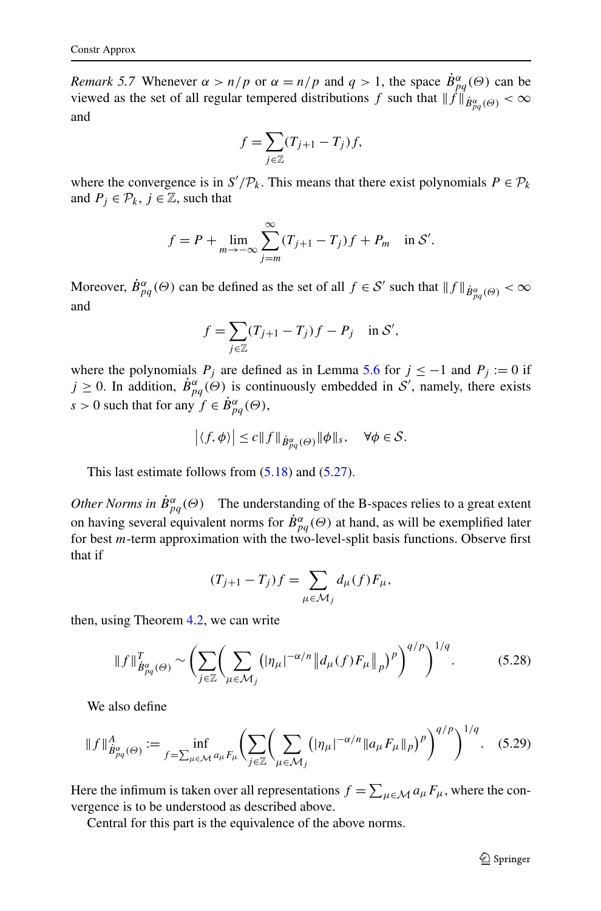*Remark 5.7* Whenever $\alpha > n/p$ or $\alpha = n/p$ and $q > 1$, the space $\dot{B}^{\alpha}_{pq}(\Theta)$ can be viewed as the set of all regular tempered distributions $f$ such that $\|f\|_{\dot{B}^{\alpha}_{pq}(\Theta)} < \infty$ and

$$f = \sum_{j\in\mathbb{Z}} (T_{j+1} - T_j) f,$$

where the convergence is in $\mathcal{S}'/\mathcal{P}_k$. This means that there exist polynomials $P \in \mathcal{P}_k$ and $P_j \in \mathcal{P}_k$, $j \in \mathbb{Z}$, such that

$$f = P + \lim_{m\to -\infty} \sum_{j=m}^{\infty} (T_{j+1} - T_j) f + P_m \quad \text{in } \mathcal{S}'.$$

Moreover, $\dot{B}^{\alpha}_{pq}(\Theta)$ can be defined as the set of all $f \in \mathcal{S}'$ such that $\|f\|_{\dot{B}^{\alpha}_{pq}(\Theta)} < \infty$ and

$$f = \sum_{j\in\mathbb{Z}} (T_{j+1} - T_j) f - P_j \quad \text{in } \mathcal{S}',$$

where the polynomials $P_j$ are defined as in Lemma 5.6 for $j \le -1$ and $P_j := 0$ if $j \ge 0$. In addition, $\dot{B}^{\alpha}_{pq}(\Theta)$ is continuously embedded in $\mathcal{S}'$, namely, there exists $s > 0$ such that for any $f \in \dot{B}^{\alpha}_{pq}(\Theta)$,

$$\left|\langle f, \phi\rangle\right| \le c\|f\|_{\dot{B}^{\alpha}_{pq}(\Theta)} \|\phi\|_s, \quad \forall \phi \in \mathcal{S}.$$

This last estimate follows from (5.18) and (5.27).

*Other Norms in* $\dot{B}^{\alpha}_{pq}(\Theta)$ The understanding of the B-spaces relies to a great extent on having several equivalent norms for $\dot{B}^{\alpha}_{pq}(\Theta)$ at hand, as will be exemplified later for best $m$-term approximation with the two-level-split basis functions. Observe first that if

$$(T_{j+1} - T_j) f = \sum_{\mu\in\mathcal{M}_j} d_\mu(f) F_\mu,$$

then, using Theorem 4.2, we can write

$$\|f\|^{T}_{\dot{B}^{\alpha}_{pq}(\Theta)} \sim \left( \sum_{j\in\mathbb{Z}} \left( \sum_{\mu\in\mathcal{M}_j} \left(|\eta_\mu|^{-\alpha/n} \left\| d_\mu(f) F_\mu \right\|_p\right)^p \right)^{q/p} \right)^{1/q}. \tag{5.28}$$

We also define

$$\|f\|^{A}_{\dot{B}^{\alpha}_{pq}(\Theta)} := \inf_{f = \sum_{\mu\in\mathcal{M}} a_\mu F_\mu} \left( \sum_{j\in\mathbb{Z}} \left( \sum_{\mu\in\mathcal{M}_j} \left(|\eta_\mu|^{-\alpha/n} \|a_\mu F_\mu\|_p\right)^p \right)^{q/p} \right)^{1/q}. \tag{5.29}$$

Here the infimum is taken over all representations $f = \sum_{\mu\in\mathcal{M}} a_\mu F_\mu$, where the convergence is to be understood as described above.

Central for this part is the equivalence of the above norms.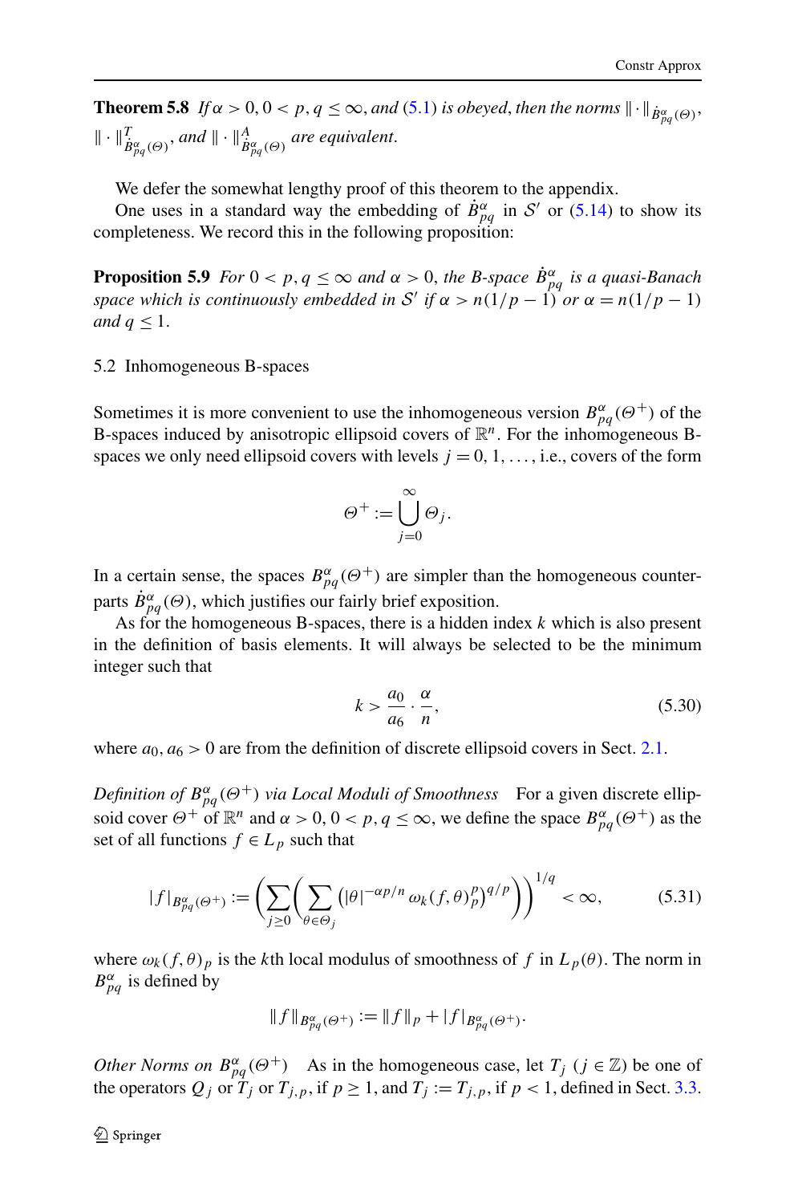**Theorem 5.8** *If $\alpha > 0$, $0 < p, q \le \infty$, and (5.1) is obeyed, then the norms $\|\cdot\|_{\dot{B}^{\alpha}_{pq}(\Theta)}$, $\|\cdot\|^{T}_{\dot{B}^{\alpha}_{pq}(\Theta)}$, and $\|\cdot\|^{A}_{\dot{B}^{\alpha}_{pq}(\Theta)}$ are equivalent.*

We defer the somewhat lengthy proof of this theorem to the appendix.

One uses in a standard way the embedding of $\dot{B}^{\alpha}_{pq}$ in $\mathcal{S}'$ or (5.14) to show its completeness. We record this in the following proposition:

**Proposition 5.9** *For $0 < p, q \le \infty$ and $\alpha > 0$, the B-space $\dot{B}^{\alpha}_{pq}$ is a quasi-Banach space which is continuously embedded in $\mathcal{S}'$ if $\alpha > n(1/p - 1)$ or $\alpha = n(1/p - 1)$ and $q \le 1$.*

## 5.2 Inhomogeneous B-spaces

Sometimes it is more convenient to use the inhomogeneous version $B^{\alpha}_{pq}(\Theta^{+})$ of the B-spaces induced by anisotropic ellipsoid covers of $\mathbb{R}^n$. For the inhomogeneous B-spaces we only need ellipsoid covers with levels $j = 0, 1, \ldots$, i.e., covers of the form

$$\Theta^{+} := \bigcup_{j=0}^{\infty} \Theta_j.$$

In a certain sense, the spaces $B^{\alpha}_{pq}(\Theta^{+})$ are simpler than the homogeneous counterparts $\dot{B}^{\alpha}_{pq}(\Theta)$, which justifies our fairly brief exposition.

As for the homogeneous B-spaces, there is a hidden index $k$ which is also present in the definition of basis elements. It will always be selected to be the minimum integer such that

$$k > \frac{a_0}{a_6} \cdot \frac{\alpha}{n}, \tag{5.30}$$

where $a_0, a_6 > 0$ are from the definition of discrete ellipsoid covers in Sect. 2.1.

*Definition of $B^{\alpha}_{pq}(\Theta^{+})$ via Local Moduli of Smoothness* For a given discrete ellipsoid cover $\Theta^{+}$ of $\mathbb{R}^n$ and $\alpha > 0$, $0 < p, q \le \infty$, we define the space $B^{\alpha}_{pq}(\Theta^{+})$ as the set of all functions $f \in L_p$ such that

$$|f|_{B^{\alpha}_{pq}(\Theta^{+})} := \left( \sum_{j \ge 0} \left( \sum_{\theta \in \Theta_j} \left( |\theta|^{-\alpha p/n}\, \omega_k(f, \theta)_p^p \right)^{q/p} \right) \right)^{1/q} < \infty, \tag{5.31}$$

where $\omega_k(f, \theta)_p$ is the $k$th local modulus of smoothness of $f$ in $L_p(\theta)$. The norm in $B^{\alpha}_{pq}$ is defined by

$$\|f\|_{B^{\alpha}_{pq}(\Theta^{+})} := \|f\|_p + |f|_{B^{\alpha}_{pq}(\Theta^{+})}.$$

*Other Norms on $B^{\alpha}_{pq}(\Theta^{+})$* As in the homogeneous case, let $T_j$ ($j \in \mathbb{Z}$) be one of the operators $Q_j$ or $T_j$ or $T_{j,p}$, if $p \ge 1$, and $T_j := T_{j,p}$, if $p < 1$, defined in Sect. 3.3.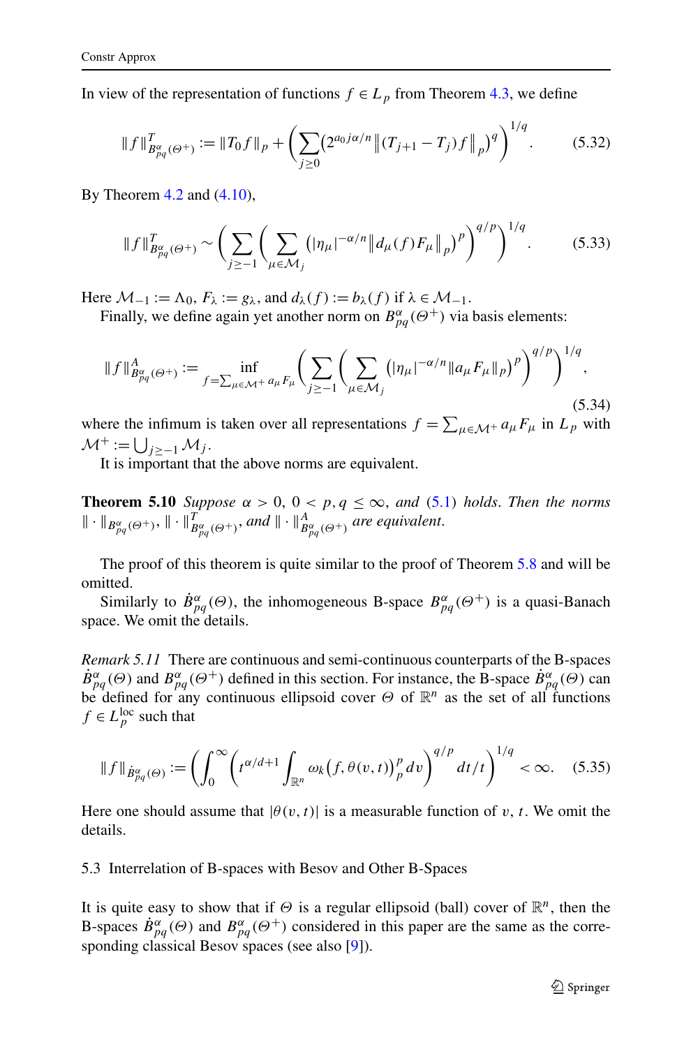In view of the representation of functions $f \in L_p$ from Theorem 4.3, we define

$$\|f\|^T_{B^\alpha_{pq}(\Theta^+)} := \|T_0 f\|_p + \left(\sum_{j\ge 0}\left(2^{a_0 j\alpha/n}\left\|(T_{j+1}-T_j)f\right\|_p\right)^q\right)^{1/q}. \tag{5.32}$$

By Theorem 4.2 and (4.10),

$$\|f\|^T_{B^\alpha_{pq}(\Theta^+)} \sim \left(\sum_{j\ge -1}\left(\sum_{\mu\in\mathcal{M}_j}\left(|\eta_\mu|^{-\alpha/n}\left\|d_\mu(f)F_\mu\right\|_p\right)^p\right)^{q/p}\right)^{1/q}. \tag{5.33}$$

Here $\mathcal{M}_{-1} := \Lambda_0$, $F_\lambda := g_\lambda$, and $d_\lambda(f) := b_\lambda(f)$ if $\lambda \in \mathcal{M}_{-1}$.

Finally, we define again yet another norm on $B^\alpha_{pq}(\Theta^+)$ via basis elements:

$$\|f\|^A_{B^\alpha_{pq}(\Theta^+)} := \inf_{f=\sum_{\mu\in\mathcal{M}^+} a_\mu F_\mu}\left(\sum_{j\ge -1}\left(\sum_{\mu\in\mathcal{M}_j}\left(|\eta_\mu|^{-\alpha/n}\|a_\mu F_\mu\|_p\right)^p\right)^{q/p}\right)^{1/q}, \tag{5.34}$$

where the infimum is taken over all representations $f = \sum_{\mu\in\mathcal{M}^+} a_\mu F_\mu$ in $L_p$ with $\mathcal{M}^+ := \bigcup_{j\ge -1}\mathcal{M}_j$.

It is important that the above norms are equivalent.

**Theorem 5.10** *Suppose $\alpha > 0$, $0 < p, q \le \infty$, and (5.1) holds. Then the norms $\|\cdot\|_{B^\alpha_{pq}(\Theta^+)}$, $\|\cdot\|^T_{B^\alpha_{pq}(\Theta^+)}$, and $\|\cdot\|^A_{B^\alpha_{pq}(\Theta^+)}$ are equivalent.*

The proof of this theorem is quite similar to the proof of Theorem 5.8 and will be omitted.

Similarly to $\dot{B}^\alpha_{pq}(\Theta)$, the inhomogeneous B-space $B^\alpha_{pq}(\Theta^+)$ is a quasi-Banach space. We omit the details.

*Remark 5.11* There are continuous and semi-continuous counterparts of the B-spaces $\dot{B}^\alpha_{pq}(\Theta)$ and $B^\alpha_{pq}(\Theta^+)$ defined in this section. For instance, the B-space $\dot{B}^\alpha_{pq}(\Theta)$ can be defined for any continuous ellipsoid cover $\Theta$ of $\mathbb{R}^n$ as the set of all functions $f \in L^{\text{loc}}_p$ such that

$$\|f\|_{\dot{B}^\alpha_{pq}(\Theta)} := \left(\int_0^\infty\left(t^{\alpha/d+1}\int_{\mathbb{R}^n}\omega_k\big(f,\theta(v,t)\big)^p_p\,dv\right)^{q/p} dt/t\right)^{1/q} < \infty. \tag{5.35}$$

Here one should assume that $|\theta(v,t)|$ is a measurable function of $v, t$. We omit the details.

## 5.3 Interrelation of B-spaces with Besov and Other B-Spaces

It is quite easy to show that if $\Theta$ is a regular ellipsoid (ball) cover of $\mathbb{R}^n$, then the B-spaces $\dot{B}^\alpha_{pq}(\Theta)$ and $B^\alpha_{pq}(\Theta^+)$ considered in this paper are the same as the corresponding classical Besov spaces (see also [9]).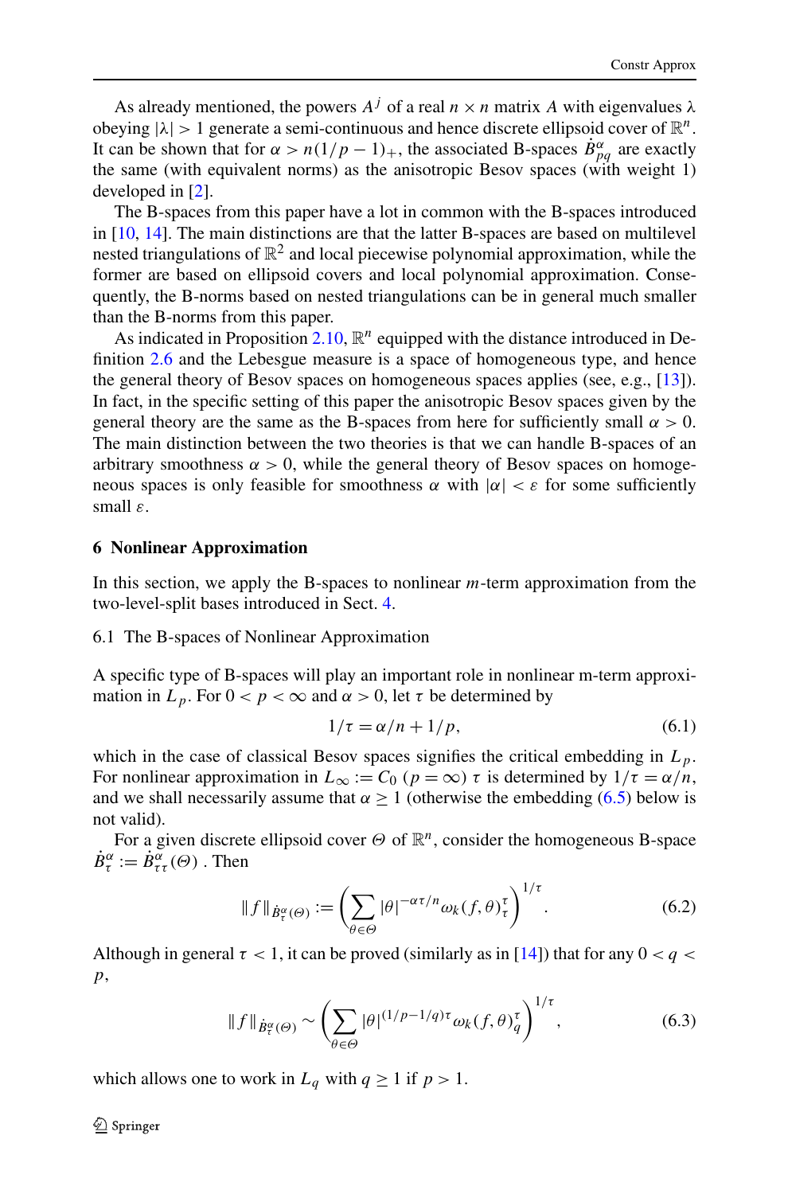As already mentioned, the powers $A^j$ of a real $n \times n$ matrix $A$ with eigenvalues $\lambda$ obeying $|\lambda| > 1$ generate a semi-continuous and hence discrete ellipsoid cover of $\mathbb{R}^n$. It can be shown that for $\alpha > n(1/p - 1)_+$, the associated B-spaces $\dot{B}^{\alpha}_{pq}$ are exactly the same (with equivalent norms) as the anisotropic Besov spaces (with weight 1) developed in [2].

The B-spaces from this paper have a lot in common with the B-spaces introduced in [10, 14]. The main distinctions are that the latter B-spaces are based on multilevel nested triangulations of $\mathbb{R}^2$ and local piecewise polynomial approximation, while the former are based on ellipsoid covers and local polynomial approximation. Consequently, the B-norms based on nested triangulations can be in general much smaller than the B-norms from this paper.

As indicated in Proposition 2.10, $\mathbb{R}^n$ equipped with the distance introduced in Definition 2.6 and the Lebesgue measure is a space of homogeneous type, and hence the general theory of Besov spaces on homogeneous spaces applies (see, e.g., [13]). In fact, in the specific setting of this paper the anisotropic Besov spaces given by the general theory are the same as the B-spaces from here for sufficiently small $\alpha > 0$. The main distinction between the two theories is that we can handle B-spaces of an arbitrary smoothness $\alpha > 0$, while the general theory of Besov spaces on homogeneous spaces is only feasible for smoothness $\alpha$ with $|\alpha| < \varepsilon$ for some sufficiently small $\varepsilon$.

## 6 Nonlinear Approximation

In this section, we apply the B-spaces to nonlinear $m$-term approximation from the two-level-split bases introduced in Sect. 4.

### 6.1 The B-spaces of Nonlinear Approximation

A specific type of B-spaces will play an important role in nonlinear m-term approximation in $L_p$. For $0 < p < \infty$ and $\alpha > 0$, let $\tau$ be determined by

$$1/\tau = \alpha/n + 1/p, \tag{6.1}$$

which in the case of classical Besov spaces signifies the critical embedding in $L_p$. For nonlinear approximation in $L_\infty := C_0$ ($p = \infty$) $\tau$ is determined by $1/\tau = \alpha/n$, and we shall necessarily assume that $\alpha \geq 1$ (otherwise the embedding (6.5) below is not valid).

For a given discrete ellipsoid cover $\Theta$ of $\mathbb{R}^n$, consider the homogeneous B-space $\dot{B}^{\alpha}_{\tau} := \dot{B}^{\alpha}_{\tau\tau}(\Theta)$ . Then

$$\|f\|_{\dot{B}^{\alpha}_{\tau}(\Theta)} := \left( \sum_{\theta \in \Theta} |\theta|^{-\alpha\tau/n} \omega_k(f, \theta)^{\tau}_{\tau} \right)^{1/\tau}. \tag{6.2}$$

Although in general $\tau < 1$, it can be proved (similarly as in [14]) that for any $0 < q < p$,

$$\|f\|_{\dot{B}^{\alpha}_{\tau}(\Theta)} \sim \left( \sum_{\theta \in \Theta} |\theta|^{(1/p - 1/q)\tau} \omega_k(f, \theta)^{\tau}_{q} \right)^{1/\tau}, \tag{6.3}$$

which allows one to work in $L_q$ with $q \geq 1$ if $p > 1$.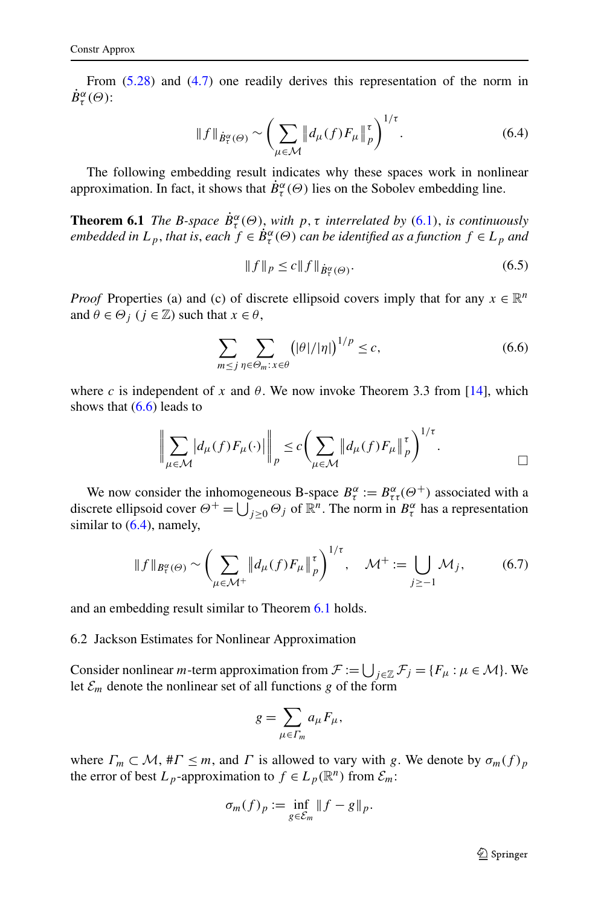From (5.28) and (4.7) one readily derives this representation of the norm in $\dot{B}_\tau^\alpha(\Theta)$:

$$\|f\|_{\dot{B}_\tau^\alpha(\Theta)} \sim \left( \sum_{\mu \in \mathcal{M}} \left\| d_\mu(f) F_\mu \right\|_p^\tau \right)^{1/\tau}. \tag{6.4}$$

The following embedding result indicates why these spaces work in nonlinear approximation. In fact, it shows that $\dot{B}_\tau^\alpha(\Theta)$ lies on the Sobolev embedding line.

**Theorem 6.1** *The B-space $\dot{B}_\tau^\alpha(\Theta)$, with $p, \tau$ interrelated by (6.1), is continuously embedded in $L_p$, that is, each $f \in \dot{B}_\tau^\alpha(\Theta)$ can be identified as a function $f \in L_p$ and*

$$\|f\|_p \le c \|f\|_{\dot{B}_\tau^\alpha(\Theta)}. \tag{6.5}$$

*Proof* Properties (a) and (c) of discrete ellipsoid covers imply that for any $x \in \mathbb{R}^n$ and $\theta \in \Theta_j$ ($j \in \mathbb{Z}$) such that $x \in \theta$,

$$\sum_{m \le j} \sum_{\eta \in \Theta_m : x \in \theta} \left(|\theta|/|\eta|\right)^{1/p} \le c, \tag{6.6}$$

where $c$ is independent of $x$ and $\theta$. We now invoke Theorem 3.3 from [14], which shows that (6.6) leads to

$$\left\| \sum_{\mu \in \mathcal{M}} \left| d_\mu(f) F_\mu(\cdot) \right| \right\|_p \le c \left( \sum_{\mu \in \mathcal{M}} \left\| d_\mu(f) F_\mu \right\|_p^\tau \right)^{1/\tau}.$$

□

We now consider the inhomogeneous B-space $B_\tau^\alpha := B_{\tau\tau}^\alpha(\Theta^+)$ associated with a discrete ellipsoid cover $\Theta^+ = \bigcup_{j \ge 0} \Theta_j$ of $\mathbb{R}^n$. The norm in $B_\tau^\alpha$ has a representation similar to (6.4), namely,

$$\|f\|_{B_\tau^\alpha(\Theta)} \sim \left( \sum_{\mu \in \mathcal{M}^+} \left\| d_\mu(f) F_\mu \right\|_p^\tau \right)^{1/\tau}, \quad \mathcal{M}^+ := \bigcup_{j \ge -1} \mathcal{M}_j, \tag{6.7}$$

and an embedding result similar to Theorem 6.1 holds.

### 6.2 Jackson Estimates for Nonlinear Approximation

Consider nonlinear $m$-term approximation from $\mathcal{F} := \bigcup_{j \in \mathbb{Z}} \mathcal{F}_j = \{F_\mu : \mu \in \mathcal{M}\}$. We let $\mathcal{E}_m$ denote the nonlinear set of all functions $g$ of the form

$$g = \sum_{\mu \in \Gamma_m} a_\mu F_\mu,$$

where $\Gamma_m \subset \mathcal{M}$, $\#\Gamma \le m$, and $\Gamma$ is allowed to vary with $g$. We denote by $\sigma_m(f)_p$ the error of best $L_p$-approximation to $f \in L_p(\mathbb{R}^n)$ from $\mathcal{E}_m$:

$$\sigma_m(f)_p := \inf_{g \in \mathcal{E}_m} \|f - g\|_p.$$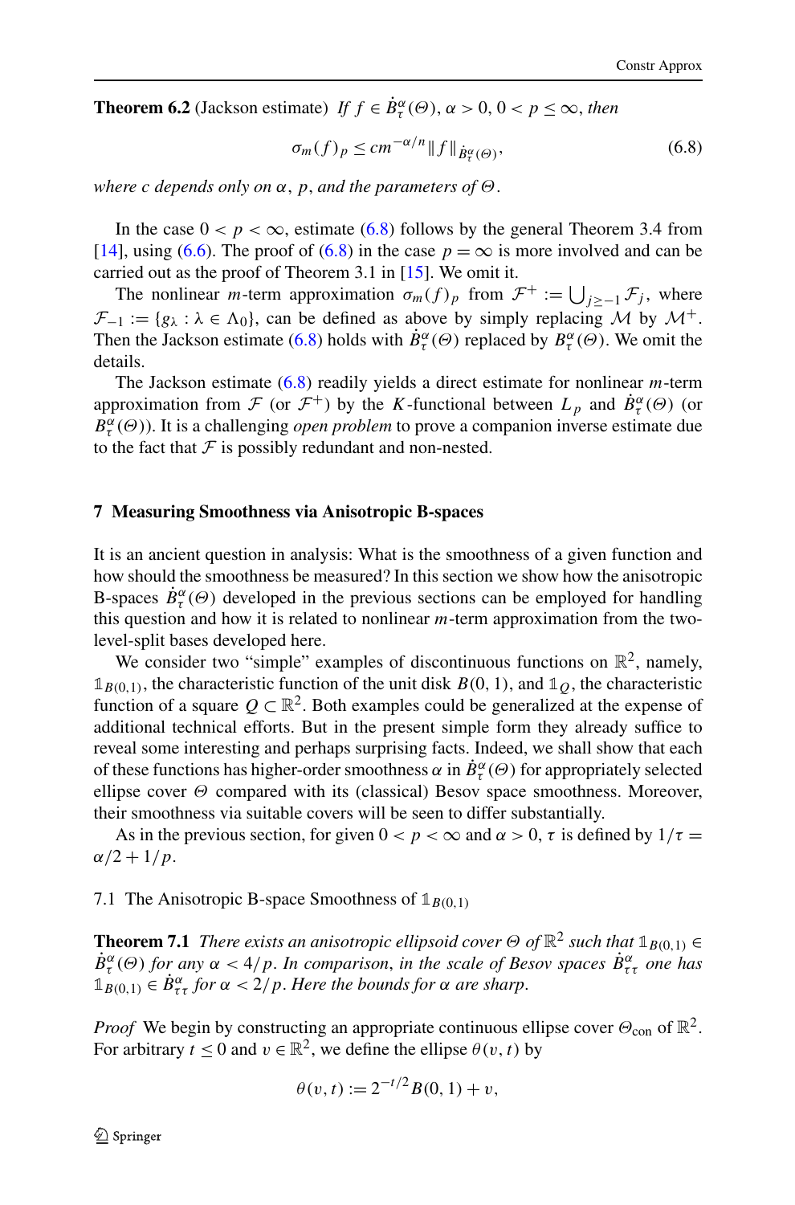**Theorem 6.2** (Jackson estimate) *If $f \in \dot{B}^\alpha_\tau(\Theta)$, $\alpha > 0$, $0 < p \le \infty$, then*

$$\sigma_m(f)_p \le c m^{-\alpha/n} \|f\|_{\dot{B}^\alpha_\tau(\Theta)}, \tag{6.8}$$

*where $c$ depends only on $\alpha$, $p$, and the parameters of $\Theta$.*

In the case $0 < p < \infty$, estimate (6.8) follows by the general Theorem 3.4 from [14], using (6.6). The proof of (6.8) in the case $p = \infty$ is more involved and can be carried out as the proof of Theorem 3.1 in [15]. We omit it.

The nonlinear $m$-term approximation $\sigma_m(f)_p$ from $\mathcal{F}^+ := \bigcup_{j \ge -1} \mathcal{F}_j$, where $\mathcal{F}_{-1} := \{g_\lambda : \lambda \in \Lambda_0\}$, can be defined as above by simply replacing $\mathcal{M}$ by $\mathcal{M}^+$. Then the Jackson estimate (6.8) holds with $\dot{B}^\alpha_\tau(\Theta)$ replaced by $B^\alpha_\tau(\Theta)$. We omit the details.

The Jackson estimate (6.8) readily yields a direct estimate for nonlinear $m$-term approximation from $\mathcal{F}$ (or $\mathcal{F}^+$) by the $K$-functional between $L_p$ and $\dot{B}^\alpha_\tau(\Theta)$ (or $B^\alpha_\tau(\Theta)$). It is a challenging *open problem* to prove a companion inverse estimate due to the fact that $\mathcal{F}$ is possibly redundant and non-nested.

## 7 Measuring Smoothness via Anisotropic B-spaces

It is an ancient question in analysis: What is the smoothness of a given function and how should the smoothness be measured? In this section we show how the anisotropic B-spaces $\dot{B}^\alpha_\tau(\Theta)$ developed in the previous sections can be employed for handling this question and how it is related to nonlinear $m$-term approximation from the two-level-split bases developed here.

We consider two "simple" examples of discontinuous functions on $\mathbb{R}^2$, namely, $\mathbb{1}_{B(0,1)}$, the characteristic function of the unit disk $B(0,1)$, and $\mathbb{1}_Q$, the characteristic function of a square $Q \subset \mathbb{R}^2$. Both examples could be generalized at the expense of additional technical efforts. But in the present simple form they already suffice to reveal some interesting and perhaps surprising facts. Indeed, we shall show that each of these functions has higher-order smoothness $\alpha$ in $\dot{B}^\alpha_\tau(\Theta)$ for appropriately selected ellipse cover $\Theta$ compared with its (classical) Besov space smoothness. Moreover, their smoothness with suitable covers will be seen to differ substantially.

As in the previous section, for given $0 < p < \infty$ and $\alpha > 0$, $\tau$ is defined by $1/\tau = \alpha/2 + 1/p$.

### 7.1 The Anisotropic B-space Smoothness of $\mathbb{1}_{B(0,1)}$

**Theorem 7.1** *There exists an anisotropic ellipsoid cover $\Theta$ of $\mathbb{R}^2$ such that $\mathbb{1}_{B(0,1)} \in \dot{B}^\alpha_\tau(\Theta)$ for any $\alpha < 4/p$. In comparison, in the scale of Besov spaces $\dot{B}^\alpha_{\tau\tau}$ one has $\mathbb{1}_{B(0,1)} \in \dot{B}^\alpha_{\tau\tau}$ for $\alpha < 2/p$. Here the bounds for $\alpha$ are sharp.*

*Proof* We begin by constructing an appropriate continuous ellipse cover $\Theta_{\mathrm{con}}$ of $\mathbb{R}^2$. For arbitrary $t \le 0$ and $v \in \mathbb{R}^2$, we define the ellipse $\theta(v,t)$ by

$$\theta(v,t) := 2^{-t/2} B(0,1) + v,$$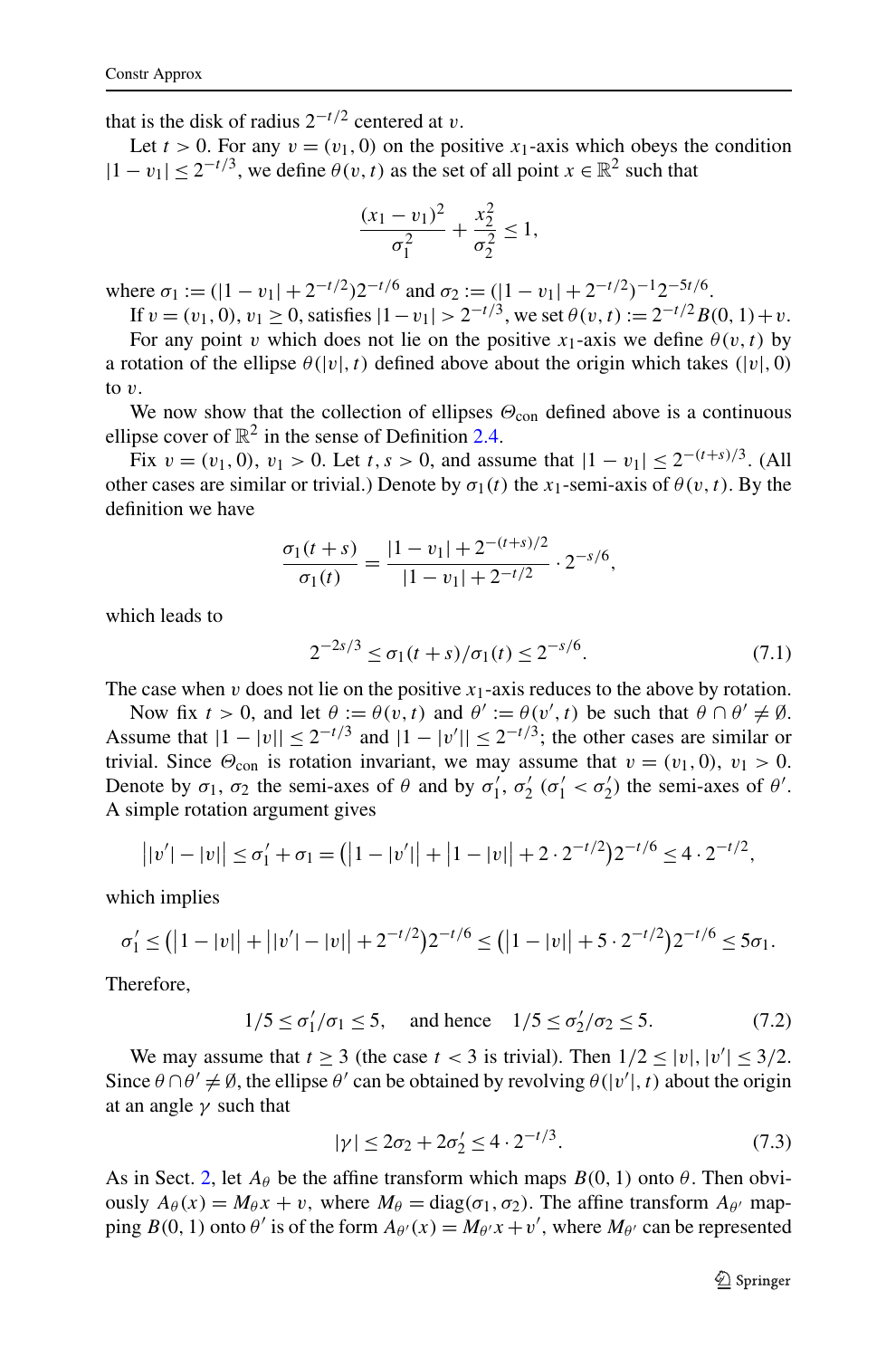that is the disk of radius $2^{-t/2}$ centered at $v$.

Let $t > 0$. For any $v = (v_1, 0)$ on the positive $x_1$-axis which obeys the condition $|1 - v_1| \le 2^{-t/3}$, we define $\theta(v, t)$ as the set of all point $x \in \mathbb{R}^2$ such that

$$\frac{(x_1 - v_1)^2}{\sigma_1^2} + \frac{x_2^2}{\sigma_2^2} \le 1,$$

where $\sigma_1 := (|1 - v_1| + 2^{-t/2})2^{-t/6}$ and $\sigma_2 := (|1 - v_1| + 2^{-t/2})^{-1}2^{-5t/6}$.

If $v = (v_1, 0)$, $v_1 \ge 0$, satisfies $|1 - v_1| > 2^{-t/3}$, we set $\theta(v, t) := 2^{-t/2}B(0, 1) + v$.

For any point $v$ which does not lie on the positive $x_1$-axis we define $\theta(v, t)$ by a rotation of the ellipse $\theta(|v|, t)$ defined above about the origin which takes $(|v|, 0)$ to $v$.

We now show that the collection of ellipses $\Theta_{\text{con}}$ defined above is a continuous ellipse cover of $\mathbb{R}^2$ in the sense of Definition 2.4.

Fix $v = (v_1, 0)$, $v_1 > 0$. Let $t, s > 0$, and assume that $|1 - v_1| \le 2^{-(t+s)/3}$. (All other cases are similar or trivial.) Denote by $\sigma_1(t)$ the $x_1$-semi-axis of $\theta(v, t)$. By the definition we have

$$\frac{\sigma_1(t + s)}{\sigma_1(t)} = \frac{|1 - v_1| + 2^{-(t+s)/2}}{|1 - v_1| + 2^{-t/2}} \cdot 2^{-s/6},$$

which leads to

$$2^{-2s/3} \le \sigma_1(t + s)/\sigma_1(t) \le 2^{-s/6}. \tag{7.1}$$

The case when $v$ does not lie on the positive $x_1$-axis reduces to the above by rotation.

Now fix $t > 0$, and let $\theta := \theta(v, t)$ and $\theta' := \theta(v', t)$ be such that $\theta \cap \theta' \ne \emptyset$. Assume that $|1 - |v|| \le 2^{-t/3}$ and $|1 - |v'|| \le 2^{-t/3}$; the other cases are similar or trivial. Since $\Theta_{\text{con}}$ is rotation invariant, we may assume that $v = (v_1, 0)$, $v_1 > 0$. Denote by $\sigma_1$, $\sigma_2$ the semi-axes of $\theta$ and by $\sigma_1'$, $\sigma_2'$ ($\sigma_1' < \sigma_2'$) the semi-axes of $\theta'$. A simple rotation argument gives

$$\big||v'| - |v|\big| \le \sigma_1' + \sigma_1 = \big(\big|1 - |v'|\big| + \big|1 - |v|\big| + 2 \cdot 2^{-t/2}\big)2^{-t/6} \le 4 \cdot 2^{-t/2},$$

which implies

$$\sigma_1' \le \big(\big|1 - |v|\big| + \big||v'| - |v|\big| + 2^{-t/2}\big)2^{-t/6} \le \big(\big|1 - |v|\big| + 5 \cdot 2^{-t/2}\big)2^{-t/6} \le 5\sigma_1.$$

Therefore,

$$1/5 \le \sigma_1'/\sigma_1 \le 5, \quad \text{and hence} \quad 1/5 \le \sigma_2'/\sigma_2 \le 5. \tag{7.2}$$

We may assume that $t \ge 3$ (the case $t < 3$ is trivial). Then $1/2 \le |v|, |v'| \le 3/2$. Since $\theta \cap \theta' \ne \emptyset$, the ellipse $\theta'$ can be obtained by revolving $\theta(|v'|, t)$ about the origin at an angle $\gamma$ such that

$$|\gamma| \le 2\sigma_2 + 2\sigma_2' \le 4 \cdot 2^{-t/3}. \tag{7.3}$$

As in Sect. 2, let $A_\theta$ be the affine transform which maps $B(0, 1)$ onto $\theta$. Then obviously $A_\theta(x) = M_\theta x + v$, where $M_\theta = \operatorname{diag}(\sigma_1, \sigma_2)$. The affine transform $A_{\theta'}$ mapping $B(0, 1)$ onto $\theta'$ is of the form $A_{\theta'}(x) = M_{\theta'}x + v'$, where $M_{\theta'}$ can be represented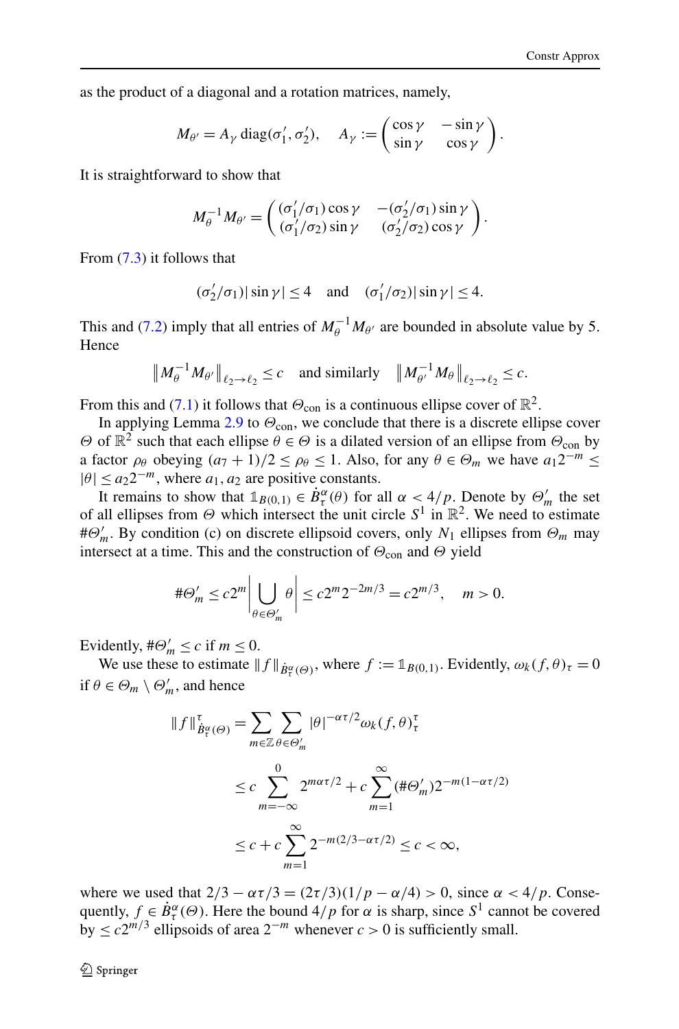as the product of a diagonal and a rotation matrices, namely,

$$M_{\theta'} = A_\gamma \operatorname{diag}(\sigma_1', \sigma_2'), \quad A_\gamma := \begin{pmatrix} \cos\gamma & -\sin\gamma \\ \sin\gamma & \cos\gamma \end{pmatrix}.$$

It is straightforward to show that

$$M_\theta^{-1} M_{\theta'} = \begin{pmatrix} (\sigma_1'/\sigma_1)\cos\gamma & -(\sigma_2'/\sigma_1)\sin\gamma \\ (\sigma_1'/\sigma_2)\sin\gamma & (\sigma_2'/\sigma_2)\cos\gamma \end{pmatrix}.$$

From (7.3) it follows that

$$(\sigma_2'/\sigma_1)|\sin\gamma| \le 4 \quad \text{and} \quad (\sigma_1'/\sigma_2)|\sin\gamma| \le 4.$$

This and (7.2) imply that all entries of $M_\theta^{-1} M_{\theta'}$ are bounded in absolute value by 5. Hence

$$\left\| M_\theta^{-1} M_{\theta'} \right\|_{\ell_2 \to \ell_2} \le c \quad \text{and similarly} \quad \left\| M_{\theta'}^{-1} M_\theta \right\|_{\ell_2 \to \ell_2} \le c.$$

From this and (7.1) it follows that $\Theta_{\mathrm{con}}$ is a continuous ellipse cover of $\mathbb{R}^2$.

In applying Lemma 2.9 to $\Theta_{\mathrm{con}}$, we conclude that there is a discrete ellipse cover $\Theta$ of $\mathbb{R}^2$ such that each ellipse $\theta \in \Theta$ is a dilated version of an ellipse from $\Theta_{\mathrm{con}}$ by a factor $\rho_\theta$ obeying $(a_7+1)/2 \le \rho_\theta \le 1$. Also, for any $\theta \in \Theta_m$ we have $a_1 2^{-m} \le |\theta| \le a_2 2^{-m}$, where $a_1, a_2$ are positive constants.

It remains to show that $\mathbb{1}_{B(0,1)} \in \dot{B}_\tau^\alpha(\theta)$ for all $\alpha < 4/p$. Denote by $\Theta_m'$ the set of all ellipses from $\Theta$ which intersect the unit circle $S^1$ in $\mathbb{R}^2$. We need to estimate $\#\Theta_m'$. By condition (c) on discrete ellipsoid covers, only $N_1$ ellipses from $\Theta_m$ may intersect at a time. This and the construction of $\Theta_{\mathrm{con}}$ and $\Theta$ yield

$$\#\Theta_m' \le c 2^m \left| \bigcup_{\theta \in \Theta_m'} \theta \right| \le c 2^m 2^{-2m/3} = c 2^{m/3}, \quad m > 0.$$

Evidently, $\#\Theta_m' \le c$ if $m \le 0$.

We use these to estimate $\|f\|_{\dot{B}_\tau^\alpha(\Theta)}$, where $f := \mathbb{1}_{B(0,1)}$. Evidently, $\omega_k(f,\theta)_\tau = 0$ if $\theta \in \Theta_m \setminus \Theta_m'$, and hence

$$\begin{aligned}
\|f\|_{\dot{B}_\tau^\alpha(\Theta)}^\tau &= \sum_{m \in \mathbb{Z}} \sum_{\theta \in \Theta_m'} |\theta|^{-\alpha\tau/2} \omega_k(f,\theta)_\tau^\tau \\
&\le c \sum_{m=-\infty}^{0} 2^{m\alpha\tau/2} + c \sum_{m=1}^{\infty} (\#\Theta_m') 2^{-m(1-\alpha\tau/2)} \\
&\le c + c \sum_{m=1}^{\infty} 2^{-m(2/3-\alpha\tau/2)} \le c < \infty,
\end{aligned}$$

where we used that $2/3 - \alpha\tau/3 = (2\tau/3)(1/p - \alpha/4) > 0$, since $\alpha < 4/p$. Consequently, $f \in \dot{B}_\tau^\alpha(\Theta)$. Here the bound $4/p$ for $\alpha$ is sharp, since $S^1$ cannot be covered by $\le c 2^{m/3}$ ellipsoids of area $2^{-m}$ whenever $c > 0$ is sufficiently small.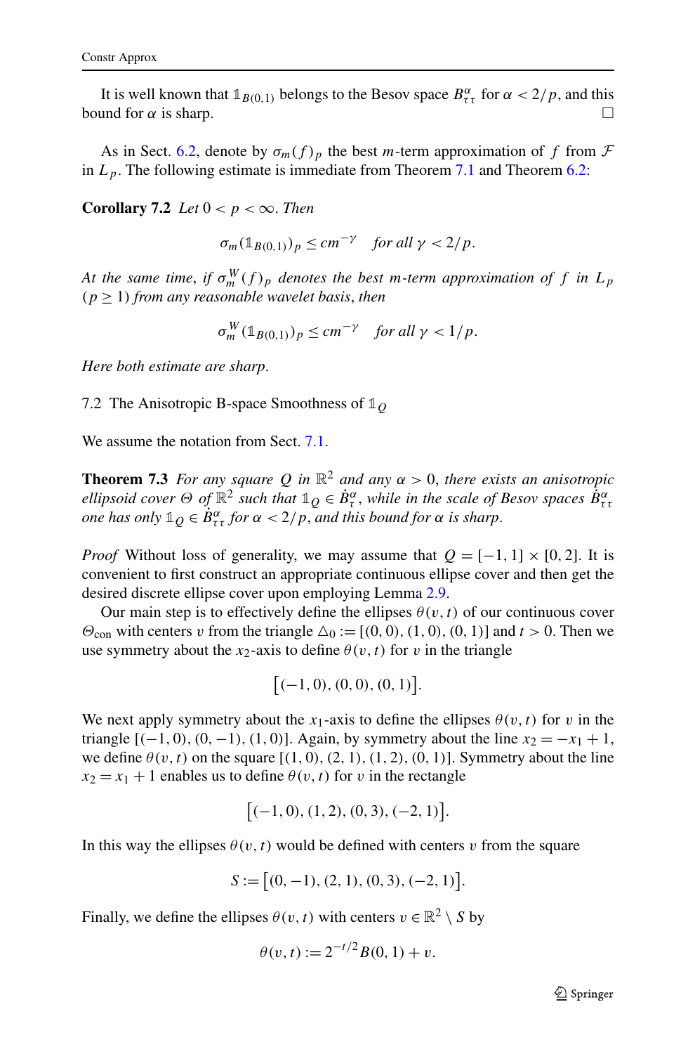It is well known that $\mathbb{1}_{B(0,1)}$ belongs to the Besov space $B^{\alpha}_{\tau\tau}$ for $\alpha < 2/p$, and this bound for $\alpha$ is sharp. □

As in Sect. 6.2, denote by $\sigma_m(f)_p$ the best $m$-term approximation of $f$ from $\mathcal{F}$ in $L_p$. The following estimate is immediate from Theorem 7.1 and Theorem 6.2:

**Corollary 7.2** *Let* $0 < p < \infty$. *Then*

$$\sigma_m(\mathbb{1}_{B(0,1)})_p \le cm^{-\gamma} \quad \text{for all } \gamma < 2/p.$$

*At the same time, if* $\sigma^W_m(f)_p$ *denotes the best* $m$*-term approximation of* $f$ *in* $L_p$ $(p \ge 1)$ *from any reasonable wavelet basis, then*

$$\sigma^W_m(\mathbb{1}_{B(0,1)})_p \le cm^{-\gamma} \quad \text{for all } \gamma < 1/p.$$

*Here both estimate are sharp.*

## 7.2 The Anisotropic B-space Smoothness of $\mathbb{1}_Q$

We assume the notation from Sect. 7.1.

**Theorem 7.3** *For any square* $Q$ *in* $\mathbb{R}^2$ *and any* $\alpha > 0$, *there exists an anisotropic ellipsoid cover* $\Theta$ *of* $\mathbb{R}^2$ *such that* $\mathbb{1}_Q \in \dot{B}^{\alpha}_{\tau}$, *while in the scale of Besov spaces* $\dot{B}^{\alpha}_{\tau\tau}$ *one has only* $\mathbb{1}_Q \in \dot{B}^{\alpha}_{\tau\tau}$ *for* $\alpha < 2/p$, *and this bound for* $\alpha$ *is sharp.*

*Proof* Without loss of generality, we may assume that $Q = [-1,1] \times [0,2]$. It is convenient to first construct an appropriate continuous ellipse cover and then get the desired discrete ellipse cover upon employing Lemma 2.9.

Our main step is to effectively define the ellipses $\theta(v,t)$ of our continuous cover $\Theta_{\text{con}}$ with centers $v$ from the triangle $\triangle_0 := [(0,0),(1,0),(0,1)]$ and $t > 0$. Then we use symmetry about the $x_2$-axis to define $\theta(v,t)$ for $v$ in the triangle

$$\big[(-1,0),(0,0),(0,1)\big].$$

We next apply symmetry about the $x_1$-axis to define the ellipses $\theta(v,t)$ for $v$ in the triangle $[(-1,0),(0,-1),(1,0)]$. Again, by symmetry about the line $x_2 = -x_1 + 1$, we define $\theta(v,t)$ on the square $[(1,0),(2,1),(1,2),(0,1)]$. Symmetry about the line $x_2 = x_1 + 1$ enables us to define $\theta(v,t)$ for $v$ in the rectangle

$$\big[(-1,0),(1,2),(0,3),(-2,1)\big].$$

In this way the ellipses $\theta(v,t)$ would be defined with centers $v$ from the square

$$S := \big[(0,-1),(2,1),(0,3),(-2,1)\big].$$

Finally, we define the ellipses $\theta(v,t)$ with centers $v \in \mathbb{R}^2 \setminus S$ by

$$\theta(v,t) := 2^{-t/2}B(0,1) + v.$$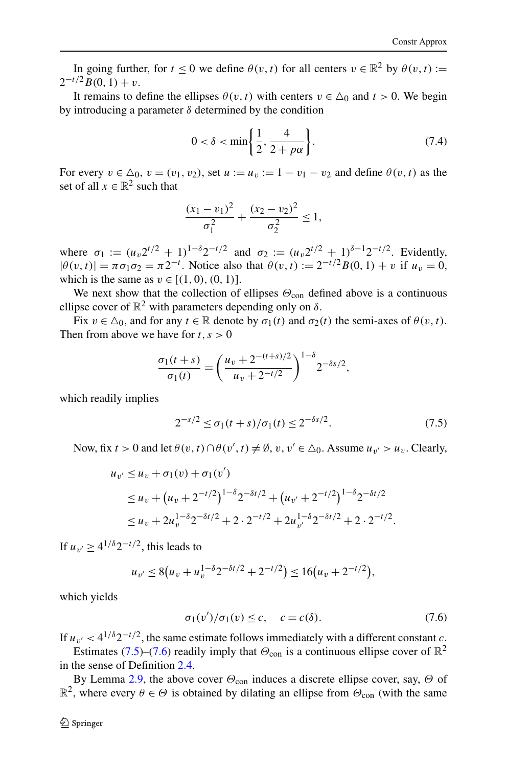In going further, for $t \le 0$ we define $\theta(v,t)$ for all centers $v \in \mathbb{R}^2$ by $\theta(v,t) := 2^{-t/2}B(0,1) + v$.

It remains to define the ellipses $\theta(v,t)$ with centers $v \in \triangle_0$ and $t > 0$. We begin by introducing a parameter $\delta$ determined by the condition

$$0 < \delta < \min\left\{\frac{1}{2}, \frac{4}{2 + p\alpha}\right\}. \tag{7.4}$$

For every $v \in \triangle_0$, $v = (v_1, v_2)$, set $u := u_v := 1 - v_1 - v_2$ and define $\theta(v,t)$ as the set of all $x \in \mathbb{R}^2$ such that

$$\frac{(x_1 - v_1)^2}{\sigma_1^2} + \frac{(x_2 - v_2)^2}{\sigma_2^2} \le 1,$$

where $\sigma_1 := (u_v 2^{t/2} + 1)^{1-\delta} 2^{-t/2}$ and $\sigma_2 := (u_v 2^{t/2} + 1)^{\delta - 1} 2^{-t/2}$. Evidently, $|\theta(v,t)| = \pi\sigma_1\sigma_2 = \pi 2^{-t}$. Notice also that $\theta(v,t) := 2^{-t/2}B(0,1) + v$ if $u_v = 0$, which is the same as $v \in [(1,0),(0,1)]$.

We next show that the collection of ellipses $\Theta_{\mathrm{con}}$ defined above is a continuous ellipse cover of $\mathbb{R}^2$ with parameters depending only on $\delta$.

Fix $v \in \triangle_0$, and for any $t \in \mathbb{R}$ denote by $\sigma_1(t)$ and $\sigma_2(t)$ the semi-axes of $\theta(v,t)$. Then from above we have for $t, s > 0$

$$\frac{\sigma_1(t+s)}{\sigma_1(t)} = \left(\frac{u_v + 2^{-(t+s)/2}}{u_v + 2^{-t/2}}\right)^{1-\delta} 2^{-\delta s/2},$$

which readily implies

$$2^{-s/2} \le \sigma_1(t+s)/\sigma_1(t) \le 2^{-\delta s/2}. \tag{7.5}$$

Now, fix $t > 0$ and let $\theta(v,t) \cap \theta(v',t) \ne \emptyset$, $v, v' \in \triangle_0$. Assume $u_{v'} > u_v$. Clearly,

$$\begin{aligned}
u_{v'} &\le u_v + \sigma_1(v) + \sigma_1(v') \\
&\le u_v + \left(u_v + 2^{-t/2}\right)^{1-\delta} 2^{-\delta t/2} + \left(u_{v'} + 2^{-t/2}\right)^{1-\delta} 2^{-\delta t/2} \\
&\le u_v + 2u_v^{1-\delta} 2^{-\delta t/2} + 2 \cdot 2^{-t/2} + 2u_{v'}^{1-\delta} 2^{-\delta t/2} + 2 \cdot 2^{-t/2}.
\end{aligned}$$

If $u_{v'} \ge 4^{1/\delta} 2^{-t/2}$, this leads to

$$u_{v'} \le 8\left(u_v + u_v^{1-\delta} 2^{-\delta t/2} + 2^{-t/2}\right) \le 16\left(u_v + 2^{-t/2}\right),$$

which yields

$$\sigma_1(v')/\sigma_1(v) \le c, \quad c = c(\delta). \tag{7.6}$$

If $u_{v'} < 4^{1/\delta} 2^{-t/2}$, the same estimate follows immediately with a different constant $c$.

Estimates (7.5)–(7.6) readily imply that $\Theta_{\mathrm{con}}$ is a continuous ellipse cover of $\mathbb{R}^2$ in the sense of Definition 2.4.

By Lemma 2.9, the above cover $\Theta_{\mathrm{con}}$ induces a discrete ellipse cover, say, $\Theta$ of $\mathbb{R}^2$, where every $\theta \in \Theta$ is obtained by dilating an ellipse from $\Theta_{\mathrm{con}}$ (with the same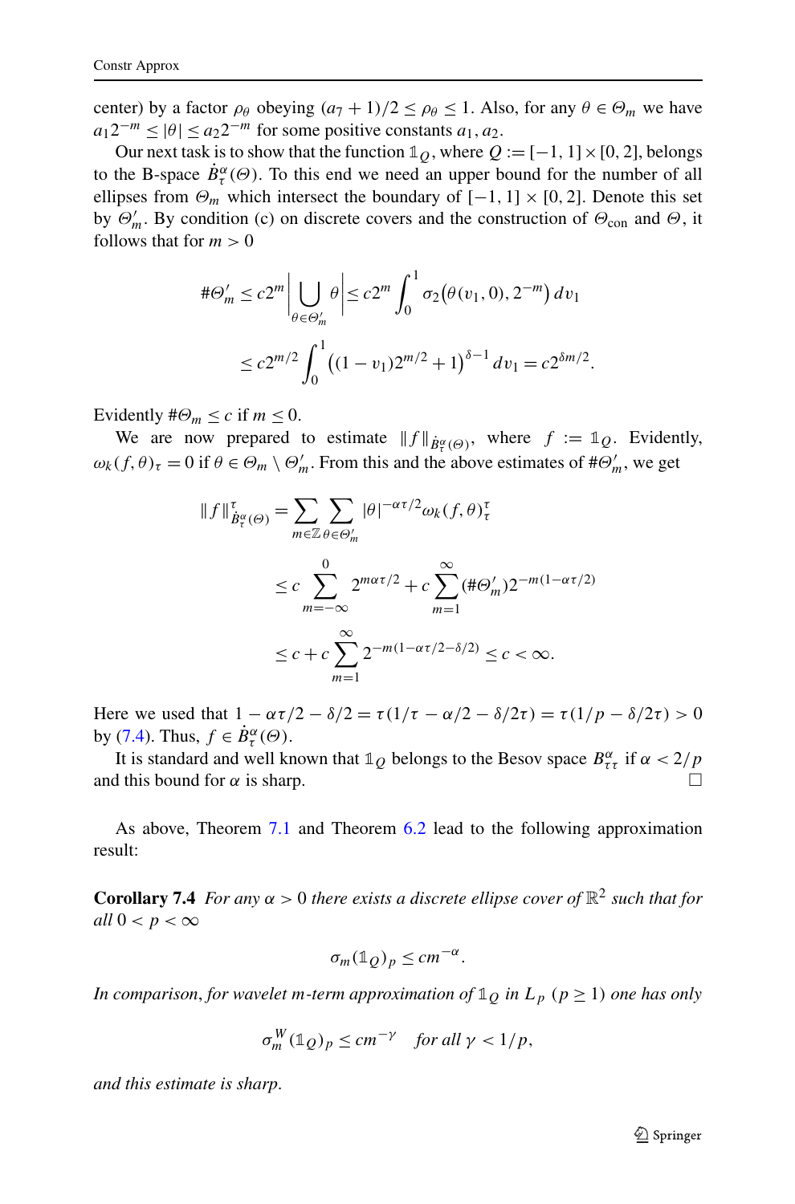center) by a factor $\rho_\theta$ obeying $(a_7+1)/2 \le \rho_\theta \le 1$. Also, for any $\theta \in \Theta_m$ we have $a_1 2^{-m} \le |\theta| \le a_2 2^{-m}$ for some positive constants $a_1, a_2$.

Our next task is to show that the function $\mathbb{1}_Q$, where $Q := [-1,1]\times[0,2]$, belongs to the B-space $\dot{B}^\alpha_\tau(\Theta)$. To this end we need an upper bound for the number of all ellipses from $\Theta_m$ which intersect the boundary of $[-1,1]\times[0,2]$. Denote this set by $\Theta'_m$. By condition (c) on discrete covers and the construction of $\Theta_{\mathrm{con}}$ and $\Theta$, it follows that for $m > 0$

$$
\begin{aligned}
\#\Theta'_m &\le c2^m \Bigl| \bigcup_{\theta \in \Theta'_m} \theta \Bigr| \le c2^m \int_0^1 \sigma_2\bigl(\theta(v_1,0), 2^{-m}\bigr)\, dv_1 \\
&\le c2^{m/2} \int_0^1 \bigl((1-v_1)2^{m/2}+1\bigr)^{\delta-1} dv_1 = c2^{\delta m/2}.
\end{aligned}
$$

Evidently $\#\Theta_m \le c$ if $m \le 0$.

We are now prepared to estimate $\|f\|_{\dot{B}^\alpha_\tau(\Theta)}$, where $f := \mathbb{1}_Q$. Evidently, $\omega_k(f,\theta)_\tau = 0$ if $\theta \in \Theta_m \setminus \Theta'_m$. From this and the above estimates of $\#\Theta'_m$, we get

$$
\begin{aligned}
\|f\|^\tau_{\dot{B}^\alpha_\tau(\Theta)} &= \sum_{m\in\mathbb{Z}} \sum_{\theta\in\Theta'_m} |\theta|^{-\alpha\tau/2} \omega_k(f,\theta)^\tau_\tau \\
&\le c \sum_{m=-\infty}^{0} 2^{m\alpha\tau/2} + c \sum_{m=1}^{\infty} (\#\Theta'_m) 2^{-m(1-\alpha\tau/2)} \\
&\le c + c\sum_{m=1}^{\infty} 2^{-m(1-\alpha\tau/2-\delta/2)} \le c < \infty.
\end{aligned}
$$

Here we used that $1-\alpha\tau/2-\delta/2 = \tau(1/\tau-\alpha/2-\delta/2\tau) = \tau(1/p-\delta/2\tau) > 0$ by (7.4). Thus, $f \in \dot{B}^\alpha_\tau(\Theta)$.

It is standard and well known that $\mathbb{1}_Q$ belongs to the Besov space $B^\alpha_{\tau\tau}$ if $\alpha < 2/p$ and this bound for $\alpha$ is sharp. □

As above, Theorem 7.1 and Theorem 6.2 lead to the following approximation result:

**Corollary 7.4** *For any $\alpha > 0$ there exists a discrete ellipse cover of $\mathbb{R}^2$ such that for all $0 < p < \infty$*

$$
\sigma_m(\mathbb{1}_Q)_p \le cm^{-\alpha}.
$$

*In comparison, for wavelet m-term approximation of $\mathbb{1}_Q$ in $L_p$ $(p \ge 1)$ one has only*

$$
\sigma^W_m(\mathbb{1}_Q)_p \le cm^{-\gamma} \quad \text{for all } \gamma < 1/p,
$$

*and this estimate is sharp.*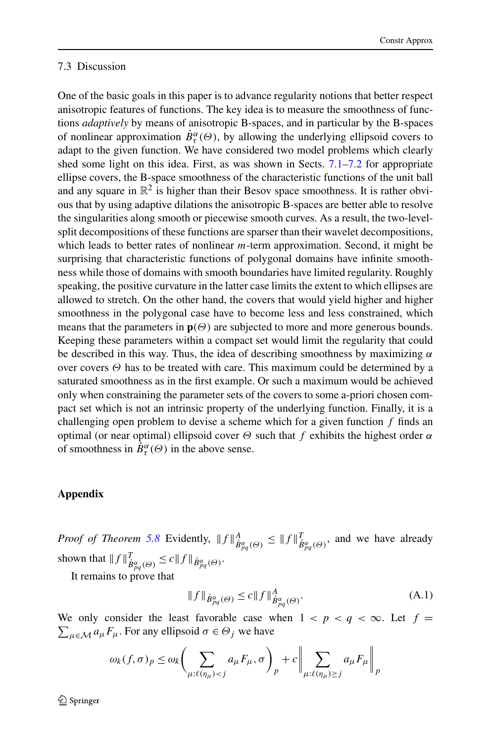### 7.3 Discussion

One of the basic goals in this paper is to advance regularity notions that better respect anisotropic features of functions. The key idea is to measure the smoothness of functions *adaptively* by means of anisotropic B-spaces, and in particular by the B-spaces of nonlinear approximation $\dot{B}^{\alpha}_{\tau}(\Theta)$, by allowing the underlying ellipsoid covers to adapt to the given function. We have considered two model problems which clearly shed some light on this idea. First, as was shown in Sects. 7.1–7.2 for appropriate ellipse covers, the B-space smoothness of the characteristic functions of the unit ball and any square in $\mathbb{R}^2$ is higher than their Besov space smoothness. It is rather obvious that by using adaptive dilations the anisotropic B-spaces are better able to resolve the singularities along smooth or piecewise smooth curves. As a result, the two-level-split decompositions of these functions are sparser than their wavelet decompositions, which leads to better rates of nonlinear $m$-term approximation. Second, it might be surprising that characteristic functions of polygonal domains have infinite smoothness while those of domains with smooth boundaries have limited regularity. Roughly speaking, the positive curvature in the latter case limits the extent to which ellipses are allowed to stretch. On the other hand, the covers that would yield higher and higher smoothness in the polygonal case have to become less and less constrained, which means that the parameters in $\mathbf{p}(\Theta)$ are subjected to more and more generous bounds. Keeping these parameters within a compact set would limit the regularity that could be described in this way. Thus, the idea of describing smoothness by maximizing $\alpha$ over covers $\Theta$ has to be treated with care. This maximum could be determined by a saturated smoothness as in the first example. Or such a maximum would be achieved only when constraining the parameter sets of the covers to some a-priori chosen compact set which is not an intrinsic property of the underlying function. Finally, it is a challenging open problem to devise a scheme which for a given function $f$ finds an optimal (or near optimal) ellipsoid cover $\Theta$ such that $f$ exhibits the highest order $\alpha$ of smoothness in $\dot{B}^{\alpha}_{\tau}(\Theta)$ in the above sense.

## Appendix

*Proof of Theorem 5.8* Evidently, $\|f\|^{A}_{\dot{B}^{\alpha}_{pq}(\Theta)} \le \|f\|^{T}_{\dot{B}^{\alpha}_{pq}(\Theta)}$, and we have already shown that $\|f\|^{T}_{\dot{B}^{\alpha}_{pq}(\Theta)} \le c\|f\|_{\dot{B}^{\alpha}_{pq}(\Theta)}$.

It remains to prove that

$$\|f\|_{\dot{B}^{\alpha}_{pq}(\Theta)} \le c\|f\|^{A}_{\dot{B}^{\alpha}_{pq}(\Theta)}. \tag{A.1}$$

We only consider the least favorable case when $1 < p < q < \infty$. Let $f = \sum_{\mu\in\mathcal{M}} a_\mu F_\mu$. For any ellipsoid $\sigma \in \Theta_j$ we have

$$\omega_k(f,\sigma)_p \le \omega_k\Bigg(\sum_{\mu:\ell(\eta_\mu)<j} a_\mu F_\mu, \sigma\Bigg)_p + c\Bigg\|\sum_{\mu:\ell(\eta_\mu)\ge j} a_\mu F_\mu\Bigg\|_p$$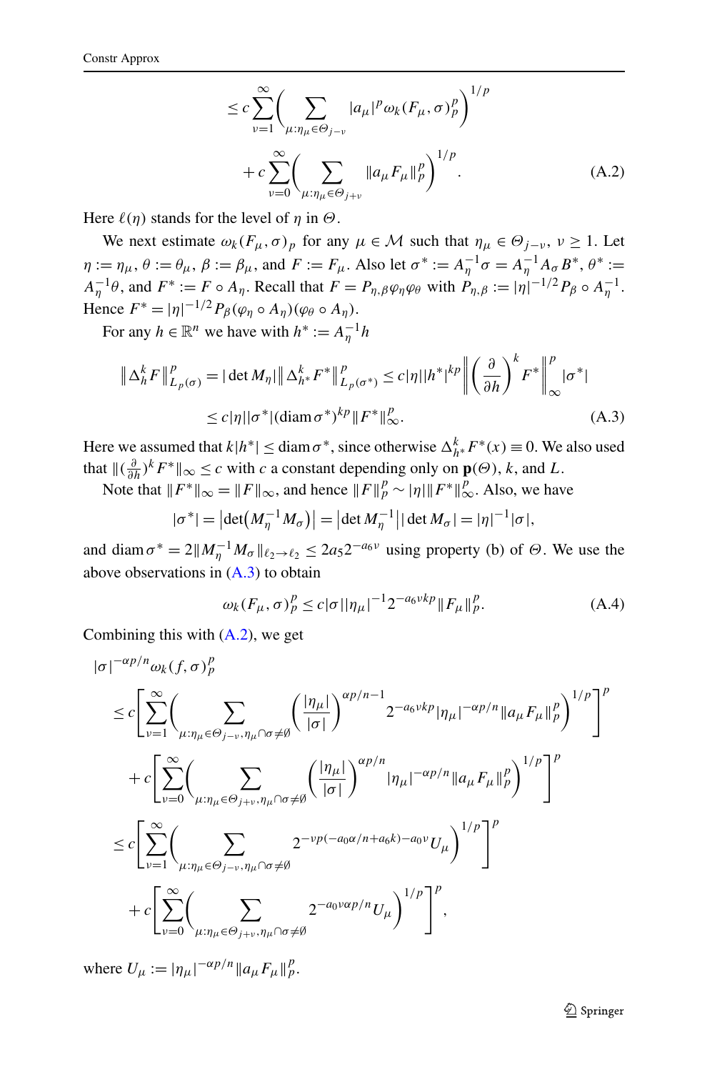$$
\leq c \sum_{\nu=1}^{\infty} \bigg( \sum_{\mu:\eta_\mu \in \Theta_{j-\nu}} |a_\mu|^p \omega_k(F_\mu, \sigma)_p^p \bigg)^{1/p}
$$

$$
+ c \sum_{\nu=0}^{\infty} \bigg( \sum_{\mu:\eta_\mu \in \Theta_{j+\nu}} \|a_\mu F_\mu\|_p^p \bigg)^{1/p}. \tag{A.2}
$$

Here $\ell(\eta)$ stands for the level of $\eta$ in $\Theta$.

We next estimate $\omega_k(F_\mu, \sigma)_p$ for any $\mu \in \mathcal{M}$ such that $\eta_\mu \in \Theta_{j-\nu}$, $\nu \geq 1$. Let $\eta := \eta_\mu$, $\theta := \theta_\mu$, $\beta := \beta_\mu$, and $F := F_\mu$. Also let $\sigma^* := A_\eta^{-1}\sigma = A_\eta^{-1} A_\sigma B^*$, $\theta^* := A_\eta^{-1}\theta$, and $F^* := F \circ A_\eta$. Recall that $F = P_{\eta,\beta}\varphi_\eta\varphi_\theta$ with $P_{\eta,\beta} := |\eta|^{-1/2} P_\beta \circ A_\eta^{-1}$. Hence $F^* = |\eta|^{-1/2} P_\beta(\varphi_\eta \circ A_\eta)(\varphi_\theta \circ A_\eta)$.

For any $h \in \mathbb{R}^n$ we have with $h^* := A_\eta^{-1} h$

$$
\big\| \Delta_h^k F \big\|_{L_p(\sigma)}^p = |\det M_\eta| \big\| \Delta_{h^*}^k F^* \big\|_{L_p(\sigma^*)}^p \leq c|\eta||h^*|^{kp} \bigg\| \bigg(\frac{\partial}{\partial h}\bigg)^k F^* \bigg\|_\infty^p |\sigma^*|
$$

$$
\leq c|\eta||\sigma^*|(\operatorname{diam}\sigma^*)^{kp}\|F^*\|_\infty^p. \tag{A.3}
$$

Here we assumed that $k|h^*| \leq \operatorname{diam}\sigma^*$, since otherwise $\Delta_{h^*}^k F^*(x) \equiv 0$. We also used that $\|(\frac{\partial}{\partial h})^k F^*\|_\infty \leq c$ with $c$ a constant depending only on $\mathbf{p}(\Theta)$, $k$, and $L$.

Note that $\|F^*\|_\infty = \|F\|_\infty$, and hence $\|F\|_p^p \sim |\eta|\|F^*\|_\infty^p$. Also, we have

$$
|\sigma^*| = \big|\det\big(M_\eta^{-1} M_\sigma\big)\big| = \big|\det M_\eta^{-1}\big||\det M_\sigma| = |\eta|^{-1}|\sigma|,
$$

and $\operatorname{diam}\sigma^* = 2\|M_\eta^{-1} M_\sigma\|_{\ell_2 \to \ell_2} \leq 2a_5 2^{-a_6\nu}$ using property (b) of $\Theta$. We use the above observations in (A.3) to obtain

$$
\omega_k(F_\mu, \sigma)_p^p \leq c|\sigma||\eta_\mu|^{-1} 2^{-a_6\nu kp}\|F_\mu\|_p^p. \tag{A.4}
$$

Combining this with (A.2), we get

$$
|\sigma|^{-\alpha p/n}\omega_k(f, \sigma)_p^p
$$

$$
\leq c\Bigg[\sum_{\nu=1}^{\infty}\bigg(\sum_{\mu:\eta_\mu \in \Theta_{j-\nu}, \eta_\mu \cap \sigma \neq \emptyset} \bigg(\frac{|\eta_\mu|}{|\sigma|}\bigg)^{\alpha p/n - 1} 2^{-a_6\nu kp}|\eta_\mu|^{-\alpha p/n}\|a_\mu F_\mu\|_p^p\bigg)^{1/p}\Bigg]^p
$$

$$
+ c\Bigg[\sum_{\nu=0}^{\infty}\bigg(\sum_{\mu:\eta_\mu \in \Theta_{j+\nu}, \eta_\mu \cap \sigma \neq \emptyset} \bigg(\frac{|\eta_\mu|}{|\sigma|}\bigg)^{\alpha p/n} |\eta_\mu|^{-\alpha p/n}\|a_\mu F_\mu\|_p^p\bigg)^{1/p}\Bigg]^p
$$

$$
\leq c\Bigg[\sum_{\nu=1}^{\infty}\bigg(\sum_{\mu:\eta_\mu \in \Theta_{j-\nu}, \eta_\mu \cap \sigma \neq \emptyset} 2^{-\nu p(-a_0\alpha/n + a_6 k) - a_0\nu} U_\mu\bigg)^{1/p}\Bigg]^p
$$

$$
+ c\Bigg[\sum_{\nu=0}^{\infty}\bigg(\sum_{\mu:\eta_\mu \in \Theta_{j+\nu}, \eta_\mu \cap \sigma \neq \emptyset} 2^{-a_0\nu\alpha p/n} U_\mu\bigg)^{1/p}\Bigg]^p,
$$

where $U_\mu := |\eta_\mu|^{-\alpha p/n}\|a_\mu F_\mu\|_p^p$.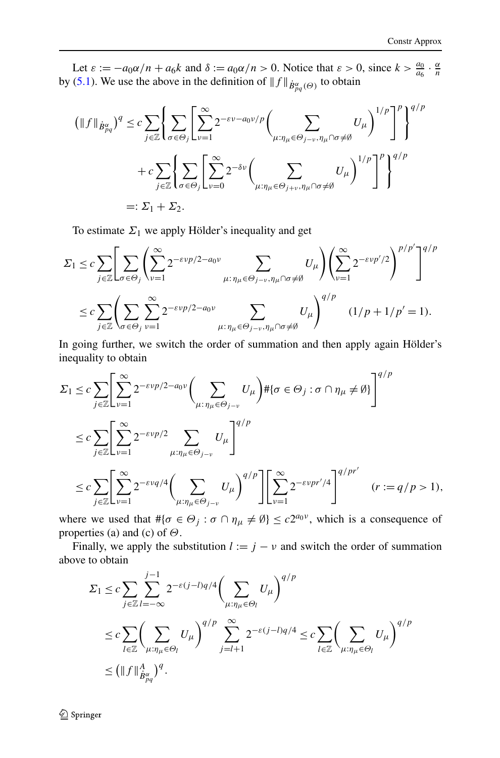Let $\varepsilon := -a_0\alpha/n + a_6 k$ and $\delta := a_0\alpha/n > 0$. Notice that $\varepsilon > 0$, since $k > \frac{a_0}{a_6} \cdot \frac{\alpha}{n}$ by (5.1). We use the above in the definition of $\|f\|_{\dot{B}^{\alpha}_{pq}(\Theta)}$ to obtain

$$
\begin{aligned}
\left(\|f\|_{\dot{B}^{\alpha}_{pq}}\right)^q &\le c \sum_{j\in\mathbb{Z}} \left\{ \sum_{\sigma\in\Theta_j} \left[ \sum_{\nu=1}^{\infty} 2^{-\varepsilon\nu - a_0\nu/p} \left( \sum_{\mu:\eta_\mu\in\Theta_{j-\nu},\eta_\mu\cap\sigma\neq\emptyset} U_\mu \right)^{1/p} \right]^p \right\}^{q/p} \\
&\quad + c \sum_{j\in\mathbb{Z}} \left\{ \sum_{\sigma\in\Theta_j} \left[ \sum_{\nu=0}^{\infty} 2^{-\delta\nu} \left( \sum_{\mu:\eta_\mu\in\Theta_{j+\nu},\eta_\mu\cap\sigma\neq\emptyset} U_\mu \right)^{1/p} \right]^p \right\}^{q/p} \\
&=: \Sigma_1 + \Sigma_2.
\end{aligned}
$$

To estimate $\Sigma_1$ we apply Hölder's inequality and get

$$
\begin{aligned}
\Sigma_1 &\le c \sum_{j\in\mathbb{Z}} \left[ \sum_{\sigma\in\Theta_j} \left( \sum_{\nu=1}^{\infty} 2^{-\varepsilon\nu p/2 - a_0\nu} \sum_{\mu:\eta_\mu\in\Theta_{j-\nu},\eta_\mu\cap\sigma\neq\emptyset} U_\mu \right) \left( \sum_{\nu=1}^{\infty} 2^{-\varepsilon\nu p'/2} \right)^{p/p'} \right]^{q/p} \\
&\le c \sum_{j\in\mathbb{Z}} \left( \sum_{\sigma\in\Theta_j} \sum_{\nu=1}^{\infty} 2^{-\varepsilon\nu p/2 - a_0\nu} \sum_{\mu:\eta_\mu\in\Theta_{j-\nu},\eta_\mu\cap\sigma\neq\emptyset} U_\mu \right)^{q/p} \quad (1/p + 1/p' = 1).
\end{aligned}
$$

In going further, we switch the order of summation and then apply again Hölder's inequality to obtain

$$
\begin{aligned}
\Sigma_1 &\le c \sum_{j\in\mathbb{Z}} \left[ \sum_{\nu=1}^{\infty} 2^{-\varepsilon\nu p/2 - a_0\nu} \left( \sum_{\mu:\eta_\mu\in\Theta_{j-\nu}} U_\mu \right) \#\{\sigma\in\Theta_j : \sigma\cap\eta_\mu\neq\emptyset\} \right]^{q/p} \\
&\le c \sum_{j\in\mathbb{Z}} \left[ \sum_{\nu=1}^{\infty} 2^{-\varepsilon\nu p/2} \sum_{\mu:\eta_\mu\in\Theta_{j-\nu}} U_\mu \right]^{q/p} \\
&\le c \sum_{j\in\mathbb{Z}} \left[ \sum_{\nu=1}^{\infty} 2^{-\varepsilon\nu q/4} \left( \sum_{\mu:\eta_\mu\in\Theta_{j-\nu}} U_\mu \right)^{q/p} \right] \left[ \sum_{\nu=1}^{\infty} 2^{-\varepsilon\nu p r'/4} \right]^{q/pr'} \quad (r := q/p > 1),
\end{aligned}
$$

where we used that $\#\{\sigma\in\Theta_j : \sigma\cap\eta_\mu\neq\emptyset\} \le c2^{a_0\nu}$, which is a consequence of properties (a) and (c) of $\Theta$.

Finally, we apply the substitution $l := j - \nu$ and switch the order of summation above to obtain

$$
\begin{aligned}
\Sigma_1 &\le c \sum_{j\in\mathbb{Z}} \sum_{l=-\infty}^{j-1} 2^{-\varepsilon(j-l)q/4} \left( \sum_{\mu:\eta_\mu\in\Theta_l} U_\mu \right)^{q/p} \\
&\le c \sum_{l\in\mathbb{Z}} \left( \sum_{\mu:\eta_\mu\in\Theta_l} U_\mu \right)^{q/p} \sum_{j=l+1}^{\infty} 2^{-\varepsilon(j-l)q/4} \le c \sum_{l\in\mathbb{Z}} \left( \sum_{\mu:\eta_\mu\in\Theta_l} U_\mu \right)^{q/p} \\
&\le \left(\|f\|^A_{\dot{B}^{\alpha}_{pq}}\right)^q.
\end{aligned}
$$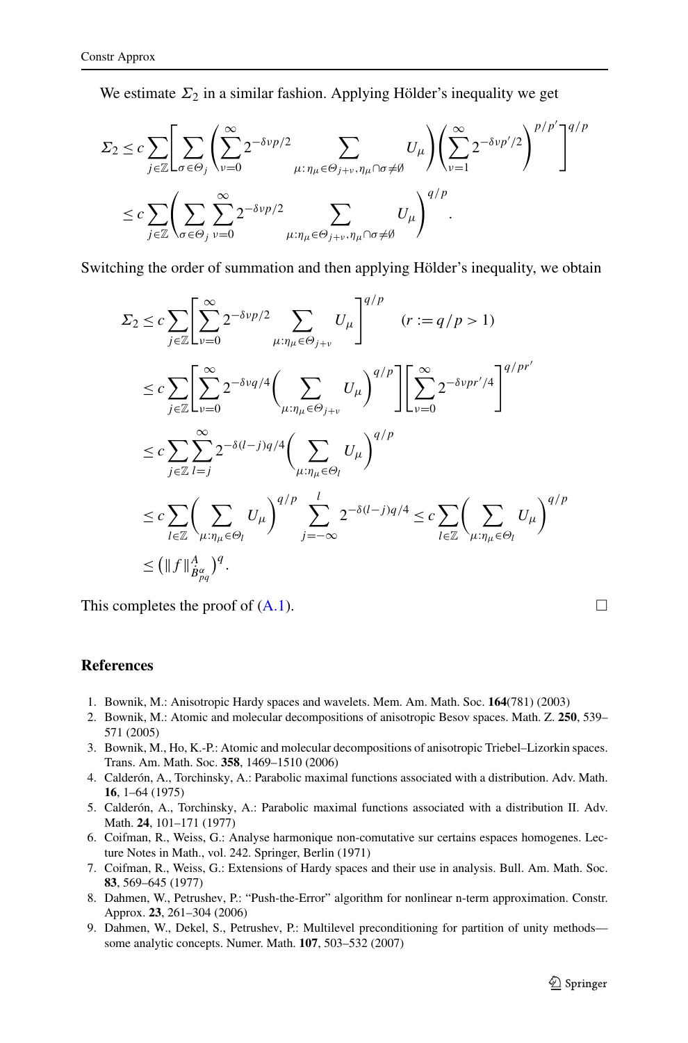We estimate $\Sigma_2$ in a similar fashion. Applying Hölder's inequality we get

$$\Sigma_2 \le c \sum_{j\in\mathbb{Z}} \Bigg[ \sum_{\sigma\in\Theta_j} \Bigg( \sum_{\nu=0}^{\infty} 2^{-\delta\nu p/2} \sum_{\mu:\, \eta_\mu \in \Theta_{j+\nu}, \eta_\mu\cap\sigma\neq\emptyset} U_\mu \Bigg) \Bigg( \sum_{\nu=1}^{\infty} 2^{-\delta\nu p'/2} \Bigg)^{p/p'} \Bigg]^{q/p}$$

$$\le c \sum_{j\in\mathbb{Z}} \Bigg( \sum_{\sigma\in\Theta_j} \sum_{\nu=0}^{\infty} 2^{-\delta\nu p/2} \sum_{\mu:\eta_\mu\in\Theta_{j+\nu}, \eta_\mu\cap\sigma\neq\emptyset} U_\mu \Bigg)^{q/p}.$$

Switching the order of summation and then applying Hölder's inequality, we obtain

$$\Sigma_2 \le c \sum_{j\in\mathbb{Z}} \Bigg[ \sum_{\nu=0}^{\infty} 2^{-\delta\nu p/2} \sum_{\mu:\eta_\mu\in\Theta_{j+\nu}} U_\mu \Bigg]^{q/p} \quad (r := q/p > 1)$$

$$\le c \sum_{j\in\mathbb{Z}} \Bigg[ \sum_{\nu=0}^{\infty} 2^{-\delta\nu q/4} \Bigg( \sum_{\mu:\eta_\mu\in\Theta_{j+\nu}} U_\mu \Bigg)^{q/p} \Bigg] \Bigg[ \sum_{\nu=0}^{\infty} 2^{-\delta\nu p r'/4} \Bigg]^{q/pr'}$$

$$\le c \sum_{j\in\mathbb{Z}} \sum_{l=j}^{\infty} 2^{-\delta(l-j)q/4} \Bigg( \sum_{\mu:\eta_\mu\in\Theta_l} U_\mu \Bigg)^{q/p}$$

$$\le c \sum_{l\in\mathbb{Z}} \Bigg( \sum_{\mu:\eta_\mu\in\Theta_l} U_\mu \Bigg)^{q/p} \sum_{j=-\infty}^{l} 2^{-\delta(l-j)q/4} \le c \sum_{l\in\mathbb{Z}} \Bigg( \sum_{\mu:\eta_\mu\in\Theta_l} U_\mu \Bigg)^{q/p}$$

$$\le \big( \|f\|^{A}_{\dot{B}^{\alpha}_{pq}} \big)^q.$$

This completes the proof of (A.1). □

## References

1. Bownik, M.: Anisotropic Hardy spaces and wavelets. Mem. Am. Math. Soc. **164**(781) (2003)
2. Bownik, M.: Atomic and molecular decompositions of anisotropic Besov spaces. Math. Z. **250**, 539–571 (2005)
3. Bownik, M., Ho, K.-P.: Atomic and molecular decompositions of anisotropic Triebel–Lizorkin spaces. Trans. Am. Math. Soc. **358**, 1469–1510 (2006)
4. Calderón, A., Torchinsky, A.: Parabolic maximal functions associated with a distribution. Adv. Math. **16**, 1–64 (1975)
5. Calderón, A., Torchinsky, A.: Parabolic maximal functions associated with a distribution II. Adv. Math. **24**, 101–171 (1977)
6. Coifman, R., Weiss, G.: Analyse harmonique non-comutative sur certains espaces homogenes. Lecture Notes in Math., vol. 242. Springer, Berlin (1971)
7. Coifman, R., Weiss, G.: Extensions of Hardy spaces and their use in analysis. Bull. Am. Math. Soc. **83**, 569–645 (1977)
8. Dahmen, W., Petrushev, P.: "Push-the-Error" algorithm for nonlinear n-term approximation. Constr. Approx. **23**, 261–304 (2006)
9. Dahmen, W., Dekel, S., Petrushev, P.: Multilevel preconditioning for partition of unity methods—some analytic concepts. Numer. Math. **107**, 503–532 (2007)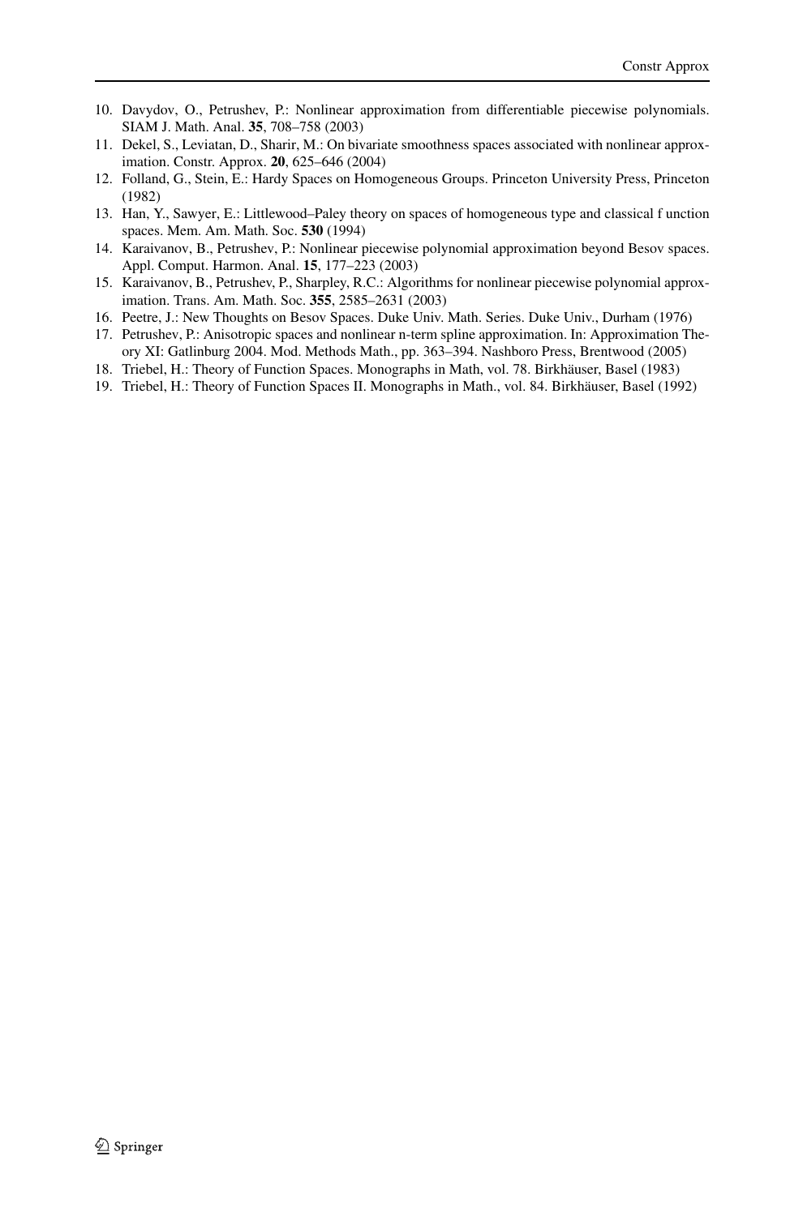10. Davydov, O., Petrushev, P.: Nonlinear approximation from differentiable piecewise polynomials. SIAM J. Math. Anal. **35**, 708–758 (2003)
11. Dekel, S., Leviatan, D., Sharir, M.: On bivariate smoothness spaces associated with nonlinear approximation. Constr. Approx. **20**, 625–646 (2004)
12. Folland, G., Stein, E.: Hardy Spaces on Homogeneous Groups. Princeton University Press, Princeton (1982)
13. Han, Y., Sawyer, E.: Littlewood–Paley theory on spaces of homogeneous type and classical f unction spaces. Mem. Am. Math. Soc. **530** (1994)
14. Karaivanov, B., Petrushev, P.: Nonlinear piecewise polynomial approximation beyond Besov spaces. Appl. Comput. Harmon. Anal. **15**, 177–223 (2003)
15. Karaivanov, B., Petrushev, P., Sharpley, R.C.: Algorithms for nonlinear piecewise polynomial approximation. Trans. Am. Math. Soc. **355**, 2585–2631 (2003)
16. Peetre, J.: New Thoughts on Besov Spaces. Duke Univ. Math. Series. Duke Univ., Durham (1976)
17. Petrushev, P.: Anisotropic spaces and nonlinear n-term spline approximation. In: Approximation Theory XI: Gatlinburg 2004. Mod. Methods Math., pp. 363–394. Nashboro Press, Brentwood (2005)
18. Triebel, H.: Theory of Function Spaces. Monographs in Math, vol. 78. Birkhäuser, Basel (1983)
19. Triebel, H.: Theory of Function Spaces II. Monographs in Math., vol. 84. Birkhäuser, Basel (1992)